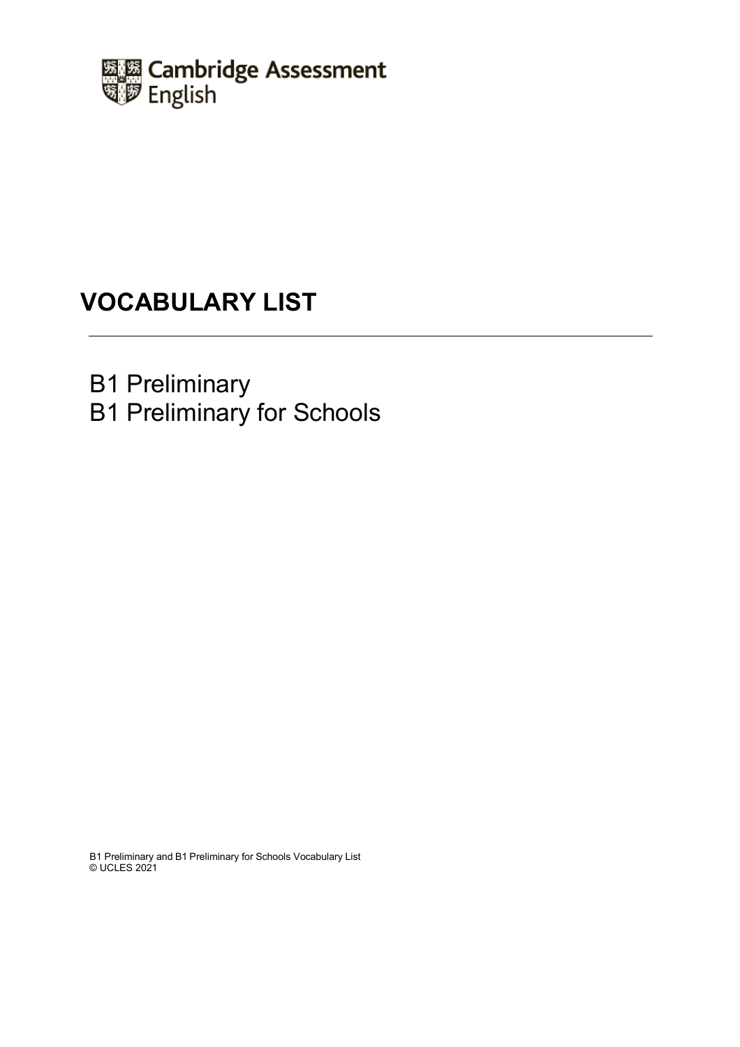Cambridge Assessment English

# VOCABULARY LIST

B1 Preliminary
B1 Preliminary for Schools

B1 Preliminary and B1 Preliminary for Schools Vocabulary List
© UCLES 2021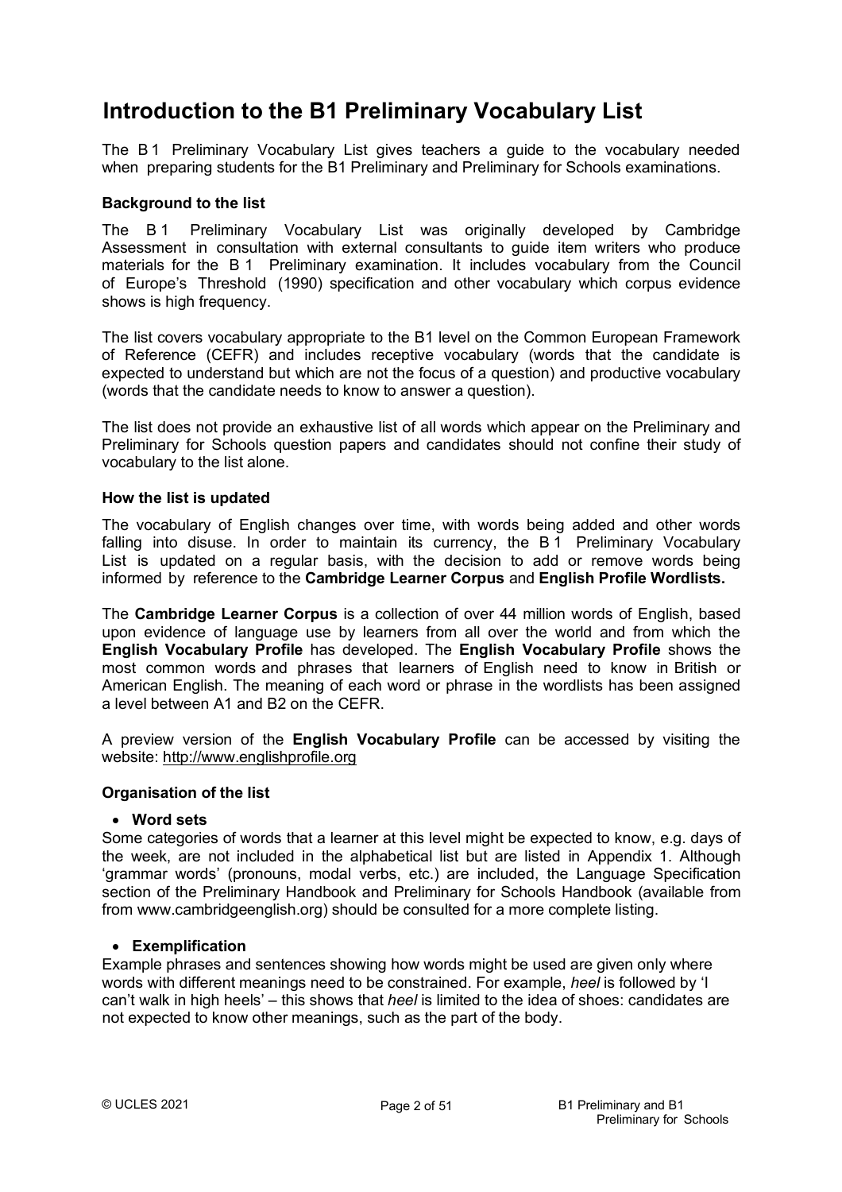# Introduction to the B1 Preliminary Vocabulary List

The B1 Preliminary Vocabulary List gives teachers a guide to the vocabulary needed when preparing students for the B1 Preliminary and Preliminary for Schools examinations.

**Background to the list**

The B1 Preliminary Vocabulary List was originally developed by Cambridge Assessment in consultation with external consultants to guide item writers who produce materials for the B1 Preliminary examination. It includes vocabulary from the Council of Europe's Threshold (1990) specification and other vocabulary which corpus evidence shows is high frequency.

The list covers vocabulary appropriate to the B1 level on the Common European Framework of Reference (CEFR) and includes receptive vocabulary (words that the candidate is expected to understand but which are not the focus of a question) and productive vocabulary (words that the candidate needs to know to answer a question).

The list does not provide an exhaustive list of all words which appear on the Preliminary and Preliminary for Schools question papers and candidates should not confine their study of vocabulary to the list alone.

**How the list is updated**

The vocabulary of English changes over time, with words being added and other words falling into disuse. In order to maintain its currency, the B1 Preliminary Vocabulary List is updated on a regular basis, with the decision to add or remove words being informed by reference to the **Cambridge Learner Corpus** and **English Profile Wordlists.**

The **Cambridge Learner Corpus** is a collection of over 44 million words of English, based upon evidence of language use by learners from all over the world and from which the **English Vocabulary Profile** has developed. The **English Vocabulary Profile** shows the most common words and phrases that learners of English need to know in British or American English. The meaning of each word or phrase in the wordlists has been assigned a level between A1 and B2 on the CEFR.

A preview version of the **English Vocabulary Profile** can be accessed by visiting the website: http://www.englishprofile.org

**Organisation of the list**

- **Word sets**

Some categories of words that a learner at this level might be expected to know, e.g. days of the week, are not included in the alphabetical list but are listed in Appendix 1. Although 'grammar words' (pronouns, modal verbs, etc.) are included, the Language Specification section of the Preliminary Handbook and Preliminary for Schools Handbook (available from from www.cambridgeenglish.org) should be consulted for a more complete listing.

- **Exemplification**

Example phrases and sentences showing how words might be used are given only where words with different meanings need to be constrained. For example, *heel* is followed by 'I can't walk in high heels' – this shows that *heel* is limited to the idea of shoes: candidates are not expected to know other meanings, such as the part of the body.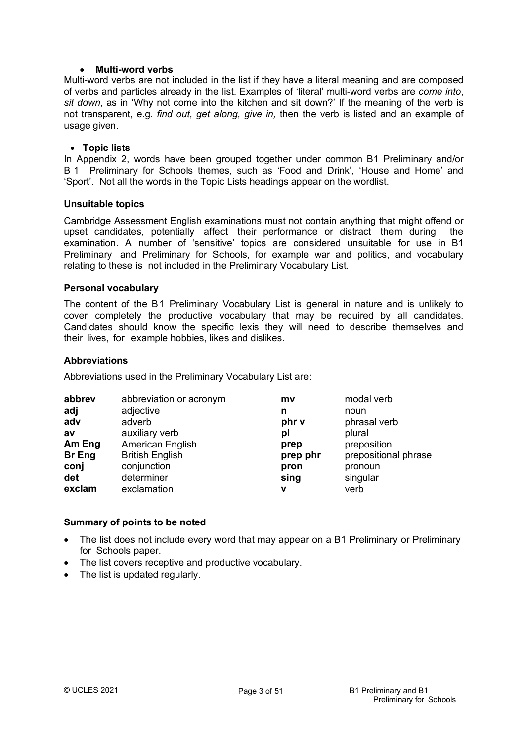- **Multi-word verbs**

Multi-word verbs are not included in the list if they have a literal meaning and are composed of verbs and particles already in the list. Examples of 'literal' multi-word verbs are *come into*, *sit down*, as in 'Why not come into the kitchen and sit down?' If the meaning of the verb is not transparent, e.g. *find out, get along, give in,* then the verb is listed and an example of usage given.

- **Topic lists**

In Appendix 2, words have been grouped together under common B1 Preliminary and/or B 1 Preliminary for Schools themes, such as 'Food and Drink', 'House and Home' and 'Sport'. Not all the words in the Topic Lists headings appear on the wordlist.

### Unsuitable topics

Cambridge Assessment English examinations must not contain anything that might offend or upset candidates, potentially affect their performance or distract them during the examination. A number of 'sensitive' topics are considered unsuitable for use in B1 Preliminary and Preliminary for Schools, for example war and politics, and vocabulary relating to these is not included in the Preliminary Vocabulary List.

### Personal vocabulary

The content of the B1 Preliminary Vocabulary List is general in nature and is unlikely to cover completely the productive vocabulary that may be required by all candidates. Candidates should know the specific lexis they will need to describe themselves and their lives, for example hobbies, likes and dislikes.

### Abbreviations

Abbreviations used in the Preliminary Vocabulary List are:

| | | | |
|---|---|---|---|
| **abbrev** | abbreviation or acronym | **mv** | modal verb |
| **adj** | adjective | **n** | noun |
| **adv** | adverb | **phr v** | phrasal verb |
| **av** | auxiliary verb | **pl** | plural |
| **Am Eng** | American English | **prep** | preposition |
| **Br Eng** | British English | **prep phr** | prepositional phrase |
| **conj** | conjunction | **pron** | pronoun |
| **det** | determiner | **sing** | singular |
| **exclam** | exclamation | **v** | verb |

### Summary of points to be noted

- The list does not include every word that may appear on a B1 Preliminary or Preliminary for Schools paper.
- The list covers receptive and productive vocabulary.
- The list is updated regularly.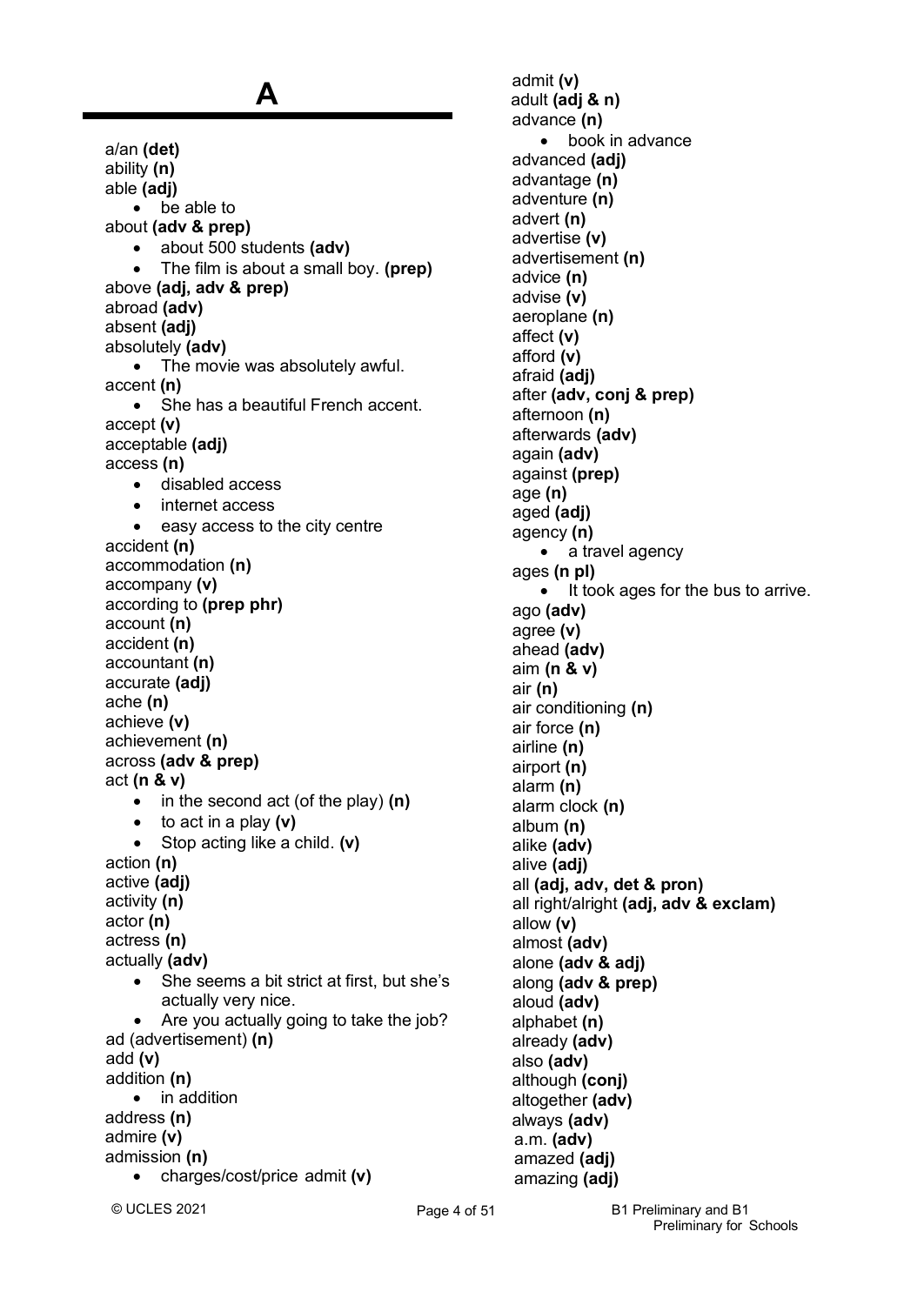# A

a/an **(det)**
ability **(n)**
able **(adj)**
- be able to

about **(adv & prep)**
- about 500 students **(adv)**
- The film is about a small boy. **(prep)**

above **(adj, adv & prep)**
abroad **(adv)**
absent **(adj)**
absolutely **(adv)**
- The movie was absolutely awful.

accent **(n)**
- She has a beautiful French accent.

accept **(v)**
acceptable **(adj)**
access **(n)**
- disabled access
- internet access
- easy access to the city centre

accident **(n)**
accommodation **(n)**
accompany **(v)**
according to **(prep phr)**
account **(n)**
accident **(n)**
accountant **(n)**
accurate **(adj)**
ache **(n)**
achieve **(v)**
achievement **(n)**
across **(adv & prep)**
act **(n & v)**
- in the second act (of the play) **(n)**
- to act in a play **(v)**
- Stop acting like a child. **(v)**

action **(n)**
active **(adj)**
activity **(n)**
actor **(n)**
actress **(n)**
actually **(adv)**
- She seems a bit strict at first, but she's actually very nice.
- Are you actually going to take the job?

ad (advertisement) **(n)**
add **(v)**
addition **(n)**
- in addition

address **(n)**
admire **(v)**
admission **(n)**
- charges/cost/price admit **(v)**

admit **(v)**
adult **(adj & n)**
advance **(n)**
- book in advance

advanced **(adj)**
advantage **(n)**
adventure **(n)**
advert **(n)**
advertise **(v)**
advertisement **(n)**
advice **(n)**
advise **(v)**
aeroplane **(n)**
affect **(v)**
afford **(v)**
afraid **(adj)**
after **(adv, conj & prep)**
afternoon **(n)**
afterwards **(adv)**
again **(adv)**
against **(prep)**
age **(n)**
aged **(adj)**
agency **(n)**
- a travel agency

ages **(n pl)**
- It took ages for the bus to arrive.

ago **(adv)**
agree **(v)**
ahead **(adv)**
aim **(n & v)**
air **(n)**
air conditioning **(n)**
air force **(n)**
airline **(n)**
airport **(n)**
alarm **(n)**
alarm clock **(n)**
album **(n)**
alike **(adv)**
alive **(adj)**
all **(adj, adv, det & pron)**
all right/alright **(adj, adv & exclam)**
allow **(v)**
almost **(adv)**
alone **(adv & adj)**
along **(adv & prep)**
aloud **(adv)**
alphabet **(n)**
already **(adv)**
also **(adv)**
although **(conj)**
altogether **(adv)**
always **(adv)**
a.m. **(adv)**
amazed **(adj)**
amazing **(adj)**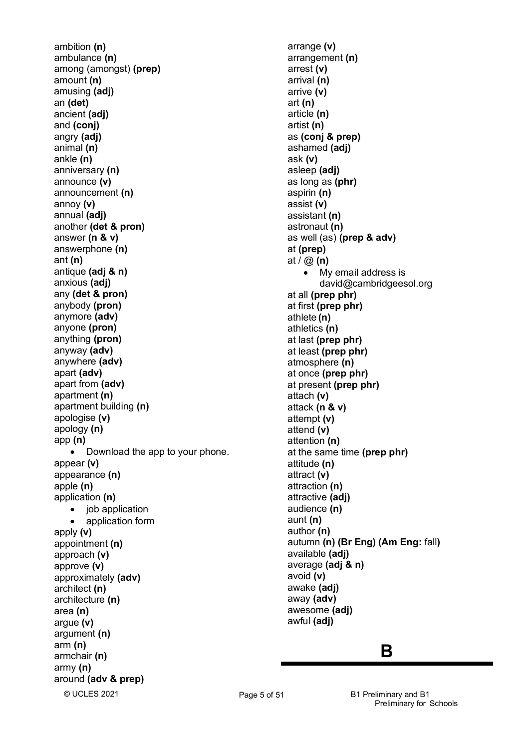ambition **(n)**
ambulance **(n)**
among (amongst) **(prep)**
amount **(n)**
amusing **(adj)**
an **(det)**
ancient **(adj)**
and **(conj)**
angry **(adj)**
animal **(n)**
ankle **(n)**
anniversary **(n)**
announce **(v)**
announcement **(n)**
annoy **(v)**
annual **(adj)**
another **(det & pron)**
answer **(n & v)**
answerphone **(n)**
ant **(n)**
antique **(adj & n)**
anxious **(adj)**
any **(det & pron)**
anybody **(pron)**
anymore **(adv)**
anyone **(pron)**
anything **(pron)**
anyway **(adv)**
anywhere **(adv)**
apart **(adv)**
apart from **(adv)**
apartment **(n)**
apartment building **(n)**
apologise **(v)**
apology **(n)**
app **(n)**

- Download the app to your phone.

appear **(v)**
appearance **(n)**
apple **(n)**
application **(n)**

- job application
- application form

apply **(v)**
appointment **(n)**
approach **(v)**
approve **(v)**
approximately **(adv)**
architect **(n)**
architecture **(n)**
area **(n)**
argue **(v)**
argument **(n)**
arm **(n)**
armchair **(n)**
army **(n)**
around **(adv & prep)**
arrange **(v)**
arrangement **(n)**
arrest **(v)**
arrival **(n)**
arrive **(v)**
art **(n)**
article **(n)**
artist **(n)**
as **(conj & prep)**
ashamed **(adj)**
ask **(v)**
asleep **(adj)**
as long as **(phr)**
aspirin **(n)**
assist **(v)**
assistant **(n)**
astronaut **(n)**
as well (as) **(prep & adv)**
at **(prep)**
at / @ **(n)**

- My email address is david@cambridgeesol.org

at all **(prep phr)**
at first **(prep phr)**
athlete **(n)**
athletics **(n)**
at last **(prep phr)**
at least **(prep phr)**
atmosphere **(n)**
at once **(prep phr)**
at present **(prep phr)**
attach **(v)**
attack **(n & v)**
attempt **(v)**
attend **(v)**
attention **(n)**
at the same time **(prep phr)**
attitude **(n)**
attract **(v)**
attraction **(n)**
attractive **(adj)**
audience **(n)**
aunt **(n)**
author **(n)**
autumn **(n) (Br Eng) (Am Eng:** fall**)**
available **(adj)**
average **(adj & n)**
avoid **(v)**
awake **(adj)**
away **(adv)**
awesome **(adj)**
awful **(adj)**

# B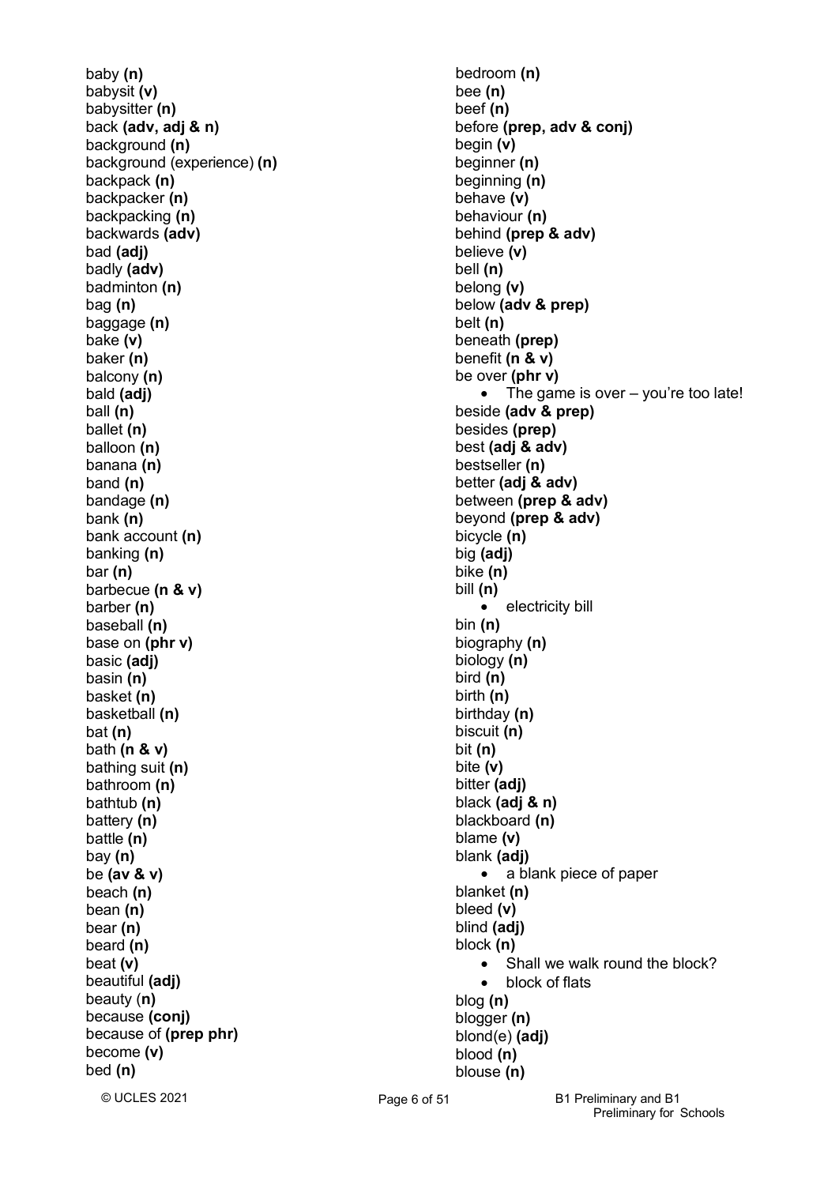baby **(n)**
babysit **(v)**
babysitter **(n)**
back **(adv, adj & n)**
background **(n)**
background (experience) **(n)**
backpack **(n)**
backpacker **(n)**
backpacking **(n)**
backwards **(adv)**
bad **(adj)**
badly **(adv)**
badminton **(n)**
bag **(n)**
baggage **(n)**
bake **(v)**
baker **(n)**
balcony **(n)**
bald **(adj)**
ball **(n)**
ballet **(n)**
balloon **(n)**
banana **(n)**
band **(n)**
bandage **(n)**
bank **(n)**
bank account **(n)**
banking **(n)**
bar **(n)**
barbecue **(n & v)**
barber **(n)**
baseball **(n)**
base on **(phr v)**
basic **(adj)**
basin **(n)**
basket **(n)**
basketball **(n)**
bat **(n)**
bath **(n & v)**
bathing suit **(n)**
bathroom **(n)**
bathtub **(n)**
battery **(n)**
battle **(n)**
bay **(n)**
be **(av & v)**
beach **(n)**
bean **(n)**
bear **(n)**
beard **(n)**
beat **(v)**
beautiful **(adj)**
beauty (**n)**
because **(conj)**
because of **(prep phr)**
become **(v)**
bed **(n)**
bedroom **(n)**
bee **(n)**
beef **(n)**
before **(prep, adv & conj)**
begin **(v)**
beginner **(n)**
beginning **(n)**
behave **(v)**
behaviour **(n)**
behind **(prep & adv)**
believe **(v)**
bell **(n)**
belong **(v)**
below **(adv & prep)**
belt **(n)**
beneath **(prep)**
benefit **(n & v)**
be over **(phr v)**

- The game is over – you're too late!

beside **(adv & prep)**
besides **(prep)**
best **(adj & adv)**
bestseller **(n)**
better **(adj & adv)**
between **(prep & adv)**
beyond **(prep & adv)**
bicycle **(n)**
big **(adj)**
bike **(n)**
bill **(n)**

- electricity bill

bin **(n)**
biography **(n)**
biology **(n)**
bird **(n)**
birth **(n)**
birthday **(n)**
biscuit **(n)**
bit **(n)**
bite **(v)**
bitter **(adj)**
black **(adj & n)**
blackboard **(n)**
blame **(v)**
blank **(adj)**

- a blank piece of paper

blanket **(n)**
bleed **(v)**
blind **(adj)**
block **(n)**

- Shall we walk round the block?
- block of flats

blog **(n)**
blogger **(n)**
blond(e) **(adj)**
blood **(n)**
blouse **(n)**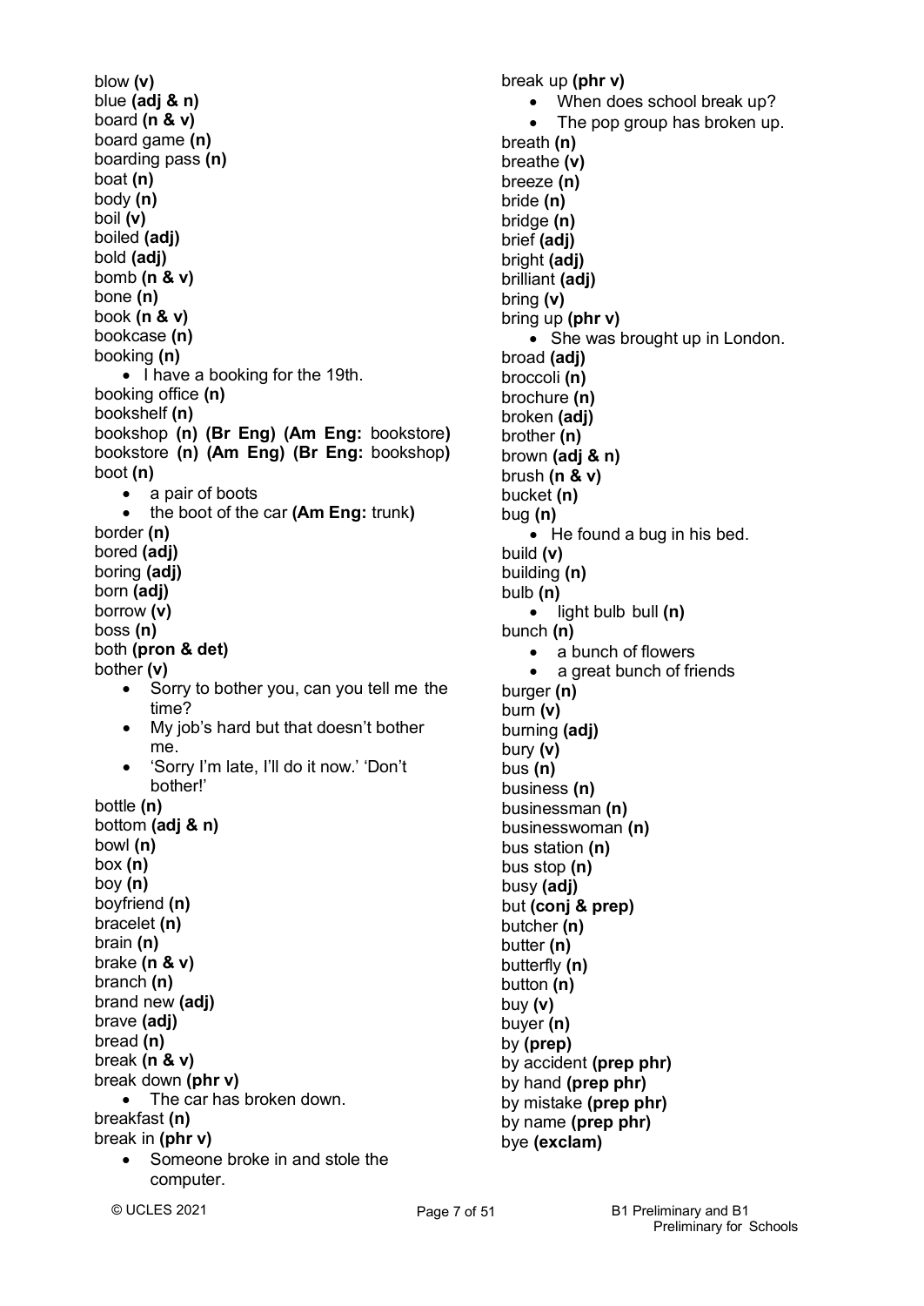blow **(v)**
blue **(adj & n)**
board **(n & v)**
board game **(n)**
boarding pass **(n)**
boat **(n)**
body **(n)**
boil **(v)**
boiled **(adj)**
bold **(adj)**
bomb **(n & v)**
bone **(n)**
book **(n & v)**
bookcase **(n)**
booking **(n)**

- I have a booking for the 19th.

booking office **(n)**
bookshelf **(n)**
bookshop **(n) (Br Eng) (Am Eng:** bookstore**)**
bookstore **(n) (Am Eng) (Br Eng:** bookshop**)**
boot **(n)**

- a pair of boots
- the boot of the car **(Am Eng:** trunk**)**

border **(n)**
bored **(adj)**
boring **(adj)**
born **(adj)**
borrow **(v)**
boss **(n)**
both **(pron & det)**
bother **(v)**

- Sorry to bother you, can you tell me the time?
- My job's hard but that doesn't bother me.
- 'Sorry I'm late, I'll do it now.' 'Don't bother!'

bottle **(n)**
bottom **(adj & n)**
bowl **(n)**
box **(n)**
boy **(n)**
boyfriend **(n)**
bracelet **(n)**
brain **(n)**
brake **(n & v)**
branch **(n)**
brand new **(adj)**
brave **(adj)**
bread **(n)**
break **(n & v)**
break down **(phr v)**

- The car has broken down.

breakfast **(n)**
break in **(phr v)**

- Someone broke in and stole the computer.

break up **(phr v)**

- When does school break up?
- The pop group has broken up.

breath **(n)**
breathe **(v)**
breeze **(n)**
bride **(n)**
bridge **(n)**
brief **(adj)**
bright **(adj)**
brilliant **(adj)**
bring **(v)**
bring up **(phr v)**

- She was brought up in London.

broad **(adj)**
broccoli **(n)**
brochure **(n)**
broken **(adj)**
brother **(n)**
brown **(adj & n)**
brush **(n & v)**
bucket **(n)**
bug **(n)**

- He found a bug in his bed.

build **(v)**
building **(n)**
bulb **(n)**

- light bulb

bull **(n)**
bunch **(n)**

- a bunch of flowers
- a great bunch of friends

burger **(n)**
burn **(v)**
burning **(adj)**
bury **(v)**
bus **(n)**
business **(n)**
businessman **(n)**
businesswoman **(n)**
bus station **(n)**
bus stop **(n)**
busy **(adj)**
but **(conj & prep)**
butcher **(n)**
butter **(n)**
butterfly **(n)**
button **(n)**
buy **(v)**
buyer **(n)**
by **(prep)**
by accident **(prep phr)**
by hand **(prep phr)**
by mistake **(prep phr)**
by name **(prep phr)**
bye **(exclam)**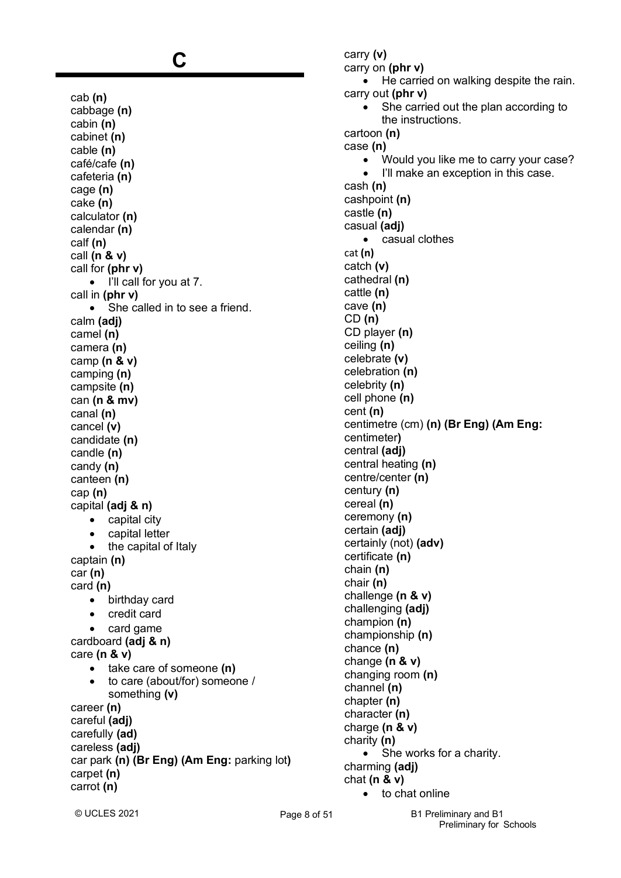# C

cab **(n)**
cabbage **(n)**
cabin **(n)**
cabinet **(n)**
cable **(n)**
café/cafe **(n)**
cafeteria **(n)**
cage **(n)**
cake **(n)**
calculator **(n)**
calendar **(n)**
calf **(n)**
call **(n & v)**
call for **(phr v)**

- I'll call for you at 7.

call in **(phr v)**

- She called in to see a friend.

calm **(adj)**
camel **(n)**
camera **(n)**
camp **(n & v)**
camping **(n)**
campsite **(n)**
can **(n & mv)**
canal **(n)**
cancel **(v)**
candidate **(n)**
candle **(n)**
candy **(n)**
canteen **(n)**
cap **(n)**
capital **(adj & n)**

- capital city
- capital letter
- the capital of Italy

captain **(n)**
car **(n)**
card **(n)**

- birthday card
- credit card
- card game

cardboard **(adj & n)**
care **(n & v)**

- take care of someone **(n)**
- to care (about/for) someone / something **(v)**

career **(n)**
careful **(adj)**
carefully **(ad)**
careless **(adj)**
car park **(n) (Br Eng) (Am Eng:** parking lot**)**
carpet **(n)**
carrot **(n)**
carry **(v)**
carry on **(phr v)**

- He carried on walking despite the rain.

carry out **(phr v)**

- She carried out the plan according to the instructions.

cartoon **(n)**
case **(n)**

- Would you like me to carry your case?
- I'll make an exception in this case.

cash **(n)**
cashpoint **(n)**
castle **(n)**
casual **(adj)**

- casual clothes

cat **(n)**
catch **(v)**
cathedral **(n)**
cattle **(n)**
cave **(n)**
CD **(n)**
CD player **(n)**
ceiling **(n)**
celebrate **(v)**
celebration **(n)**
celebrity **(n)**
cell phone **(n)**
cent **(n)**
centimetre (cm) **(n) (Br Eng) (Am Eng:** centimeter**)**
central **(adj)**
central heating **(n)**
centre/center **(n)**
century **(n)**
cereal **(n)**
ceremony **(n)**
certain **(adj)**
certainly (not) **(adv)**
certificate **(n)**
chain **(n)**
chair **(n)**
challenge **(n & v)**
challenging **(adj)**
champion **(n)**
championship **(n)**
chance **(n)**
change **(n & v)**
changing room **(n)**
channel **(n)**
chapter **(n)**
character **(n)**
charge **(n & v)**
charity **(n)**

- She works for a charity.

charming **(adj)**
chat **(n & v)**

- to chat online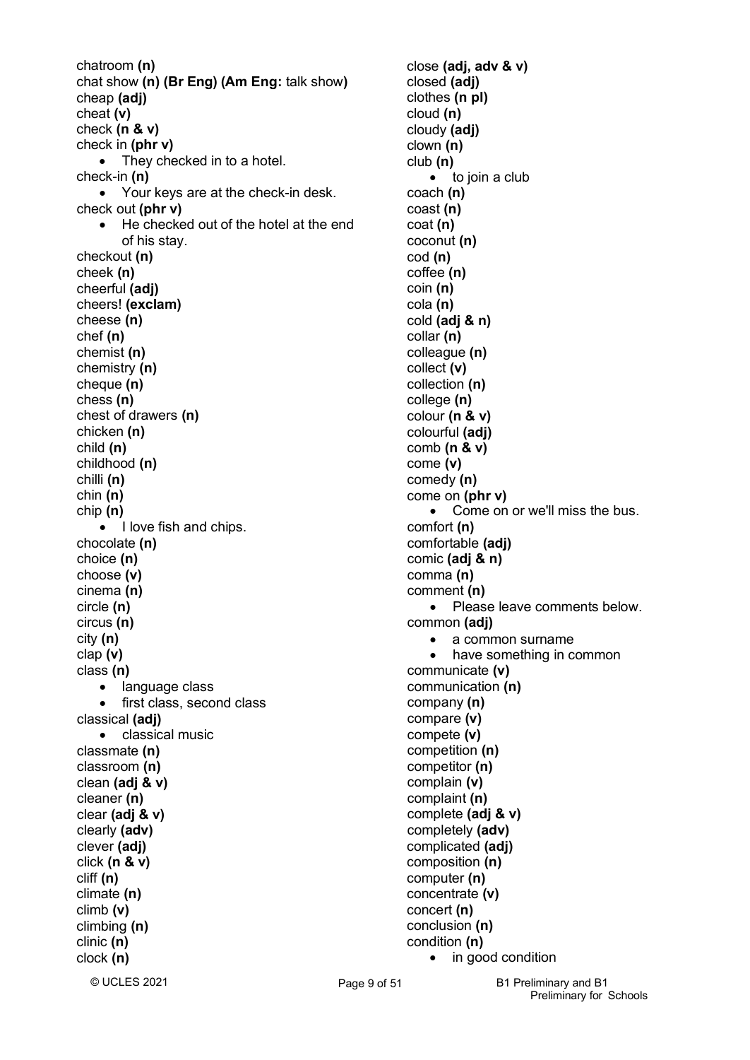chatroom **(n)**
chat show **(n) (Br Eng) (Am Eng:** talk show**)**
cheap **(adj)**
cheat **(v)**
check **(n & v)**
check in **(phr v)**

- They checked in to a hotel.

check-in **(n)**

- Your keys are at the check-in desk.

check out **(phr v)**

- He checked out of the hotel at the end of his stay.

checkout **(n)**
cheek **(n)**
cheerful **(adj)**
cheers! **(exclam)**
cheese **(n)**
chef **(n)**
chemist **(n)**
chemistry **(n)**
cheque **(n)**
chess **(n)**
chest of drawers **(n)**
chicken **(n)**
child **(n)**
childhood **(n)**
chilli **(n)**
chin **(n)**
chip **(n)**

- I love fish and chips.

chocolate **(n)**
choice **(n)**
choose **(v)**
cinema **(n)**
circle **(n)**
circus **(n)**
city **(n)**
clap **(v)**
class **(n)**

- language class
- first class, second class

classical **(adj)**

- classical music

classmate **(n)**
classroom **(n)**
clean **(adj & v)**
cleaner **(n)**
clear **(adj & v)**
clearly **(adv)**
clever **(adj)**
click **(n & v)**
cliff **(n)**
climate **(n)**
climb **(v)**
climbing **(n)**
clinic **(n)**
clock **(n)**
close **(adj, adv & v)**
closed **(adj)**
clothes **(n pl)**
cloud **(n)**
cloudy **(adj)**
clown **(n)**
club **(n)**

- to join a club

coach **(n)**
coast **(n)**
coat **(n)**
coconut **(n)**
cod **(n)**
coffee **(n)**
coin **(n)**
cola **(n)**
cold **(adj & n)**
collar **(n)**
colleague **(n)**
collect **(v)**
collection **(n)**
college **(n)**
colour **(n & v)**
colourful **(adj)**
comb **(n & v)**
come **(v)**
comedy **(n)**
come on **(phr v)**

- Come on or we'll miss the bus.

comfort **(n)**
comfortable **(adj)**
comic **(adj & n)**
comma **(n)**
comment **(n)**

- Please leave comments below.

common **(adj)**

- a common surname
- have something in common

communicate **(v)**
communication **(n)**
company **(n)**
compare **(v)**
compete **(v)**
competition **(n)**
competitor **(n)**
complain **(v)**
complaint **(n)**
complete **(adj & v)**
completely **(adv)**
complicated **(adj)**
composition **(n)**
computer **(n)**
concentrate **(v)**
concert **(n)**
conclusion **(n)**
condition **(n)**

- in good condition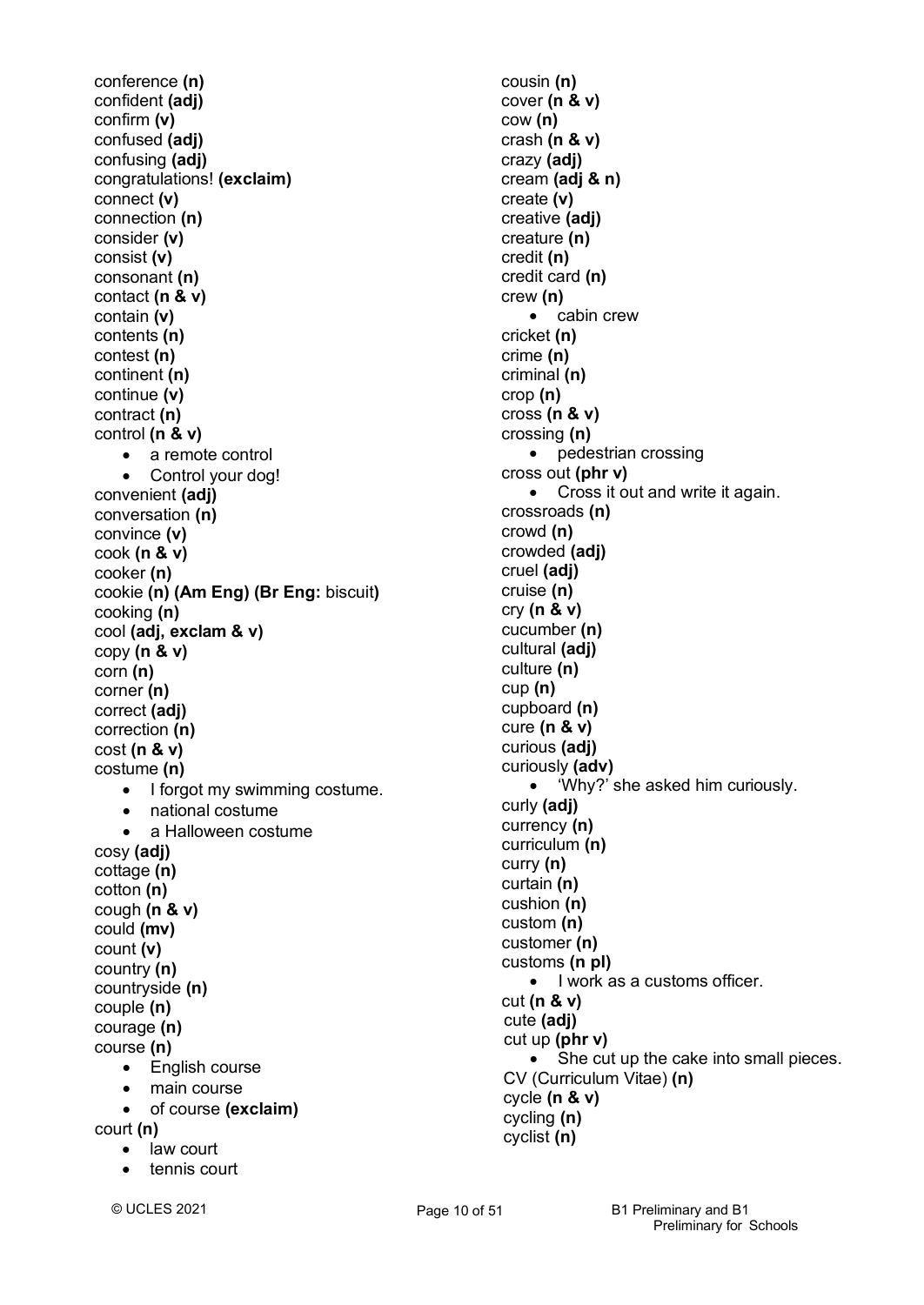conference **(n)**
confident **(adj)**
confirm **(v)**
confused **(adj)**
confusing **(adj)**
congratulations! **(exclaim)**
connect **(v)**
connection **(n)**
consider **(v)**
consist **(v)**
consonant **(n)**
contact **(n & v)**
contain **(v)**
contents **(n)**
contest **(n)**
continent **(n)**
continue **(v)**
contract **(n)**
control **(n & v)**

- a remote control
- Control your dog!

convenient **(adj)**
conversation **(n)**
convince **(v)**
cook **(n & v)**
cooker **(n)**
cookie **(n) (Am Eng) (Br Eng:** biscuit**)**
cooking **(n)**
cool **(adj, exclam & v)**
copy **(n & v)**
corn **(n)**
corner **(n)**
correct **(adj)**
correction **(n)**
cost **(n & v)**
costume **(n)**

- I forgot my swimming costume.
- national costume
- a Halloween costume

cosy **(adj)**
cottage **(n)**
cotton **(n)**
cough **(n & v)**
could **(mv)**
count **(v)**
country **(n)**
countryside **(n)**
couple **(n)**
courage **(n)**
course **(n)**

- English course
- main course
- of course **(exclaim)**

court **(n)**

- law court
- tennis court

cousin **(n)**
cover **(n & v)**
cow **(n)**
crash **(n & v)**
crazy **(adj)**
cream **(adj & n)**
create **(v)**
creative **(adj)**
creature **(n)**
credit **(n)**
credit card **(n)**
crew **(n)**

- cabin crew

cricket **(n)**
crime **(n)**
criminal **(n)**
crop **(n)**
cross **(n & v)**
crossing **(n)**

- pedestrian crossing

cross out **(phr v)**

- Cross it out and write it again.

crossroads **(n)**
crowd **(n)**
crowded **(adj)**
cruel **(adj)**
cruise **(n)**
cry **(n & v)**
cucumber **(n)**
cultural **(adj)**
culture **(n)**
cup **(n)**
cupboard **(n)**
cure **(n & v)**
curious **(adj)**
curiously **(adv)**

- 'Why?' she asked him curiously.

curly **(adj)**
currency **(n)**
curriculum **(n)**
curry **(n)**
curtain **(n)**
cushion **(n)**
custom **(n)**
customer **(n)**
customs **(n pl)**

- I work as a customs officer.

cut **(n & v)**
cute **(adj)**
cut up **(phr v)**

- She cut up the cake into small pieces.

CV (Curriculum Vitae) **(n)**
cycle **(n & v)**
cycling **(n)**
cyclist **(n)**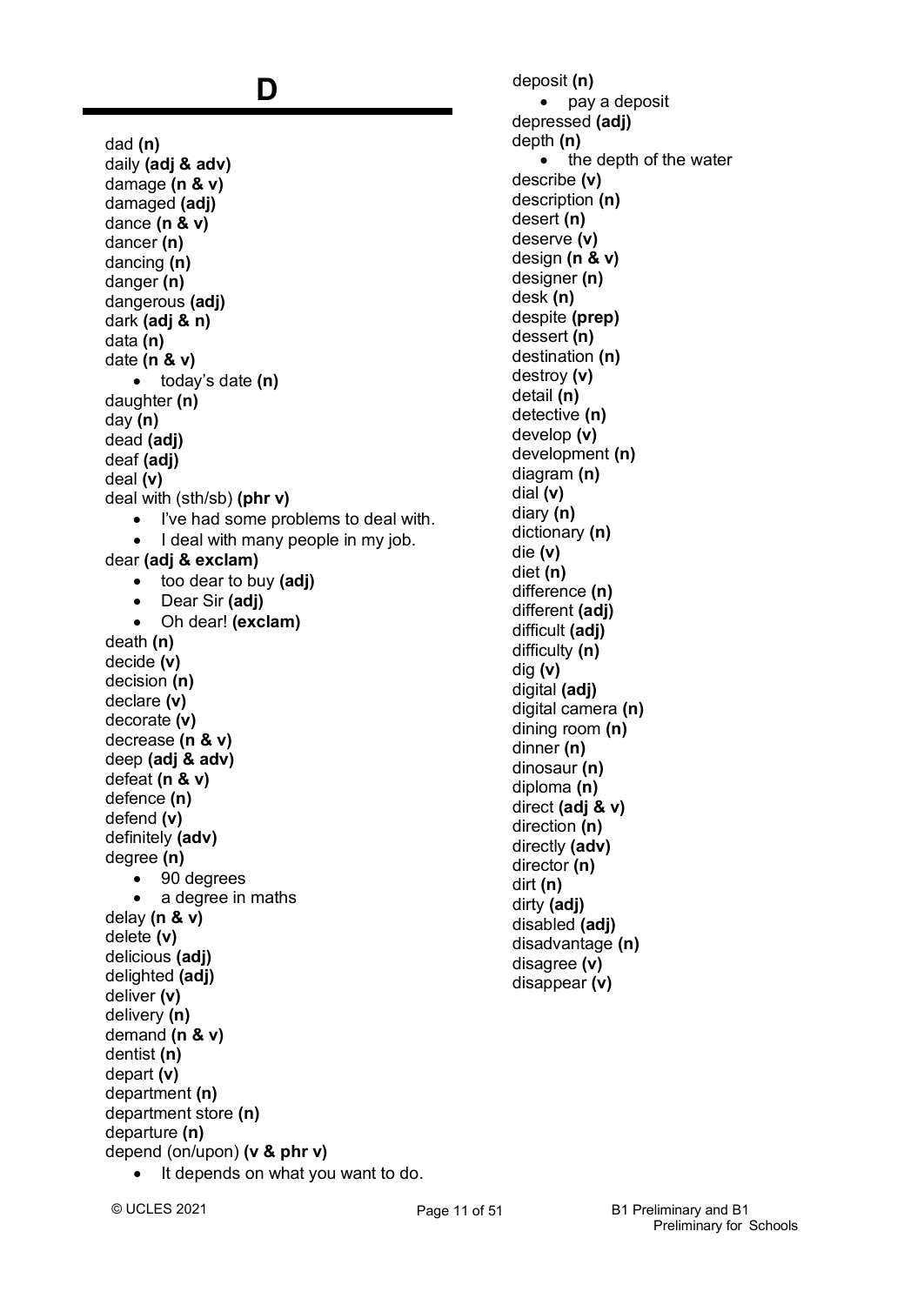# D

dad **(n)**
daily **(adj & adv)**
damage **(n & v)**
damaged **(adj)**
dance **(n & v)**
dancer **(n)**
dancing **(n)**
danger **(n)**
dangerous **(adj)**
dark **(adj & n)**
data **(n)**
date **(n & v)**

- today's date **(n)**

daughter **(n)**
day **(n)**
dead **(adj)**
deaf **(adj)**
deal **(v)**
deal with (sth/sb) **(phr v)**

- I've had some problems to deal with.
- I deal with many people in my job.

dear **(adj & exclam)**

- too dear to buy **(adj)**
- Dear Sir **(adj)**
- Oh dear! **(exclam)**

death **(n)**
decide **(v)**
decision **(n)**
declare **(v)**
decorate **(v)**
decrease **(n & v)**
deep **(adj & adv)**
defeat **(n & v)**
defence **(n)**
defend **(v)**
definitely **(adv)**
degree **(n)**

- 90 degrees
- a degree in maths

delay **(n & v)**
delete **(v)**
delicious **(adj)**
delighted **(adj)**
deliver **(v)**
delivery **(n)**
demand **(n & v)**
dentist **(n)**
depart **(v)**
department **(n)**
department store **(n)**
departure **(n)**
depend (on/upon) **(v & phr v)**

- It depends on what you want to do.

deposit **(n)**

- pay a deposit

depressed **(adj)**
depth **(n)**

- the depth of the water

describe **(v)**
description **(n)**
desert **(n)**
deserve **(v)**
design **(n & v)**
designer **(n)**
desk **(n)**
despite **(prep)**
dessert **(n)**
destination **(n)**
destroy **(v)**
detail **(n)**
detective **(n)**
develop **(v)**
development **(n)**
diagram **(n)**
dial **(v)**
diary **(n)**
dictionary **(n)**
die **(v)**
diet **(n)**
difference **(n)**
different **(adj)**
difficult **(adj)**
difficulty **(n)**
dig **(v)**
digital **(adj)**
digital camera **(n)**
dining room **(n)**
dinner **(n)**
dinosaur **(n)**
diploma **(n)**
direct **(adj & v)**
direction **(n)**
directly **(adv)**
director **(n)**
dirt **(n)**
dirty **(adj)**
disabled **(adj)**
disadvantage **(n)**
disagree **(v)**
disappear **(v)**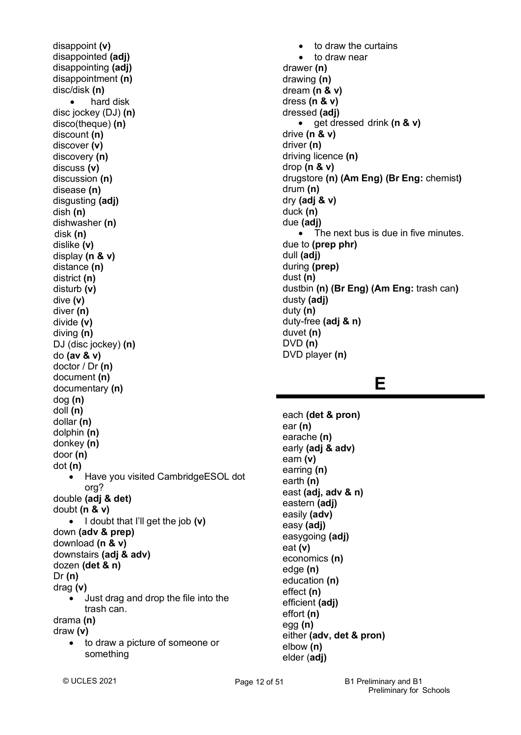disappoint **(v)**
disappointed **(adj)**
disappointing **(adj)**
disappointment **(n)**
disc/disk **(n)**

- hard disk

disc jockey (DJ) **(n)**
disco(theque) **(n)**
discount **(n)**
discover **(v)**
discovery **(n)**
discuss **(v)**
discussion **(n)**
disease **(n)**
disgusting **(adj)**
dish **(n)**
dishwasher **(n)**
disk **(n)**
dislike **(v)**
display **(n & v)**
distance **(n)**
district **(n)**
disturb **(v)**
dive **(v)**
diver **(n)**
divide **(v)**
diving **(n)**
DJ (disc jockey) **(n)**
do **(av & v)**
doctor / Dr **(n)**
document **(n)**
documentary **(n)**
dog **(n)**
doll **(n)**
dollar **(n)**
dolphin **(n)**
donkey **(n)**
door **(n)**
dot **(n)**

- Have you visited CambridgeESOL dot org?

double **(adj & det)**
doubt **(n & v)**

- I doubt that I'll get the job **(v)**

down **(adv & prep)**
download **(n & v)**
downstairs **(adj & adv)**
dozen **(det & n)**
Dr **(n)**
drag **(v)**

- Just drag and drop the file into the trash can.

drama **(n)**
draw **(v)**

- to draw a picture of someone or something
- to draw the curtains
- to draw near

drawer **(n)**
drawing **(n)**
dream **(n & v)**
dress **(n & v)**
dressed **(adj)**

- get dressed drink **(n & v)**

drive **(n & v)**
driver **(n)**
driving licence **(n)**
drop **(n & v)**
drugstore **(n) (Am Eng) (Br Eng:** chemist**)**
drum **(n)**
dry **(adj & v)**
duck **(n)**
due **(adj)**

- The next bus is due in five minutes.

due to **(prep phr)**
dull **(adj)**
during **(prep)**
dust **(n)**
dustbin **(n) (Br Eng) (Am Eng:** trash can**)**
dusty **(adj)**
duty **(n)**
duty-free **(adj & n)**
duvet **(n)**
DVD **(n)**
DVD player **(n)**

# E

each **(det & pron)**
ear **(n)**
earache **(n)**
early **(adj & adv)**
earn **(v)**
earring **(n)**
earth **(n)**
east **(adj, adv & n)**
eastern **(adj)**
easily **(adv)**
easy **(adj)**
easygoing **(adj)**
eat **(v)**
economics **(n)**
edge **(n)**
education **(n)**
effect **(n)**
efficient **(adj)**
effort **(n)**
egg **(n)**
either **(adv, det & pron)**
elbow **(n)**
elder (**adj)**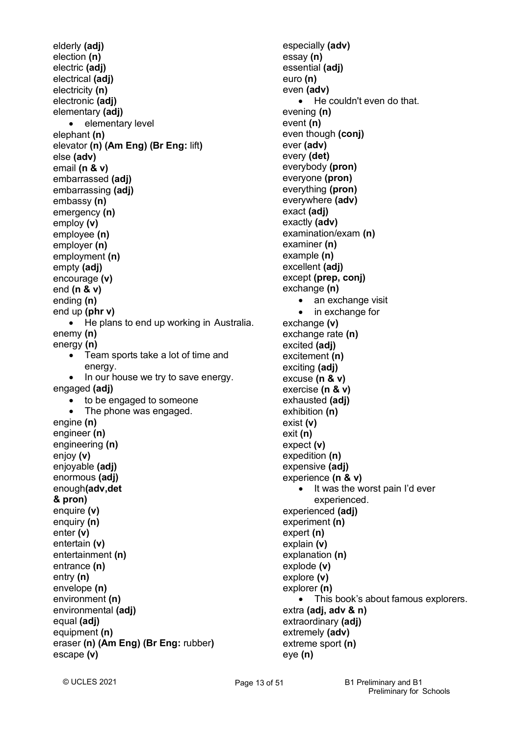elderly **(adj)**
election **(n)**
electric **(adj)**
electrical **(adj)**
electricity **(n)**
electronic **(adj)**
elementary **(adj)**

- elementary level

elephant **(n)**
elevator **(n) (Am Eng) (Br Eng:** lift**)**
else **(adv)**
email **(n & v)**
embarrassed **(adj)**
embarrassing **(adj)**
embassy **(n)**
emergency **(n)**
employ **(v)**
employee **(n)**
employer **(n)**
employment **(n)**
empty **(adj)**
encourage **(v)**
end **(n & v)**
ending **(n)**
end up **(phr v)**

- He plans to end up working in Australia.

enemy **(n)**
energy **(n)**

- Team sports take a lot of time and energy.
- In our house we try to save energy.

engaged **(adj)**

- to be engaged to someone
- The phone was engaged.

engine **(n)**
engineer **(n)**
engineering **(n)**
enjoy **(v)**
enjoyable **(adj)**
enormous **(adj)**
enough**(adv,det & pron)**
enquire **(v)**
enquiry **(n)**
enter **(v)**
entertain **(v)**
entertainment **(n)**
entrance **(n)**
entry **(n)**
envelope **(n)**
environment **(n)**
environmental **(adj)**
equal **(adj)**
equipment **(n)**
eraser **(n) (Am Eng) (Br Eng:** rubber**)**
escape **(v)**
especially **(adv)**
essay **(n)**
essential **(adj)**
euro **(n)**
even **(adv)**

- He couldn't even do that.

evening **(n)**
event **(n)**
even though **(conj)**
ever **(adv)**
every **(det)**
everybody **(pron)**
everyone **(pron)**
everything **(pron)**
everywhere **(adv)**
exact **(adj)**
exactly **(adv)**
examination/exam **(n)**
examiner **(n)**
example **(n)**
excellent **(adj)**
except **(prep, conj)**
exchange **(n)**

- an exchange visit
- in exchange for

exchange **(v)**
exchange rate **(n)**
excited **(adj)**
excitement **(n)**
exciting **(adj)**
excuse **(n & v)**
exercise **(n & v)**
exhausted **(adj)**
exhibition **(n)**
exist **(v)**
exit **(n)**
expect **(v)**
expedition **(n)**
expensive **(adj)**
experience **(n & v)**

- It was the worst pain I'd ever experienced.

experienced **(adj)**
experiment **(n)**
expert **(n)**
explain **(v)**
explanation **(n)**
explode **(v)**
explore **(v)**
explorer **(n)**

- This book's about famous explorers.

extra **(adj, adv & n)**
extraordinary **(adj)**
extremely **(adv)**
extreme sport **(n)**
eye **(n)**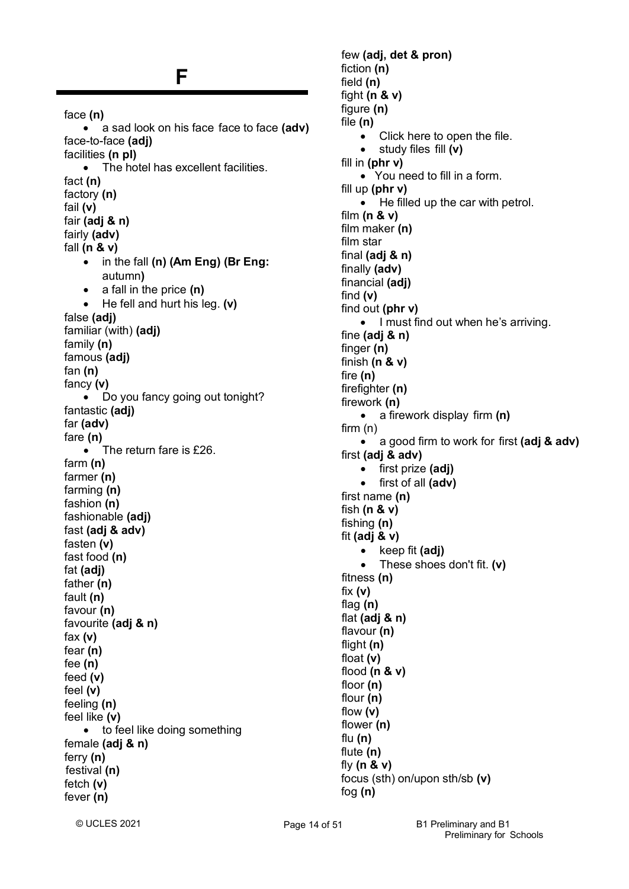# F

face **(n)**
- a sad look on his face face to face **(adv)**

face-to-face **(adj)**
facilities **(n pl)**
- The hotel has excellent facilities.

fact **(n)**
factory **(n)**
fail **(v)**
fair **(adj & n)**
fairly **(adv)**
fall **(n & v)**
- in the fall **(n) (Am Eng) (Br Eng:** autumn**)**
- a fall in the price **(n)**
- He fell and hurt his leg. **(v)**

false **(adj)**
familiar (with) **(adj)**
family **(n)**
famous **(adj)**
fan **(n)**
fancy **(v)**
- Do you fancy going out tonight?

fantastic **(adj)**
far **(adv)**
fare **(n)**
- The return fare is £26.

farm **(n)**
farmer **(n)**
farming **(n)**
fashion **(n)**
fashionable **(adj)**
fast **(adj & adv)**
fasten **(v)**
fast food **(n)**
fat **(adj)**
father **(n)**
fault **(n)**
favour **(n)**
favourite **(adj & n)**
fax **(v)**
fear **(n)**
fee **(n)**
feed **(v)**
feel **(v)**
feeling **(n)**
feel like **(v)**
- to feel like doing something

female **(adj & n)**
ferry **(n)**
festival **(n)**
fetch **(v)**
fever **(n)**
few **(adj, det & pron)**
fiction **(n)**
field **(n)**
fight **(n & v)**
figure **(n)**
file **(n)**
- Click here to open the file.
- study files fill **(v)**

fill in **(phr v)**
- You need to fill in a form.

fill up **(phr v)**
- He filled up the car with petrol.

film **(n & v)**
film maker **(n)**
film star
final **(adj & n)**
finally **(adv)**
financial **(adj)**
find **(v)**
find out **(phr v)**
- I must find out when he's arriving.

fine **(adj & n)**
finger **(n)**
finish **(n & v)**
fire **(n)**
firefighter **(n)**
firework **(n)**
- a firework display firm **(n)**

firm (n)
- a good firm to work for first **(adj & adv)**

first **(adj & adv)**
- first prize **(adj)**
- first of all **(adv)**

first name **(n)**
fish **(n & v)**
fishing **(n)**
fit **(adj & v)**
- keep fit **(adj)**
- These shoes don't fit. **(v)**

fitness **(n)**
fix **(v)**
flag **(n)**
flat **(adj & n)**
flavour **(n)**
flight **(n)**
float **(v)**
flood **(n & v)**
floor **(n)**
flour **(n)**
flow **(v)**
flower **(n)**
flu **(n)**
flute **(n)**
fly **(n & v)**
focus (sth) on/upon sth/sb **(v)**
fog **(n)**

© UCLES 2021 B1 Preliminary and B1 Preliminary for Schools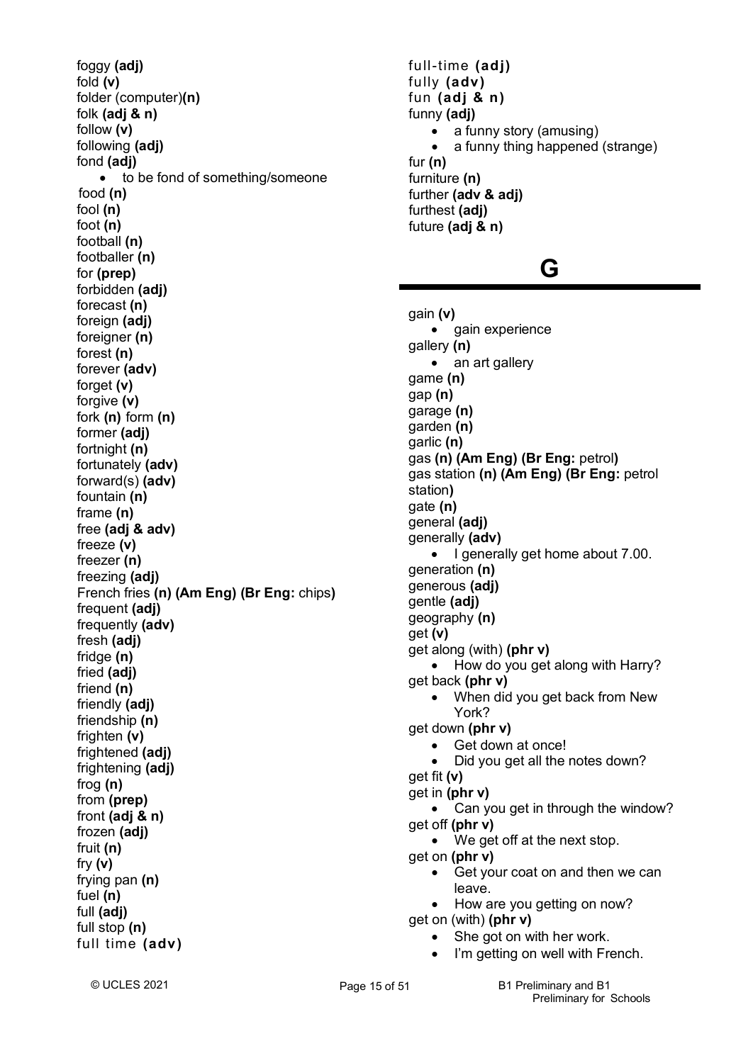foggy **(adj)**
fold **(v)**
folder (computer)**(n)**
folk **(adj & n)**
follow **(v)**
following **(adj)**
fond **(adj)**

- to be fond of something/someone

food **(n)**
fool **(n)**
foot **(n)**
football **(n)**
footballer **(n)**
for **(prep)**
forbidden **(adj)**
forecast **(n)**
foreign **(adj)**
foreigner **(n)**
forest **(n)**
forever **(adv)**
forget **(v)**
forgive **(v)**
fork **(n)** form **(n)**
former **(adj)**
fortnight **(n)**
fortunately **(adv)**
forward(s) **(adv)**
fountain **(n)**
frame **(n)**
free **(adj & adv)**
freeze **(v)**
freezer **(n)**
freezing **(adj)**
French fries **(n) (Am Eng) (Br Eng:** chips**)**
frequent **(adj)**
frequently **(adv)**
fresh **(adj)**
fridge **(n)**
fried **(adj)**
friend **(n)**
friendly **(adj)**
friendship **(n)**
frighten **(v)**
frightened **(adj)**
frightening **(adj)**
frog **(n)**
from **(prep)**
front **(adj & n)**
frozen **(adj)**
fruit **(n)**
fry **(v)**
frying pan **(n)**
fuel **(n)**
full **(adj)**
full stop **(n)**
full time **(adv)**
full-time **(adj)**
fully **(adv)**
fun **(adj & n)**
funny **(adj)**

- a funny story (amusing)
- a funny thing happened (strange)

fur **(n)**
furniture **(n)**
further **(adv & adj)**
furthest **(adj)**
future **(adj & n)**

# G

gain **(v)**

- gain experience

gallery **(n)**

- an art gallery

game **(n)**
gap **(n)**
garage **(n)**
garden **(n)**
garlic **(n)**
gas **(n) (Am Eng) (Br Eng:** petrol**)**
gas station **(n) (Am Eng) (Br Eng:** petrol station**)**
gate **(n)**
general **(adj)**
generally **(adv)**

- I generally get home about 7.00.

generation **(n)**
generous **(adj)**
gentle **(adj)**
geography **(n)**
get **(v)**
get along (with) **(phr v)**

- How do you get along with Harry?

get back **(phr v)**

- When did you get back from New York?

get down **(phr v)**

- Get down at once!
- Did you get all the notes down?

get fit **(v)**
get in **(phr v)**

- Can you get in through the window?

get off **(phr v)**

- We get off at the next stop.

get on **(phr v)**

- Get your coat on and then we can leave.
- How are you getting on now?

get on (with) **(phr v)**

- She got on with her work.
- I'm getting on well with French.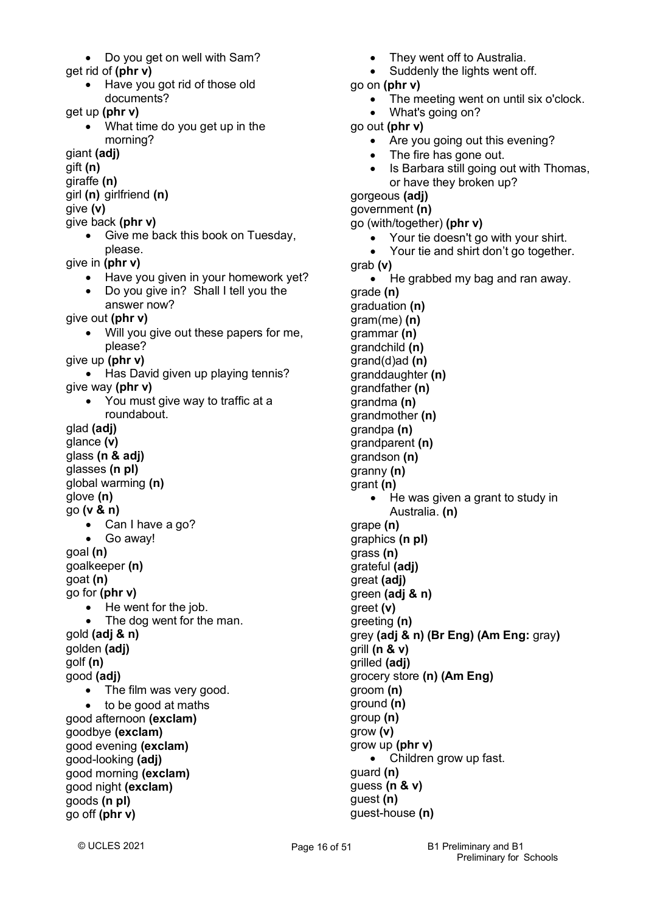- Do you get on well with Sam?

get rid of **(phr v)**

- Have you got rid of those old documents?

get up **(phr v)**

- What time do you get up in the morning?

giant **(adj)**
gift **(n)**
giraffe **(n)**
girl **(n)** girlfriend **(n)**
give **(v)**
give back **(phr v)**

- Give me back this book on Tuesday, please.

give in **(phr v)**

- Have you given in your homework yet?
- Do you give in? Shall I tell you the answer now?

give out **(phr v)**

- Will you give out these papers for me, please?

give up **(phr v)**

- Has David given up playing tennis?

give way **(phr v)**

- You must give way to traffic at a roundabout.

glad **(adj)**
glance **(v)**
glass **(n & adj)**
glasses **(n pl)**
global warming **(n)**
glove **(n)**
go **(v & n)**

- Can I have a go?
- Go away!

goal **(n)**
goalkeeper **(n)**
goat **(n)**
go for **(phr v)**

- He went for the job.
- The dog went for the man.

gold **(adj & n)**
golden **(adj)**
golf **(n)**
good **(adj)**

- The film was very good.
- to be good at maths

good afternoon **(exclam)**
goodbye **(exclam)**
good evening **(exclam)**
good-looking **(adj)**
good morning **(exclam)**
good night **(exclam)**
goods **(n pl)**
go off **(phr v)**

- They went off to Australia.
- Suddenly the lights went off.

go on **(phr v)**

- The meeting went on until six o'clock.
- What's going on?

go out **(phr v)**

- Are you going out this evening?
- The fire has gone out.
- Is Barbara still going out with Thomas, or have they broken up?

gorgeous **(adj)**
government **(n)**
go (with/together) **(phr v)**

- Your tie doesn't go with your shirt.
- Your tie and shirt don't go together.

grab **(v)**

- He grabbed my bag and ran away.

grade **(n)**
graduation **(n)**
gram(me) **(n)**
grammar **(n)**
grandchild **(n)**
grand(d)ad **(n)**
granddaughter **(n)**
grandfather **(n)**
grandma **(n)**
grandmother **(n)**
grandpa **(n)**
grandparent **(n)**
grandson **(n)**
granny **(n)**
grant **(n)**

- He was given a grant to study in Australia. **(n)**

grape **(n)**
graphics **(n pl)**
grass **(n)**
grateful **(adj)**
great **(adj)**
green **(adj & n)**
greet **(v)**
greeting **(n)**
grey **(adj & n) (Br Eng) (Am Eng:** gray**)**
grill **(n & v)**
grilled **(adj)**
grocery store **(n) (Am Eng)**
groom **(n)**
ground **(n)**
group **(n)**
grow **(v)**
grow up **(phr v)**

- Children grow up fast.

guard **(n)**
guess **(n & v)**
guest **(n)**
guest-house **(n)**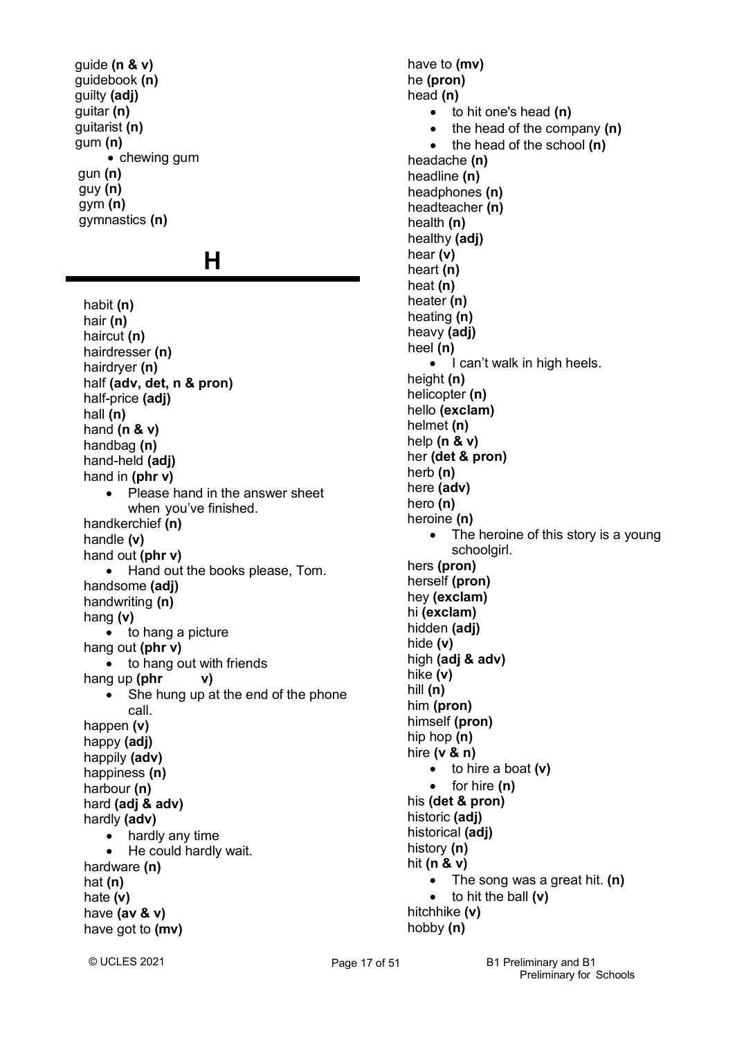guide **(n & v)**
guidebook **(n)**
guilty **(adj)**
guitar **(n)**
guitarist **(n)**
gum **(n)**

- chewing gum

gun **(n)**
guy **(n)**
gym **(n)**
gymnastics **(n)**

# H

habit **(n)**
hair **(n)**
haircut **(n)**
hairdresser **(n)**
hairdryer **(n)**
half **(adv, det, n & pron)**
half-price **(adj)**
hall **(n)**
hand **(n & v)**
handbag **(n)**
hand-held **(adj)**
hand in **(phr v)**

- Please hand in the answer sheet when you've finished.

handkerchief **(n)**
handle **(v)**
hand out **(phr v)**

- Hand out the books please, Tom.

handsome **(adj)**
handwriting **(n)**
hang **(v)**

- to hang a picture

hang out **(phr v)**

- to hang out with friends

hang up **(phr v)**

- She hung up at the end of the phone call.

happen **(v)**
happy **(adj)**
happily **(adv)**
happiness **(n)**
harbour **(n)**
hard **(adj & adv)**
hardly **(adv)**

- hardly any time
- He could hardly wait.

hardware **(n)**
hat **(n)**
hate **(v)**
have **(av & v)**
have got to **(mv)**
have to **(mv)**
he **(pron)**
head **(n)**

- to hit one's head **(n)**
- the head of the company **(n)**
- the head of the school **(n)**

headache **(n)**
headline **(n)**
headphones **(n)**
headteacher **(n)**
health **(n)**
healthy **(adj)**
hear **(v)**
heart **(n)**
heat **(n)**
heater **(n)**
heating **(n)**
heavy **(adj)**
heel **(n)**

- I can't walk in high heels.

height **(n)**
helicopter **(n)**
hello **(exclam)**
helmet **(n)**
help **(n & v)**
her **(det & pron)**
herb **(n)**
here **(adv)**
hero **(n)**
heroine **(n)**

- The heroine of this story is a young schoolgirl.

hers **(pron)**
herself **(pron)**
hey **(exclam)**
hi **(exclam)**
hidden **(adj)**
hide **(v)**
high **(adj & adv)**
hike **(v)**
hill **(n)**
him **(pron)**
himself **(pron)**
hip hop **(n)**
hire **(v & n)**

- to hire a boat **(v)**
- for hire **(n)**

his **(det & pron)**
historic **(adj)**
historical **(adj)**
history **(n)**
hit **(n & v)**

- The song was a great hit. **(n)**
- to hit the ball **(v)**

hitchhike **(v)**
hobby **(n)**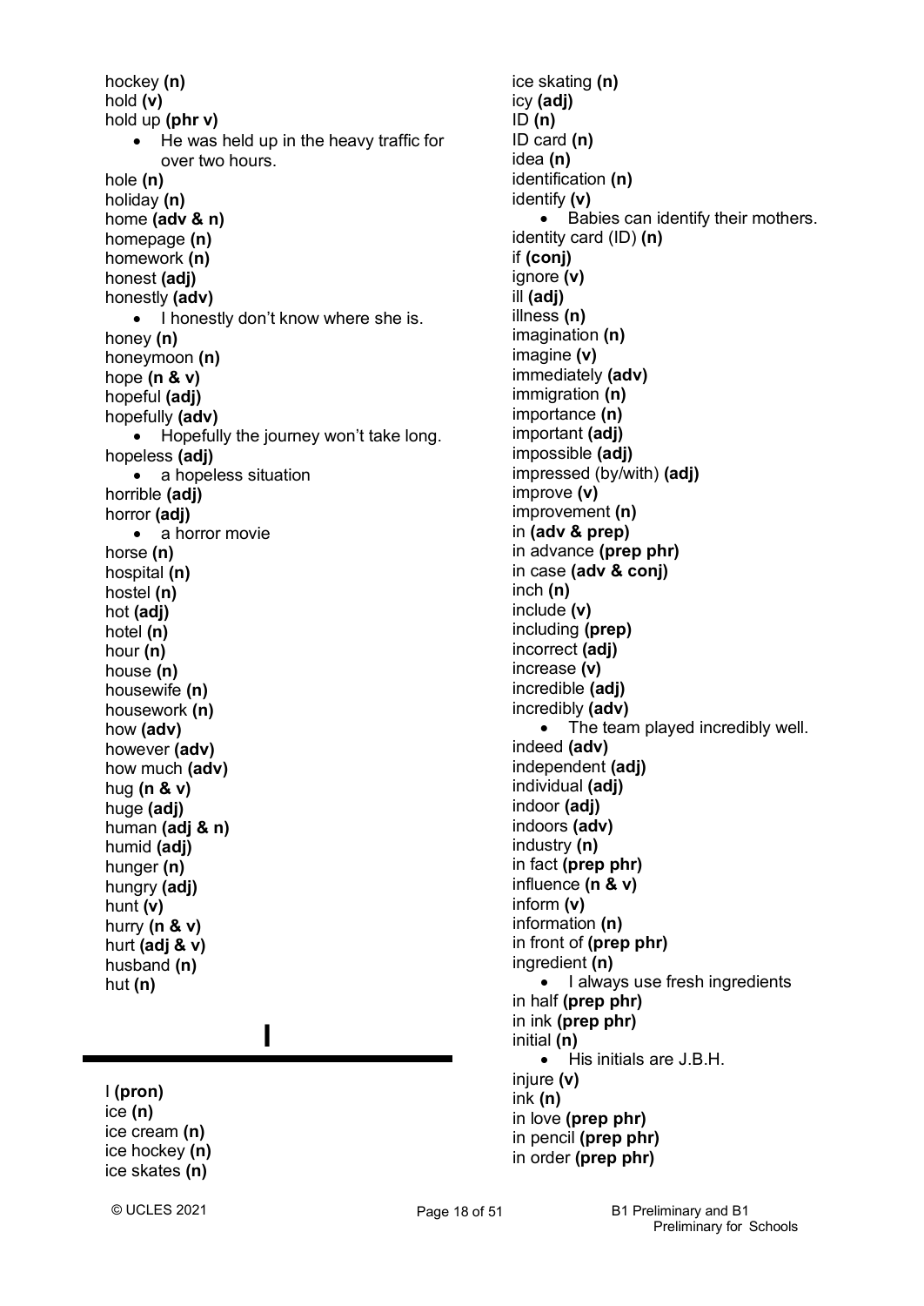hockey **(n)**
hold **(v)**
hold up **(phr v)**

- He was held up in the heavy traffic for over two hours.

hole **(n)**
holiday **(n)**
home **(adv & n)**
homepage **(n)**
homework **(n)**
honest **(adj)**
honestly **(adv)**

- I honestly don't know where she is.

honey **(n)**
honeymoon **(n)**
hope **(n & v)**
hopeful **(adj)**
hopefully **(adv)**

- Hopefully the journey won't take long.

hopeless **(adj)**

- a hopeless situation

horrible **(adj)**
horror **(adj)**

- a horror movie

horse **(n)**
hospital **(n)**
hostel **(n)**
hot **(adj)**
hotel **(n)**
hour **(n)**
house **(n)**
housewife **(n)**
housework **(n)**
how **(adv)**
however **(adv)**
how much **(adv)**
hug **(n & v)**
huge **(adj)**
human **(adj & n)**
humid **(adj)**
hunger **(n)**
hungry **(adj)**
hunt **(v)**
hurry **(n & v)**
hurt **(adj & v)**
husband **(n)**
hut **(n)**

## I

I **(pron)**
ice **(n)**
ice cream **(n)**
ice hockey **(n)**
ice skates **(n)**
ice skating **(n)**
icy **(adj)**
ID **(n)**
ID card **(n)**
idea **(n)**
identification **(n)**
identify **(v)**

- Babies can identify their mothers.

identity card (ID) **(n)**
if **(conj)**
ignore **(v)**
ill **(adj)**
illness **(n)**
imagination **(n)**
imagine **(v)**
immediately **(adv)**
immigration **(n)**
importance **(n)**
important **(adj)**
impossible **(adj)**
impressed (by/with) **(adj)**
improve **(v)**
improvement **(n)**
in **(adv & prep)**
in advance **(prep phr)**
in case **(adv & conj)**
inch **(n)**
include **(v)**
including **(prep)**
incorrect **(adj)**
increase **(v)**
incredible **(adj)**
incredibly **(adv)**

- The team played incredibly well.

indeed **(adv)**
independent **(adj)**
individual **(adj)**
indoor **(adj)**
indoors **(adv)**
industry **(n)**
in fact **(prep phr)**
influence **(n & v)**
inform **(v)**
information **(n)**
in front of **(prep phr)**
ingredient **(n)**

- I always use fresh ingredients

in half **(prep phr)**
in ink **(prep phr)**
initial **(n)**

- His initials are J.B.H.

injure **(v)**
ink **(n)**
in love **(prep phr)**
in pencil **(prep phr)**
in order **(prep phr)**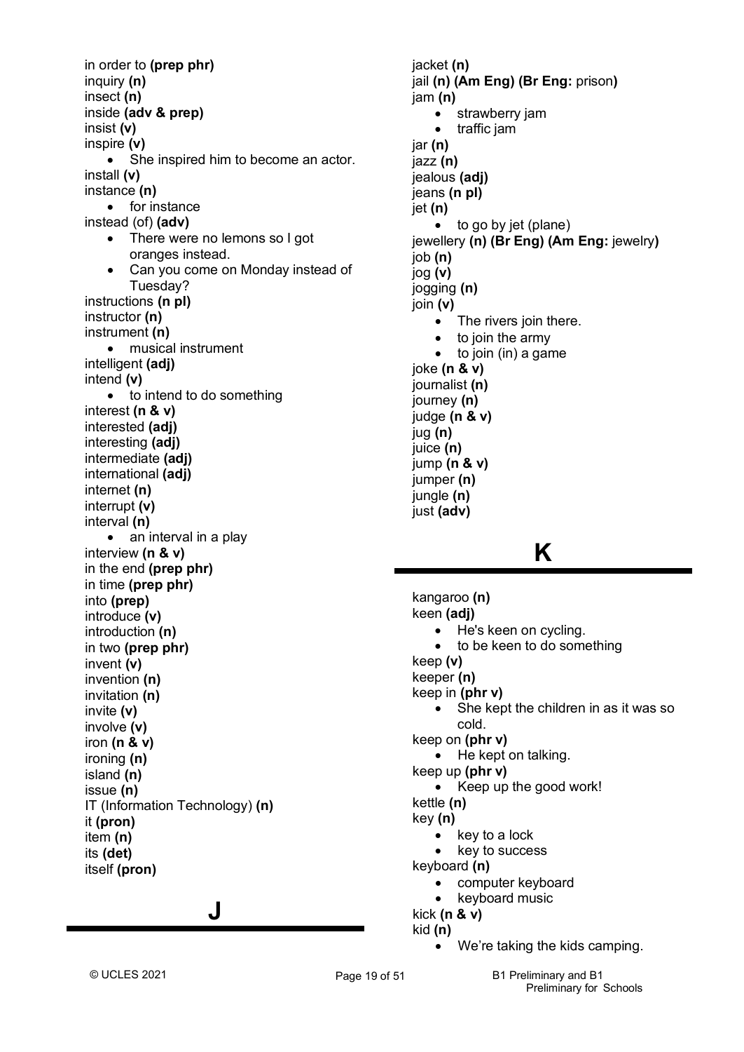in order to **(prep phr)**
inquiry **(n)**
insect **(n)**
inside **(adv & prep)**
insist **(v)**
inspire **(v)**

- She inspired him to become an actor.

install **(v)**
instance **(n)**

- for instance

instead (of) **(adv)**

- There were no lemons so I got oranges instead.
- Can you come on Monday instead of Tuesday?

instructions **(n pl)**
instructor **(n)**
instrument **(n)**

- musical instrument

intelligent **(adj)**
intend **(v)**

- to intend to do something

interest **(n & v)**
interested **(adj)**
interesting **(adj)**
intermediate **(adj)**
international **(adj)**
internet **(n)**
interrupt **(v)**
interval **(n)**

- an interval in a play

interview **(n & v)**
in the end **(prep phr)**
in time **(prep phr)**
into **(prep)**
introduce **(v)**
introduction **(n)**
in two **(prep phr)**
invent **(v)**
invention **(n)**
invitation **(n)**
invite **(v)**
involve **(v)**
iron **(n & v)**
ironing **(n)**
island **(n)**
issue **(n)**
IT (Information Technology) **(n)**
it **(pron)**
item **(n)**
its **(det)**
itself **(pron)**

# J

jacket **(n)**
jail **(n) (Am Eng) (Br Eng:** prison**)**
jam **(n)**

- strawberry jam
- traffic jam

jar **(n)**
jazz **(n)**
jealous **(adj)**
jeans **(n pl)**
jet **(n)**

- to go by jet (plane)

jewellery **(n) (Br Eng) (Am Eng:** jewelry**)**
job **(n)**
jog **(v)**
jogging **(n)**
join **(v)**

- The rivers join there.
- to join the army
- to join (in) a game

joke **(n & v)**
journalist **(n)**
journey **(n)**
judge **(n & v)**
jug **(n)**
juice **(n)**
jump **(n & v)**
jumper **(n)**
jungle **(n)**
just **(adv)**

# K

kangaroo **(n)**
keen **(adj)**

- He's keen on cycling.
- to be keen to do something

keep **(v)**
keeper **(n)**
keep in **(phr v)**

- She kept the children in as it was so cold.

keep on **(phr v)**

- He kept on talking.

keep up **(phr v)**

- Keep up the good work!

kettle **(n)**
key **(n)**

- key to a lock
- key to success

keyboard **(n)**

- computer keyboard
- keyboard music

kick **(n & v)**
kid **(n)**

- We're taking the kids camping.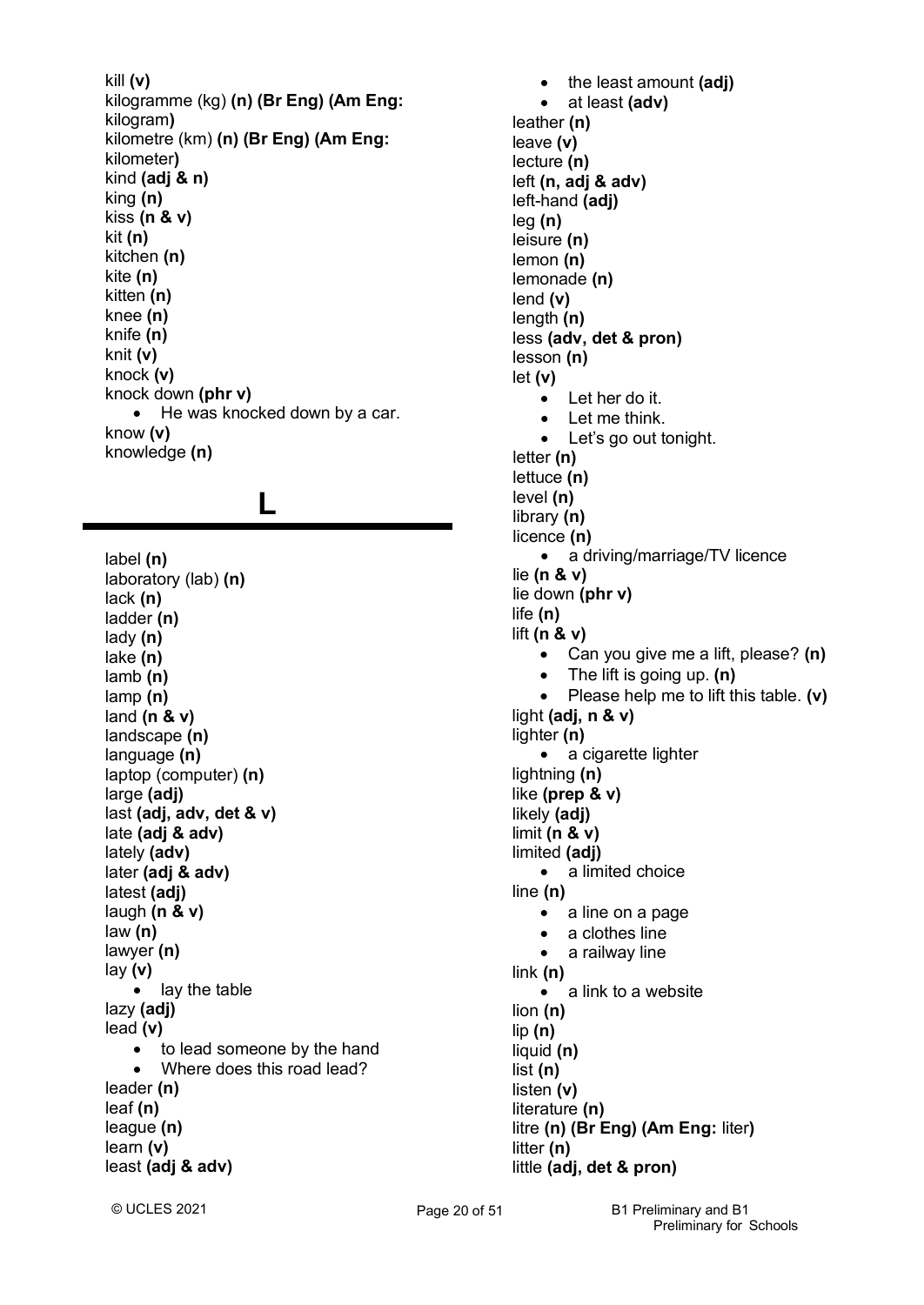kill **(v)**
kilogramme (kg) **(n) (Br Eng) (Am Eng:** kilogram**)**
kilometre (km) **(n) (Br Eng) (Am Eng:** kilometer**)**
kind **(adj & n)**
king **(n)**
kiss **(n & v)**
kit **(n)**
kitchen **(n)**
kite **(n)**
kitten **(n)**
knee **(n)**
knife **(n)**
knit **(v)**
knock **(v)**
knock down **(phr v)**

- He was knocked down by a car.

know **(v)**
knowledge **(n)**

# L

label **(n)**
laboratory (lab) **(n)**
lack **(n)**
ladder **(n)**
lady **(n)**
lake **(n)**
lamb **(n)**
lamp **(n)**
land **(n & v)**
landscape **(n)**
language **(n)**
laptop (computer) **(n)**
large **(adj)**
last **(adj, adv, det & v)**
late **(adj & adv)**
lately **(adv)**
later **(adj & adv)**
latest **(adj)**
laugh **(n & v)**
law **(n)**
lawyer **(n)**
lay **(v)**

- lay the table

lazy **(adj)**
lead **(v)**

- to lead someone by the hand
- Where does this road lead?

leader **(n)**
leaf **(n)**
league **(n)**
learn **(v)**
least **(adj & adv)**

- the least amount **(adj)**
- at least **(adv)**

leather **(n)**
leave **(v)**
lecture **(n)**
left **(n, adj & adv)**
left-hand **(adj)**
leg **(n)**
leisure **(n)**
lemon **(n)**
lemonade **(n)**
lend **(v)**
length **(n)**
less **(adv, det & pron)**
lesson **(n)**
let **(v)**

- Let her do it.
- Let me think.
- Let's go out tonight.

letter **(n)**
lettuce **(n)**
level **(n)**
library **(n)**
licence **(n)**

- a driving/marriage/TV licence

lie **(n & v)**
lie down **(phr v)**
life **(n)**
lift **(n & v)**

- Can you give me a lift, please? **(n)**
- The lift is going up. **(n)**
- Please help me to lift this table. **(v)**

light **(adj, n & v)**
lighter **(n)**

- a cigarette lighter

lightning **(n)**
like **(prep & v)**
likely **(adj)**
limit **(n & v)**
limited **(adj)**

- a limited choice

line **(n)**

- a line on a page
- a clothes line
- a railway line

link **(n)**

- a link to a website

lion **(n)**
lip **(n)**
liquid **(n)**
list **(n)**
listen **(v)**
literature **(n)**
litre **(n) (Br Eng) (Am Eng:** liter**)**
litter **(n)**
little **(adj, det & pron)**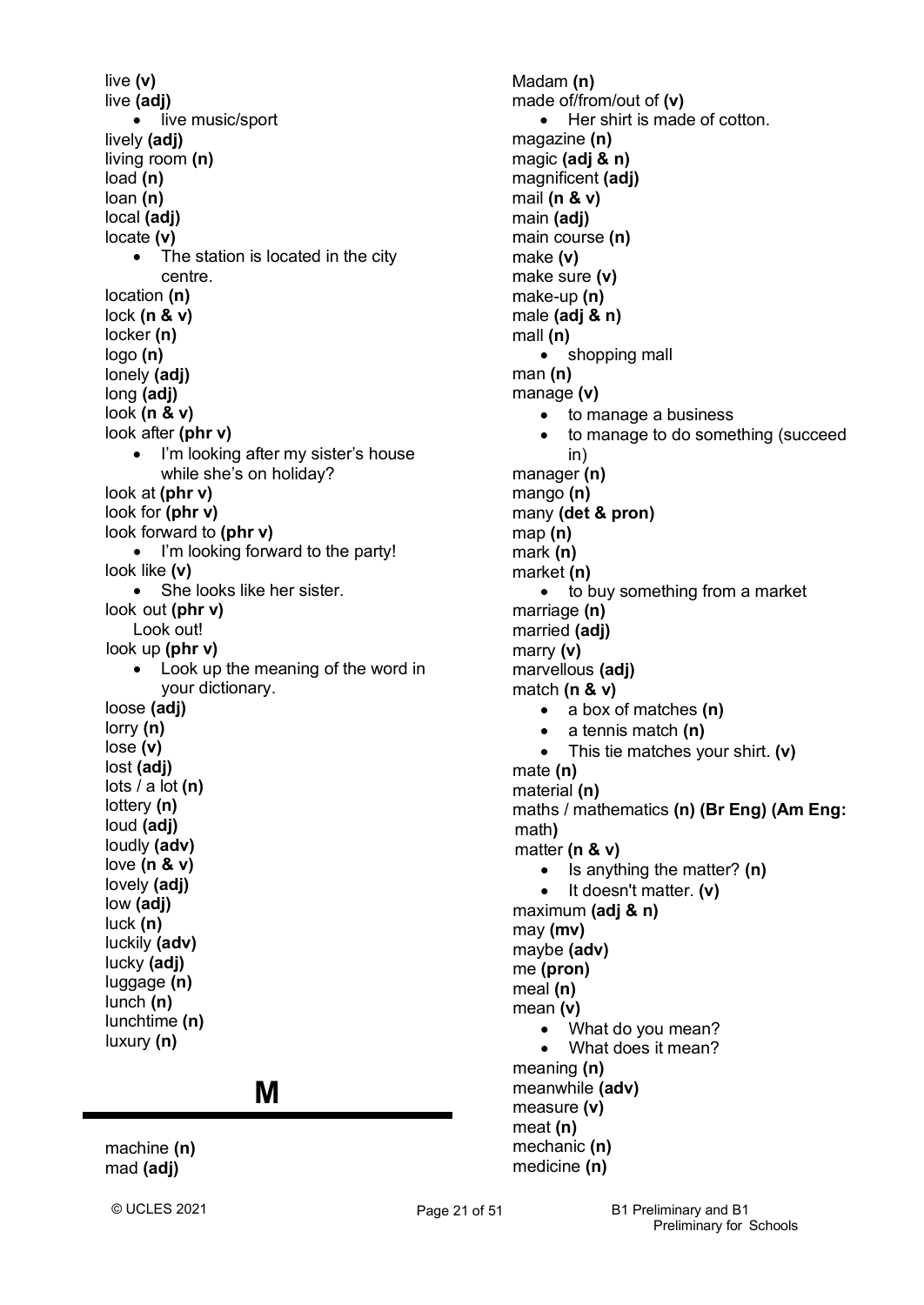live **(v)**
live **(adj)**

- live music/sport

lively **(adj)**
living room **(n)**
load **(n)**
loan **(n)**
local **(adj)**
locate **(v)**

- The station is located in the city centre.

location **(n)**
lock **(n & v)**
locker **(n)**
logo **(n)**
lonely **(adj)**
long **(adj)**
look **(n & v)**
look after **(phr v)**

- I'm looking after my sister's house while she's on holiday?

look at **(phr v)**
look for **(phr v)**
look forward to **(phr v)**

- I'm looking forward to the party!

look like **(v)**

- She looks like her sister.

look out **(phr v)**
Look out!
look up **(phr v)**

- Look up the meaning of the word in your dictionary.

loose **(adj)**
lorry **(n)**
lose **(v)**
lost **(adj)**
lots / a lot **(n)**
lottery **(n)**
loud **(adj)**
loudly **(adv)**
love **(n & v)**
lovely **(adj)**
low **(adj)**
luck **(n)**
luckily **(adv)**
lucky **(adj)**
luggage **(n)**
lunch **(n)**
lunchtime **(n)**
luxury **(n)**

## M

machine **(n)**
mad **(adj)**
Madam **(n)**
made of/from/out of **(v)**

- Her shirt is made of cotton.

magazine **(n)**
magic **(adj & n)**
magnificent **(adj)**
mail **(n & v)**
main **(adj)**
main course **(n)**
make **(v)**
make sure **(v)**
make-up **(n)**
male **(adj & n)**
mall **(n)**

- shopping mall

man **(n)**
manage **(v)**

- to manage a business
- to manage to do something (succeed in)

manager **(n)**
mango **(n)**
many **(det & pron)**
map **(n)**
mark **(n)**
market **(n)**

- to buy something from a market

marriage **(n)**
married **(adj)**
marry **(v)**
marvellous **(adj)**
match **(n & v)**

- a box of matches **(n)**
- a tennis match **(n)**
- This tie matches your shirt. **(v)**

mate **(n)**
material **(n)**
maths / mathematics **(n) (Br Eng) (Am Eng:** math**)**
matter **(n & v)**

- Is anything the matter? **(n)**
- It doesn't matter. **(v)**

maximum **(adj & n)**
may **(mv)**
maybe **(adv)**
me **(pron)**
meal **(n)**
mean **(v)**

- What do you mean?
- What does it mean?

meaning **(n)**
meanwhile **(adv)**
measure **(v)**
meat **(n)**
mechanic **(n)**
medicine **(n)**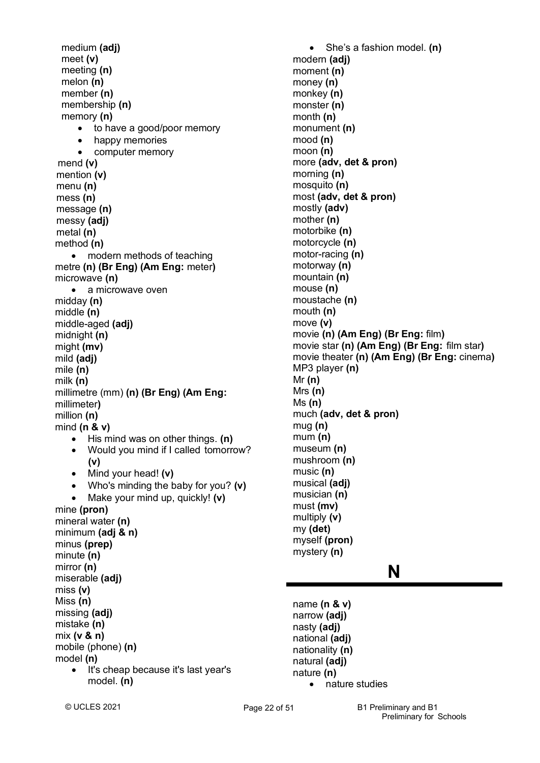medium **(adj)**
meet **(v)**
meeting **(n)**
melon **(n)**
member **(n)**
membership **(n)**
memory **(n)**

- to have a good/poor memory
- happy memories
- computer memory

mend **(v)**
mention **(v)**
menu **(n)**
mess **(n)**
message **(n)**
messy **(adj)**
metal **(n)**
method **(n)**

- modern methods of teaching

metre **(n) (Br Eng) (Am Eng:** meter**)**
microwave **(n)**

- a microwave oven

midday **(n)**
middle **(n)**
middle-aged **(adj)**
midnight **(n)**
might **(mv)**
mild **(adj)**
mile **(n)**
milk **(n)**
millimetre (mm) **(n) (Br Eng) (Am Eng:** millimeter**)**
million **(n)**
mind **(n & v)**

- His mind was on other things. **(n)**
- Would you mind if I called tomorrow? **(v)**
- Mind your head! **(v)**
- Who's minding the baby for you? **(v)**
- Make your mind up, quickly! **(v)**

mine **(pron)**
mineral water **(n)**
minimum **(adj & n)**
minus **(prep)**
minute **(n)**
mirror **(n)**
miserable **(adj)**
miss **(v)**
Miss **(n)**
missing **(adj)**
mistake **(n)**
mix **(v & n)**
mobile (phone) **(n)**
model **(n)**

- It's cheap because it's last year's model. **(n)**
- She's a fashion model. **(n)**

modern **(adj)**
moment **(n)**
money **(n)**
monkey **(n)**
monster **(n)**
month **(n)**
monument **(n)**
mood **(n)**
moon **(n)**
more **(adv, det & pron)**
morning **(n)**
mosquito **(n)**
most **(adv, det & pron)**
mostly **(adv)**
mother **(n)**
motorbike **(n)**
motorcycle **(n)**
motor-racing **(n)**
motorway **(n)**
mountain **(n)**
mouse **(n)**
moustache **(n)**
mouth **(n)**
move **(v)**
movie **(n) (Am Eng) (Br Eng:** film**)**
movie star **(n) (Am Eng) (Br Eng:** film star**)**
movie theater **(n) (Am Eng) (Br Eng:** cinema**)**
MP3 player **(n)**
Mr **(n)**
Mrs **(n)**
Ms **(n)**
much **(adv, det & pron)**
mug **(n)**
mum **(n)**
museum **(n)**
mushroom **(n)**
music **(n)**
musical **(adj)**
musician **(n)**
must **(mv)**
multiply **(v)**
my **(det)**
myself **(pron)**
mystery **(n)**

# N

name **(n & v)**
narrow **(adj)**
nasty **(adj)**
national **(adj)**
nationality **(n)**
natural **(adj)**
nature **(n)**

- nature studies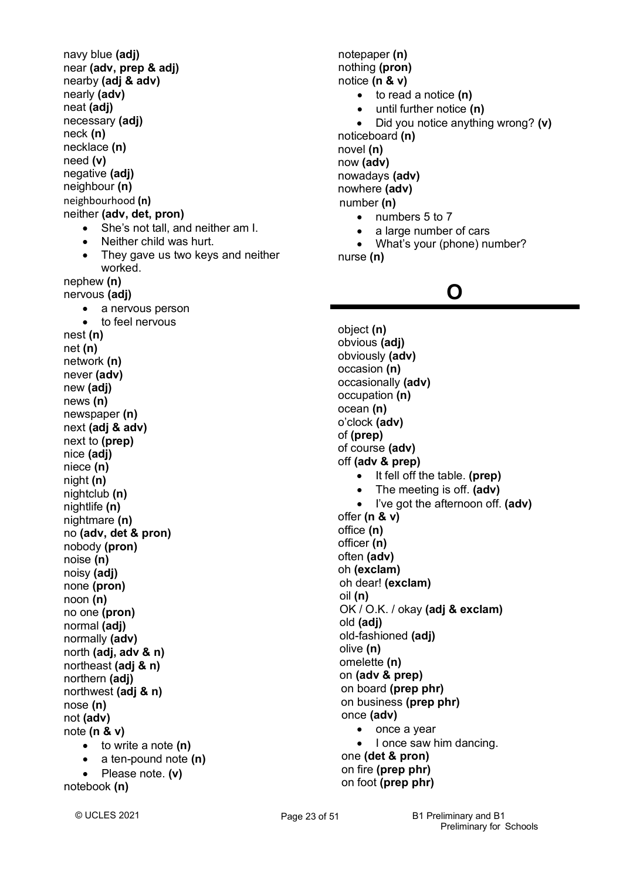navy blue **(adj)**
near **(adv, prep & adj)**
nearby **(adj & adv)**
nearly **(adv)**
neat **(adj)**
necessary **(adj)**
neck **(n)**
necklace **(n)**
need **(v)**
negative **(adj)**
neighbour **(n)**
neighbourhood **(n)**
neither **(adv, det, pron)**

- She's not tall, and neither am I.
- Neither child was hurt.
- They gave us two keys and neither worked.

nephew **(n)**
nervous **(adj)**

- a nervous person
- to feel nervous

nest **(n)**
net **(n)**
network **(n)**
never **(adv)**
new **(adj)**
news **(n)**
newspaper **(n)**
next **(adj & adv)**
next to **(prep)**
nice **(adj)**
niece **(n)**
night **(n)**
nightclub **(n)**
nightlife **(n)**
nightmare **(n)**
no **(adv, det & pron)**
nobody **(pron)**
noise **(n)**
noisy **(adj)**
none **(pron)**
noon **(n)**
no one **(pron)**
normal **(adj)**
normally **(adv)**
north **(adj, adv & n)**
northeast **(adj & n)**
northern **(adj)**
northwest **(adj & n)**
nose **(n)**
not **(adv)**
note **(n & v)**

- to write a note **(n)**
- a ten-pound note **(n)**
- Please note. **(v)**

notebook **(n)**
notepaper **(n)**
nothing **(pron)**
notice **(n & v)**

- to read a notice **(n)**
- until further notice **(n)**
- Did you notice anything wrong? **(v)**

noticeboard **(n)**
novel **(n)**
now **(adv)**
nowadays **(adv)**
nowhere **(adv)**
number **(n)**

- numbers 5 to 7
- a large number of cars
- What's your (phone) number?

nurse **(n)**

# O

object **(n)**
obvious **(adj)**
obviously **(adv)**
occasion **(n)**
occasionally **(adv)**
occupation **(n)**
ocean **(n)**
o'clock **(adv)**
of **(prep)**
of course **(adv)**
off **(adv & prep)**

- It fell off the table. **(prep)**
- The meeting is off. **(adv)**
- I've got the afternoon off. **(adv)**

offer **(n & v)**
office **(n)**
officer **(n)**
often **(adv)**
oh **(exclam)**
oh dear! **(exclam)**
oil **(n)**
OK / O.K. / okay **(adj & exclam)**
old **(adj)**
old-fashioned **(adj)**
olive **(n)**
omelette **(n)**
on **(adv & prep)**
on board **(prep phr)**
on business **(prep phr)**
once **(adv)**

- once a year
- I once saw him dancing.

one **(det & pron)**
on fire **(prep phr)**
on foot **(prep phr)**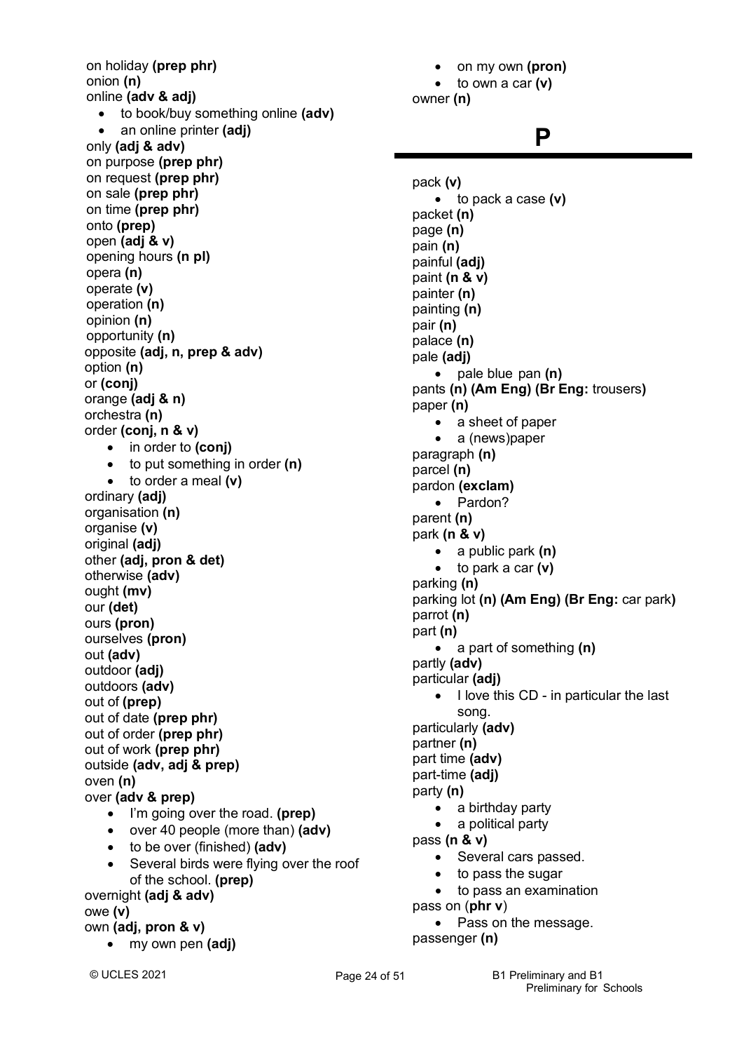on holiday **(prep phr)**
onion **(n)**
online **(adv & adj)**

- to book/buy something online **(adv)**
- an online printer **(adj)**

only **(adj & adv)**
on purpose **(prep phr)**
on request **(prep phr)**
on sale **(prep phr)**
on time **(prep phr)**
onto **(prep)**
open **(adj & v)**
opening hours **(n pl)**
opera **(n)**
operate **(v)**
operation **(n)**
opinion **(n)**
opportunity **(n)**
opposite **(adj, n, prep & adv)**
option **(n)**
or **(conj)**
orange **(adj & n)**
orchestra **(n)**
order **(conj, n & v)**

- in order to **(conj)**
- to put something in order **(n)**
- to order a meal **(v)**

ordinary **(adj)**
organisation **(n)**
organise **(v)**
original **(adj)**
other **(adj, pron & det)**
otherwise **(adv)**
ought **(mv)**
our **(det)**
ours **(pron)**
ourselves **(pron)**
out **(adv)**
outdoor **(adj)**
outdoors **(adv)**
out of **(prep)**
out of date **(prep phr)**
out of order **(prep phr)**
out of work **(prep phr)**
outside **(adv, adj & prep)**
oven **(n)**
over **(adv & prep)**

- I'm going over the road. **(prep)**
- over 40 people (more than) **(adv)**
- to be over (finished) **(adv)**
- Several birds were flying over the roof of the school. **(prep)**

overnight **(adj & adv)**
owe **(v)**
own **(adj, pron & v)**

- my own pen **(adj)**
- on my own **(pron)**
- to own a car **(v)**

owner **(n)**

# P

pack **(v)**

- to pack a case **(v)**

packet **(n)**
page **(n)**
pain **(n)**
painful **(adj)**
paint **(n & v)**
painter **(n)**
painting **(n)**
pair **(n)**
palace **(n)**
pale **(adj)**

- pale blue pan **(n)**

pants **(n) (Am Eng) (Br Eng:** trousers**)**
paper **(n)**

- a sheet of paper
- a (news)paper

paragraph **(n)**
parcel **(n)**
pardon **(exclam)**

- Pardon?

parent **(n)**
park **(n & v)**

- a public park **(n)**
- to park a car **(v)**

parking **(n)**
parking lot **(n) (Am Eng) (Br Eng:** car park**)**
parrot **(n)**
part **(n)**

- a part of something **(n)**

partly **(adv)**
particular **(adj)**

- I love this CD - in particular the last song.

particularly **(adv)**
partner **(n)**
part time **(adv)**
part-time **(adj)**
party **(n)**

- a birthday party
- a political party

pass **(n & v)**

- Several cars passed.
- to pass the sugar
- to pass an examination

pass on (**phr v**)

- Pass on the message.

passenger **(n)**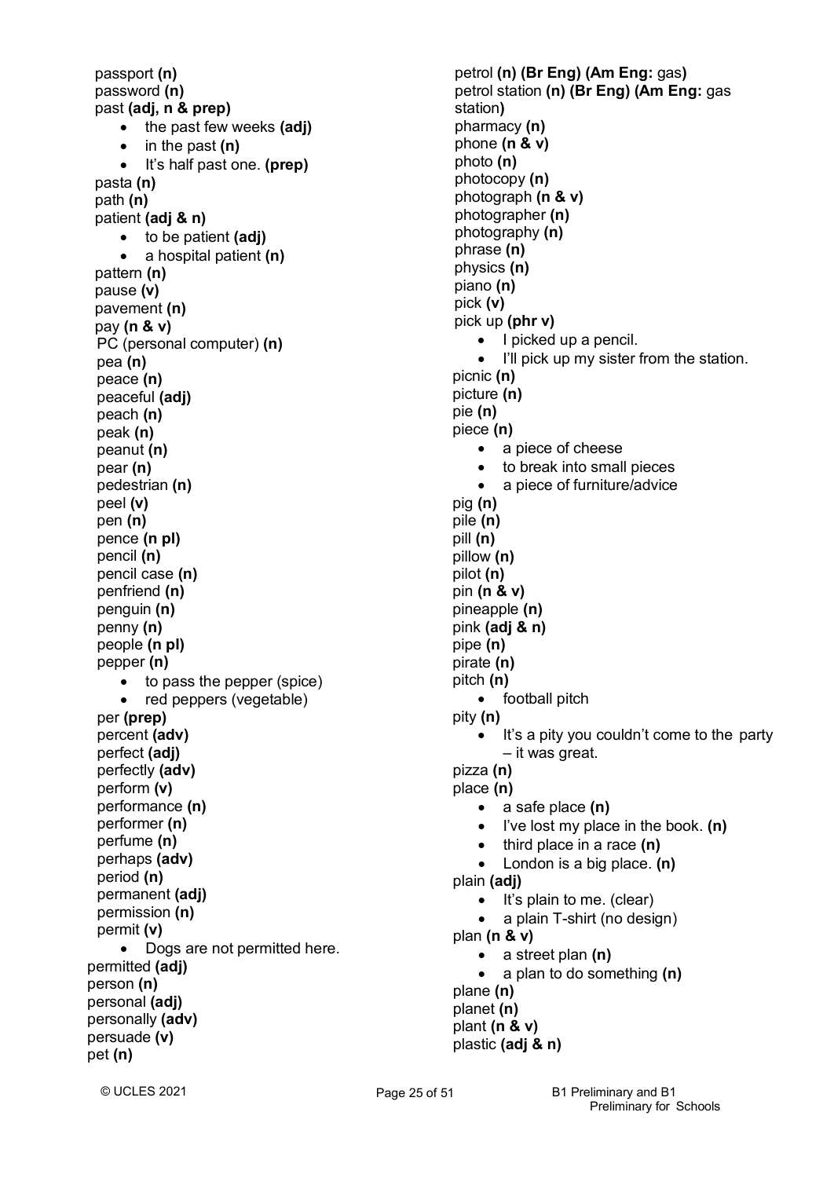passport **(n)**
password **(n)**
past **(adj, n & prep)**

- the past few weeks **(adj)**
- in the past **(n)**
- It's half past one. **(prep)**

pasta **(n)**
path **(n)**
patient **(adj & n)**

- to be patient **(adj)**
- a hospital patient **(n)**

pattern **(n)**
pause **(v)**
pavement **(n)**
pay **(n & v)**
PC (personal computer) **(n)**
pea **(n)**
peace **(n)**
peaceful **(adj)**
peach **(n)**
peak **(n)**
peanut **(n)**
pear **(n)**
pedestrian **(n)**
peel **(v)**
pen **(n)**
pence **(n pl)**
pencil **(n)**
pencil case **(n)**
penfriend **(n)**
penguin **(n)**
penny **(n)**
people **(n pl)**
pepper **(n)**

- to pass the pepper (spice)
- red peppers (vegetable)

per **(prep)**
percent **(adv)**
perfect **(adj)**
perfectly **(adv)**
perform **(v)**
performance **(n)**
performer **(n)**
perfume **(n)**
perhaps **(adv)**
period **(n)**
permanent **(adj)**
permission **(n)**
permit **(v)**

- Dogs are not permitted here.

permitted **(adj)**
person **(n)**
personal **(adj)**
personally **(adv)**
persuade **(v)**
pet **(n)**
petrol **(n) (Br Eng) (Am Eng:** gas**)**
petrol station **(n) (Br Eng) (Am Eng:** gas station**)**
pharmacy **(n)**
phone **(n & v)**
photo **(n)**
photocopy **(n)**
photograph **(n & v)**
photographer **(n)**
photography **(n)**
phrase **(n)**
physics **(n)**
piano **(n)**
pick **(v)**
pick up **(phr v)**

- I picked up a pencil.
- I'll pick up my sister from the station.

picnic **(n)**
picture **(n)**
pie **(n)**
piece **(n)**

- a piece of cheese
- to break into small pieces
- a piece of furniture/advice

pig **(n)**
pile **(n)**
pill **(n)**
pillow **(n)**
pilot **(n)**
pin **(n & v)**
pineapple **(n)**
pink **(adj & n)**
pipe **(n)**
pirate **(n)**
pitch **(n)**

- football pitch

pity **(n)**

- It's a pity you couldn't come to the party – it was great.

pizza **(n)**
place **(n)**

- a safe place **(n)**
- I've lost my place in the book. **(n)**
- third place in a race **(n)**
- London is a big place. **(n)**

plain **(adj)**

- It's plain to me. (clear)
- a plain T-shirt (no design)

plan **(n & v)**

- a street plan **(n)**
- a plan to do something **(n)**

plane **(n)**
planet **(n)**
plant **(n & v)**
plastic **(adj & n)**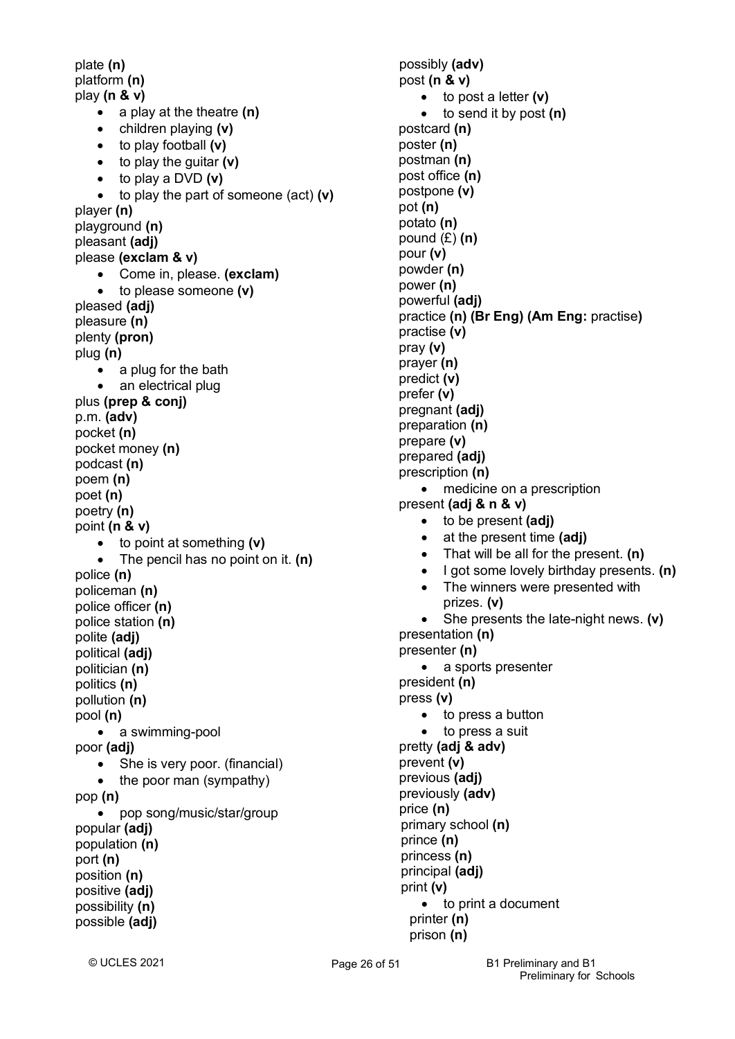plate **(n)**
platform **(n)**
play **(n & v)**

- a play at the theatre **(n)**
- children playing **(v)**
- to play football **(v)**
- to play the guitar **(v)**
- to play a DVD **(v)**
- to play the part of someone (act) **(v)**

player **(n)**
playground **(n)**
pleasant **(adj)**
please **(exclam & v)**

- Come in, please. **(exclam)**
- to please someone **(v)**

pleased **(adj)**
pleasure **(n)**
plenty **(pron)**
plug **(n)**

- a plug for the bath
- an electrical plug

plus **(prep & conj)**
p.m. **(adv)**
pocket **(n)**
pocket money **(n)**
podcast **(n)**
poem **(n)**
poet **(n)**
poetry **(n)**
point **(n & v)**

- to point at something **(v)**
- The pencil has no point on it. **(n)**

police **(n)**
policeman **(n)**
police officer **(n)**
police station **(n)**
polite **(adj)**
political **(adj)**
politician **(n)**
politics **(n)**
pollution **(n)**
pool **(n)**

- a swimming-pool

poor **(adj)**

- She is very poor. (financial)
- the poor man (sympathy)

pop **(n)**

- pop song/music/star/group

popular **(adj)**
population **(n)**
port **(n)**
position **(n)**
positive **(adj)**
possibility **(n)**
possible **(adj)**
possibly **(adv)**
post **(n & v)**

- to post a letter **(v)**
- to send it by post **(n)**

postcard **(n)**
poster **(n)**
postman **(n)**
post office **(n)**
postpone **(v)**
pot **(n)**
potato **(n)**
pound (£) **(n)**
pour **(v)**
powder **(n)**
power **(n)**
powerful **(adj)**
practice **(n) (Br Eng) (Am Eng:** practise**)**
practise **(v)**
pray **(v)**
prayer **(n)**
predict **(v)**
prefer **(v)**
pregnant **(adj)**
preparation **(n)**
prepare **(v)**
prepared **(adj)**
prescription **(n)**

- medicine on a prescription

present **(adj & n & v)**

- to be present **(adj)**
- at the present time **(adj)**
- That will be all for the present. **(n)**
- I got some lovely birthday presents. **(n)**
- The winners were presented with prizes. **(v)**
- She presents the late-night news. **(v)**

presentation **(n)**
presenter **(n)**

- a sports presenter

president **(n)**
press **(v)**

- to press a button
- to press a suit

pretty **(adj & adv)**
prevent **(v)**
previous **(adj)**
previously **(adv)**
price **(n)**
primary school **(n)**
prince **(n)**
princess **(n)**
principal **(adj)**
print **(v)**

- to print a document

printer **(n)**
prison **(n)**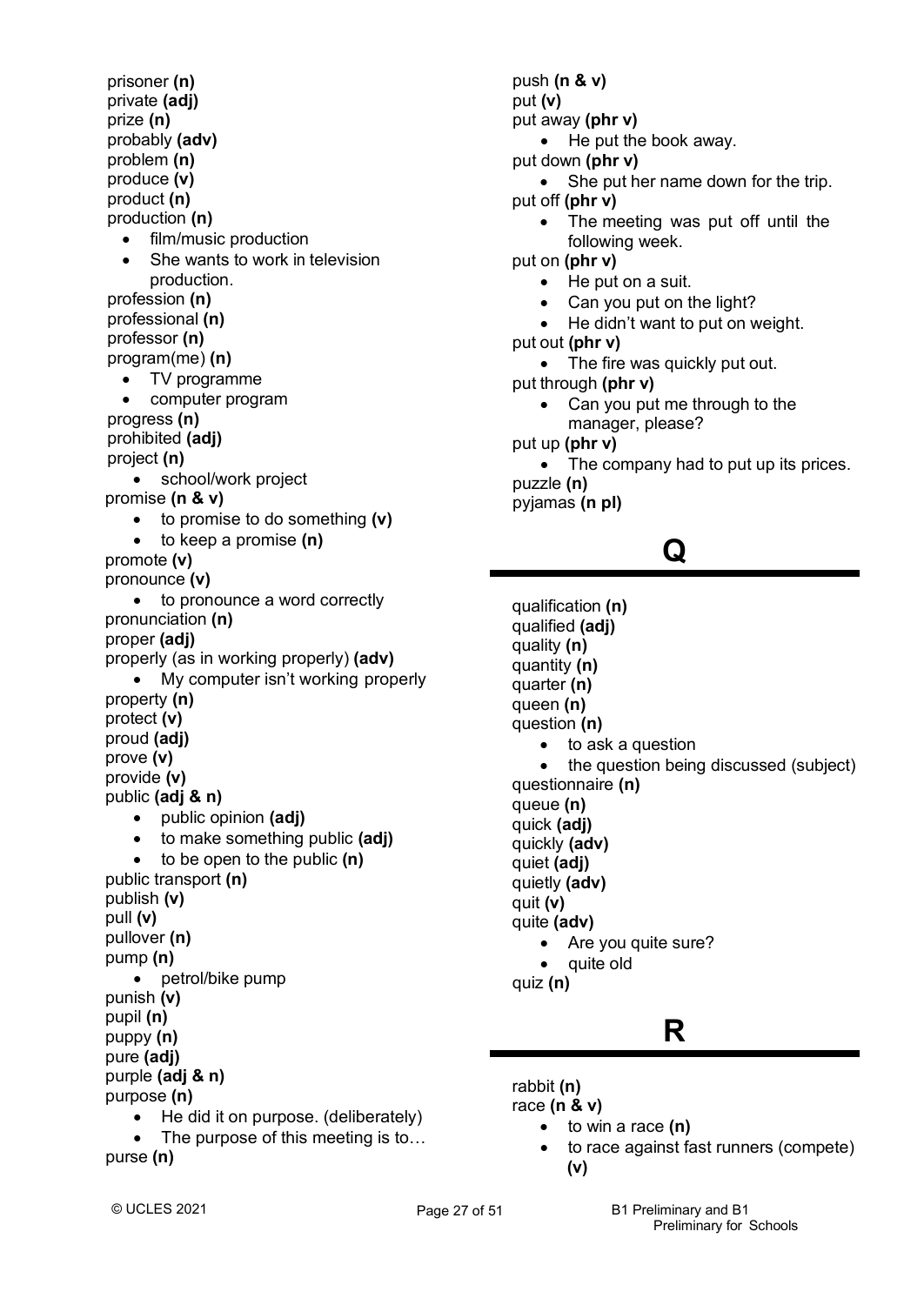prisoner **(n)**
private **(adj)**
prize **(n)**
probably **(adv)**
problem **(n)**
produce **(v)**
product **(n)**
production **(n)**

- film/music production
- She wants to work in television production.

profession **(n)**
professional **(n)**
professor **(n)**
program(me) **(n)**

- TV programme
- computer program

progress **(n)**
prohibited **(adj)**
project **(n)**

- school/work project

promise **(n & v)**

- to promise to do something **(v)**
- to keep a promise **(n)**

promote **(v)**
pronounce **(v)**

- to pronounce a word correctly

pronunciation **(n)**
proper **(adj)**
properly (as in working properly) **(adv)**

- My computer isn't working properly

property **(n)**
protect **(v)**
proud **(adj)**
prove **(v)**
provide **(v)**
public **(adj & n)**

- public opinion **(adj)**
- to make something public **(adj)**
- to be open to the public **(n)**

public transport **(n)**
publish **(v)**
pull **(v)**
pullover **(n)**
pump **(n)**

- petrol/bike pump

punish **(v)**
pupil **(n)**
puppy **(n)**
pure **(adj)**
purple **(adj & n)**
purpose **(n)**

- He did it on purpose. (deliberately)
- The purpose of this meeting is to…

purse **(n)**
push **(n & v)**
put **(v)**
put away **(phr v)**

- He put the book away.

put down **(phr v)**

- She put her name down for the trip.

put off **(phr v)**

- The meeting was put off until the following week.

put on **(phr v)**

- He put on a suit.
- Can you put on the light?
- He didn't want to put on weight.

put out **(phr v)**

- The fire was quickly put out.

put through **(phr v)**

- Can you put me through to the manager, please?

put up **(phr v)**

- The company had to put up its prices.

puzzle **(n)**
pyjamas **(n pl)**

# Q

qualification **(n)**
qualified **(adj)**
quality **(n)**
quantity **(n)**
quarter **(n)**
queen **(n)**
question **(n)**

- to ask a question
- the question being discussed (subject)

questionnaire **(n)**
queue **(n)**
quick **(adj)**
quickly **(adv)**
quiet **(adj)**
quietly **(adv)**
quit **(v)**
quite **(adv)**

- Are you quite sure?
- quite old

quiz **(n)**

# R

rabbit **(n)**
race **(n & v)**

- to win a race **(n)**
- to race against fast runners (compete) **(v)**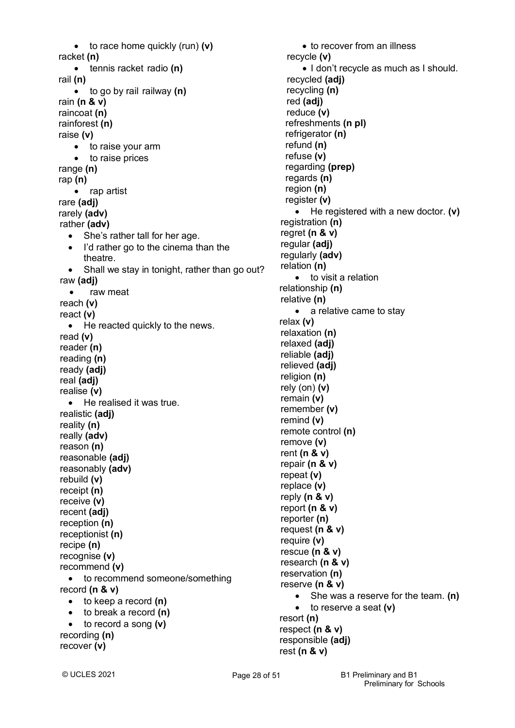- to race home quickly (run) **(v)**

racket **(n)**
- tennis racket radio **(n)**

rail **(n)**
- to go by rail railway **(n)**

rain **(n & v)**
raincoat **(n)**
rainforest **(n)**
raise **(v)**
- to raise your arm
- to raise prices

range **(n)**
rap **(n)**
- rap artist

rare **(adj)**
rarely **(adv)**
rather **(adv)**
- She's rather tall for her age.
- I'd rather go to the cinema than the theatre.
- Shall we stay in tonight, rather than go out?

raw **(adj)**
- raw meat

reach **(v)**
react **(v)**
- He reacted quickly to the news.

read **(v)**
reader **(n)**
reading **(n)**
ready **(adj)**
real **(adj)**
realise **(v)**
- He realised it was true.

realistic **(adj)**
reality **(n)**
really **(adv)**
reason **(n)**
reasonable **(adj)**
reasonably **(adv)**
rebuild **(v)**
receipt **(n)**
receive **(v)**
recent **(adj)**
reception **(n)**
receptionist **(n)**
recipe **(n)**
recognise **(v)**
recommend **(v)**
- to recommend someone/something

record **(n & v)**
- to keep a record **(n)**
- to break a record **(n)**
- to record a song **(v)**

recording **(n)**
recover **(v)**
- to recover from an illness

recycle **(v)**
- I don't recycle as much as I should.

recycled **(adj)**
recycling **(n)**
red **(adj)**
reduce **(v)**
refreshments **(n pl)**
refrigerator **(n)**
refund **(n)**
refuse **(v)**
regarding **(prep)**
regards **(n)**
region **(n)**
register **(v)**
- He registered with a new doctor. **(v)**

registration **(n)**
regret **(n & v)**
regular **(adj)**
regularly **(adv)**
relation **(n)**
- to visit a relation

relationship **(n)**
relative **(n)**
- a relative came to stay

relax **(v)**
relaxation **(n)**
relaxed **(adj)**
reliable **(adj)**
relieved **(adj)**
religion **(n)**
rely (on) **(v)**
remain **(v)**
remember **(v)**
remind **(v)**
remote control **(n)**
remove **(v)**
rent **(n & v)**
repair **(n & v)**
repeat **(v)**
replace **(v)**
reply **(n & v)**
report **(n & v)**
reporter **(n)**
request **(n & v)**
require **(v)**
rescue **(n & v)**
research **(n & v)**
reservation **(n)**
reserve **(n & v)**
- She was a reserve for the team. **(n)**
- to reserve a seat **(v)**

resort **(n)**
respect **(n & v)**
responsible **(adj)**
rest **(n & v)**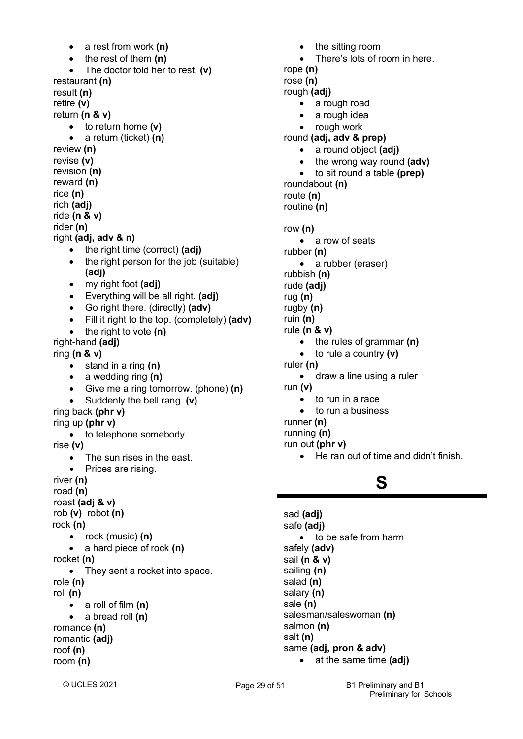- a rest from work **(n)**
- the rest of them **(n)**
- The doctor told her to rest. **(v)**

restaurant **(n)**
result **(n)**
retire **(v)**
return **(n & v)**

- to return home **(v)**
- a return (ticket) **(n)**

review **(n)**
revise **(v)**
revision **(n)**
reward **(n)**
rice **(n)**
rich **(adj)**
ride **(n & v)**
rider **(n)**
right **(adj, adv & n)**

- the right time (correct) **(adj)**
- the right person for the job (suitable) **(adj)**
- my right foot **(adj)**
- Everything will be all right. **(adj)**
- Go right there. (directly) **(adv)**
- Fill it right to the top. (completely) **(adv)**
- the right to vote **(n)**

right-hand **(adj)**
ring **(n & v)**

- stand in a ring **(n)**
- a wedding ring **(n)**
- Give me a ring tomorrow. (phone) **(n)**
- Suddenly the bell rang. **(v)**

ring back **(phr v)**
ring up **(phr v)**

- to telephone somebody

rise **(v)**

- The sun rises in the east.
- Prices are rising.

river **(n)**
road **(n)**
roast **(adj & v)**
rob **(v)** robot **(n)**
rock **(n)**

- rock (music) **(n)**
- a hard piece of rock **(n)**

rocket **(n)**

- They sent a rocket into space.

role **(n)**
roll **(n)**

- a roll of film **(n)**
- a bread roll **(n)**

romance **(n)**
romantic **(adj)**
roof **(n)**
room **(n)**

- the sitting room
- There's lots of room in here.

rope **(n)**
rose **(n)**
rough **(adj)**

- a rough road
- a rough idea
- rough work

round **(adj, adv & prep)**

- a round object **(adj)**
- the wrong way round **(adv)**
- to sit round a table **(prep)**

roundabout **(n)**
route **(n)**
routine **(n)**

row **(n)**

- a row of seats

rubber **(n)**

- a rubber (eraser)

rubbish **(n)**
rude **(adj)**
rug **(n)**
rugby **(n)**
ruin **(n)**
rule **(n & v)**

- the rules of grammar **(n)**
- to rule a country **(v)**

ruler **(n)**

- draw a line using a ruler

run **(v)**

- to run in a race
- to run a business

runner **(n)**
running **(n)**
run out **(phr v)**

- He ran out of time and didn't finish.

# S

sad **(adj)**
safe **(adj)**

- to be safe from harm

safely **(adv)**
sail **(n & v)**
sailing **(n)**
salad **(n)**
salary **(n)**
sale **(n)**
salesman/saleswoman **(n)**
salmon **(n)**
salt **(n)**
same **(adj, pron & adv)**

- at the same time **(adj)**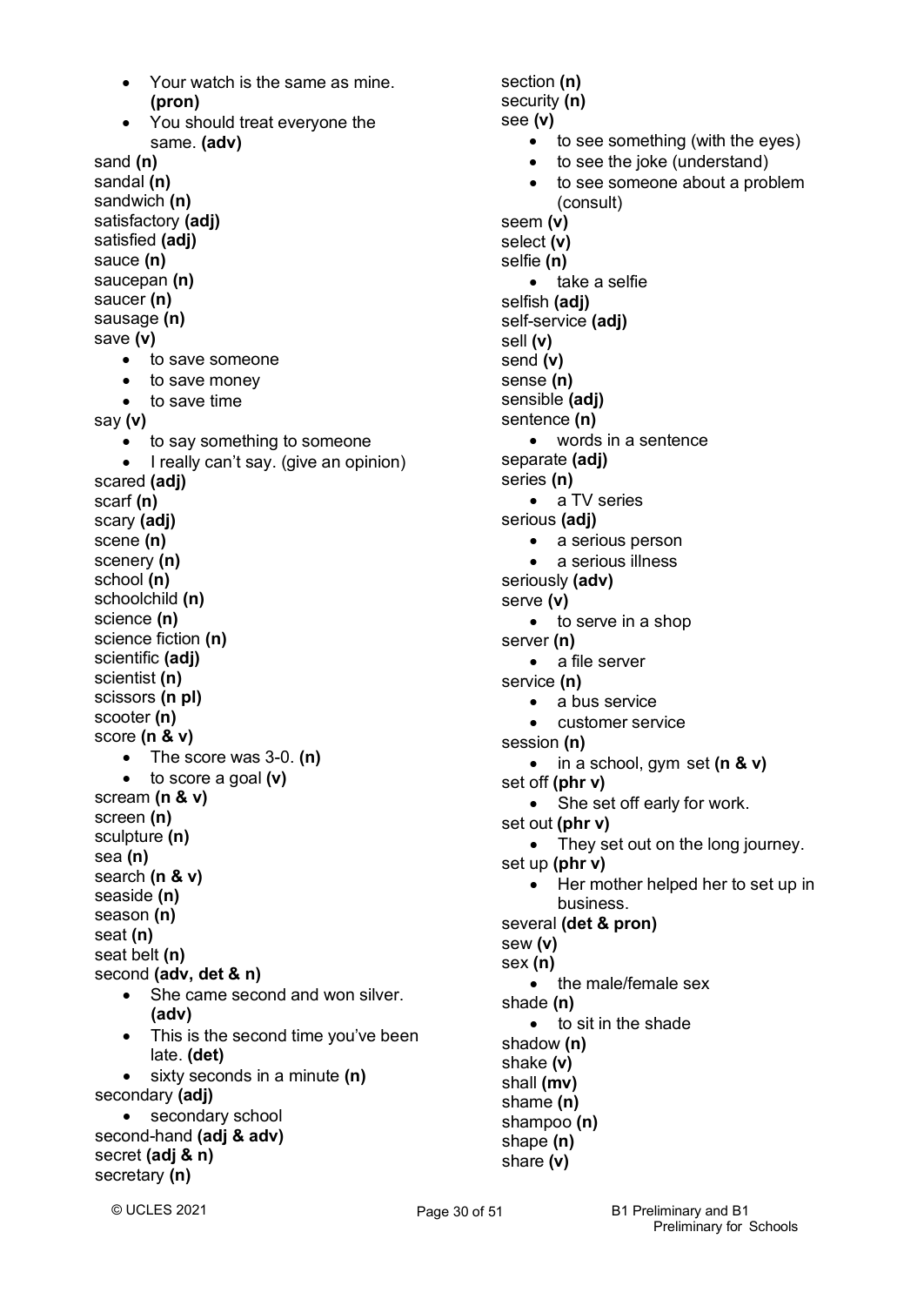- Your watch is the same as mine. **(pron)**
- You should treat everyone the same. **(adv)**

sand **(n)**
sandal **(n)**
sandwich **(n)**
satisfactory **(adj)**
satisfied **(adj)**
sauce **(n)**
saucepan **(n)**
saucer **(n)**
sausage **(n)**
save **(v)**

- to save someone
- to save money
- to save time

say **(v)**

- to say something to someone
- I really can't say. (give an opinion)

scared **(adj)**
scarf **(n)**
scary **(adj)**
scene **(n)**
scenery **(n)**
school **(n)**
schoolchild **(n)**
science **(n)**
science fiction **(n)**
scientific **(adj)**
scientist **(n)**
scissors **(n pl)**
scooter **(n)**
score **(n & v)**

- The score was 3-0. **(n)**
- to score a goal **(v)**

scream **(n & v)**
screen **(n)**
sculpture **(n)**
sea **(n)**
search **(n & v)**
seaside **(n)**
season **(n)**
seat **(n)**
seat belt **(n)**
second **(adv, det & n)**

- She came second and won silver. **(adv)**
- This is the second time you've been late. **(det)**
- sixty seconds in a minute **(n)**

secondary **(adj)**

- secondary school

second-hand **(adj & adv)**
secret **(adj & n)**
secretary **(n)**
section **(n)**
security **(n)**
see **(v)**

- to see something (with the eyes)
- to see the joke (understand)
- to see someone about a problem (consult)

seem **(v)**
select **(v)**
selfie **(n)**

- take a selfie

selfish **(adj)**
self-service **(adj)**
sell **(v)**
send **(v)**
sense **(n)**
sensible **(adj)**
sentence **(n)**

- words in a sentence

separate **(adj)**
series **(n)**

- a TV series

serious **(adj)**

- a serious person
- a serious illness

seriously **(adv)**
serve **(v)**

- to serve in a shop

server **(n)**

- a file server

service **(n)**

- a bus service
- customer service

session **(n)**

- in a school, gym set **(n & v)**

set off **(phr v)**

- She set off early for work.

set out **(phr v)**

- They set out on the long journey.

set up **(phr v)**

- Her mother helped her to set up in business.

several **(det & pron)**
sew **(v)**
sex **(n)**

- the male/female sex

shade **(n)**

- to sit in the shade

shadow **(n)**
shake **(v)**
shall **(mv)**
shame **(n)**
shampoo **(n)**
shape **(n)**
share **(v)**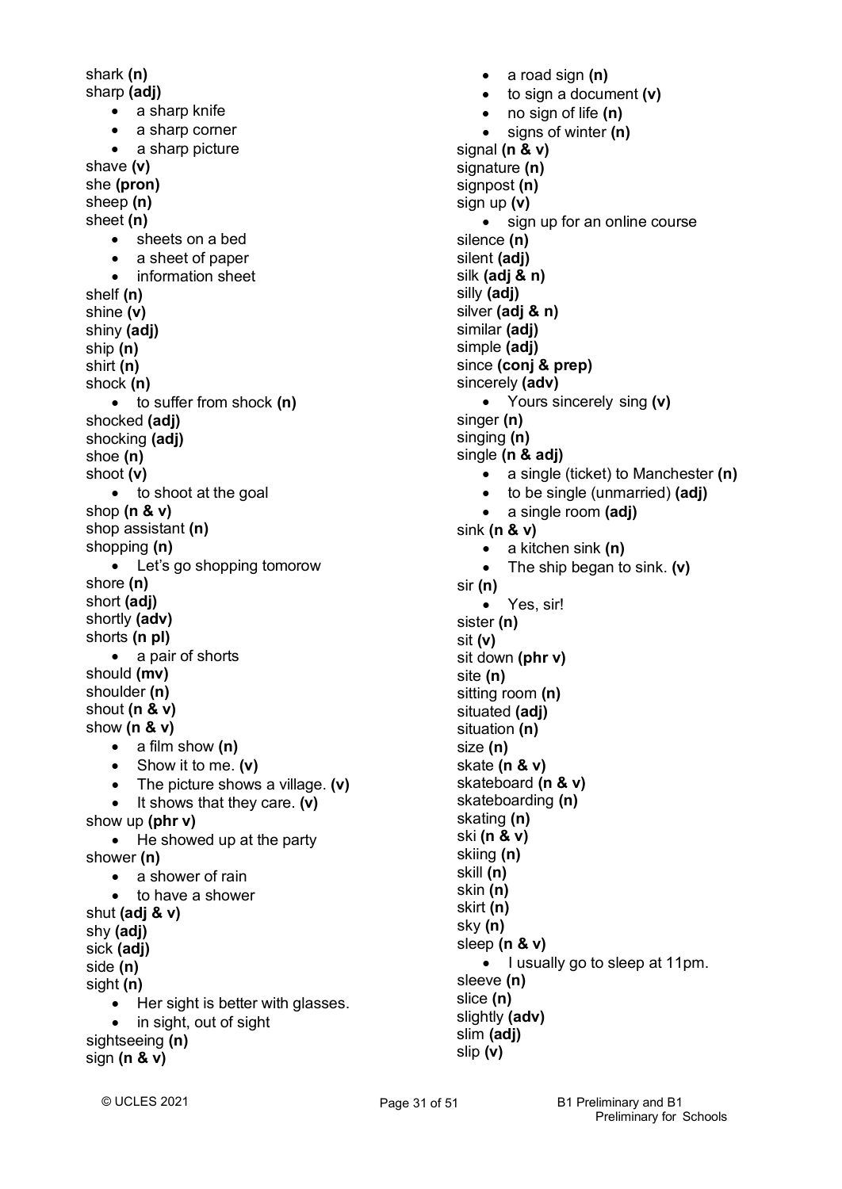shark **(n)**
sharp **(adj)**

- a sharp knife
- a sharp corner
- a sharp picture

shave **(v)**
she **(pron)**
sheep **(n)**
sheet **(n)**

- sheets on a bed
- a sheet of paper
- information sheet

shelf **(n)**
shine **(v)**
shiny **(adj)**
ship **(n)**
shirt **(n)**
shock **(n)**

- to suffer from shock **(n)**

shocked **(adj)**
shocking **(adj)**
shoe **(n)**
shoot **(v)**

- to shoot at the goal

shop **(n & v)**
shop assistant **(n)**
shopping **(n)**

- Let's go shopping tomorow

shore **(n)**
short **(adj)**
shortly **(adv)**
shorts **(n pl)**

- a pair of shorts

should **(mv)**
shoulder **(n)**
shout **(n & v)**
show **(n & v)**

- a film show **(n)**
- Show it to me. **(v)**
- The picture shows a village. **(v)**
- It shows that they care. **(v)**

show up **(phr v)**

- He showed up at the party

shower **(n)**

- a shower of rain
- to have a shower

shut **(adj & v)**
shy **(adj)**
sick **(adj)**
side **(n)**
sight **(n)**

- Her sight is better with glasses.
- in sight, out of sight

sightseeing **(n)**
sign **(n & v)**

- a road sign **(n)**
- to sign a document **(v)**
- no sign of life **(n)**
- signs of winter **(n)**

signal **(n & v)**
signature **(n)**
signpost **(n)**
sign up **(v)**

- sign up for an online course

silence **(n)**
silent **(adj)**
silk **(adj & n)**
silly **(adj)**
silver **(adj & n)**
similar **(adj)**
simple **(adj)**
since **(conj & prep)**
sincerely **(adv)**

- Yours sincerely sing **(v)**

singer **(n)**
singing **(n)**
single **(n & adj)**

- a single (ticket) to Manchester **(n)**
- to be single (unmarried) **(adj)**
- a single room **(adj)**

sink **(n & v)**

- a kitchen sink **(n)**
- The ship began to sink. **(v)**

sir **(n)**

- Yes, sir!

sister **(n)**
sit **(v)**
sit down **(phr v)**
site **(n)**
sitting room **(n)**
situated **(adj)**
situation **(n)**
size **(n)**
skate **(n & v)**
skateboard **(n & v)**
skateboarding **(n)**
skating **(n)**
ski **(n & v)**
skiing **(n)**
skill **(n)**
skin **(n)**
skirt **(n)**
sky **(n)**
sleep **(n & v)**

- I usually go to sleep at 11pm.

sleeve **(n)**
slice **(n)**
slightly **(adv)**
slim **(adj)**
slip **(v)**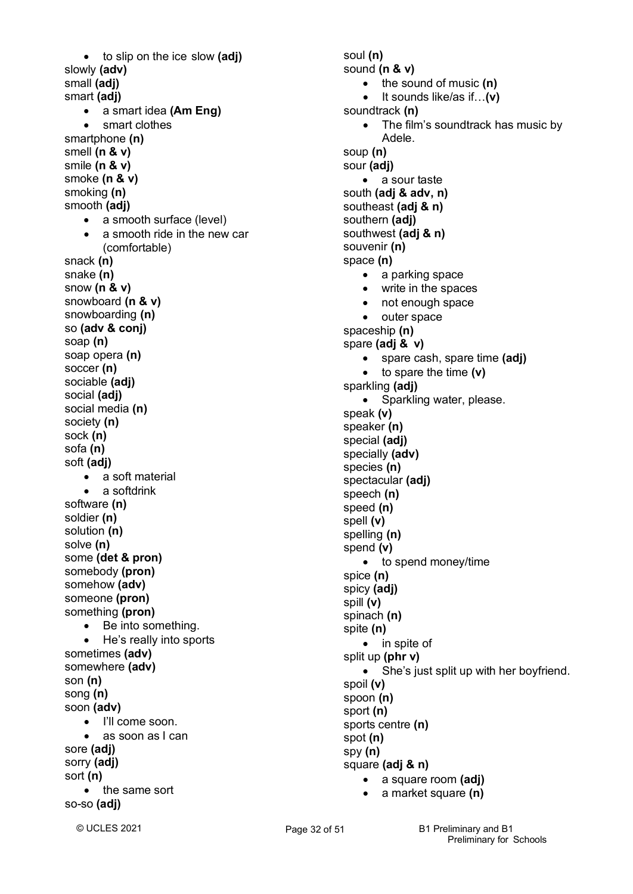- to slip on the ice slow **(adj)**

slowly **(adv)**
small **(adj)**
smart **(adj)**

- a smart idea **(Am Eng)**
- smart clothes

smartphone **(n)**
smell **(n & v)**
smile **(n & v)**
smoke **(n & v)**
smoking **(n)**
smooth **(adj)**

- a smooth surface (level)
- a smooth ride in the new car (comfortable)

snack **(n)**
snake **(n)**
snow **(n & v)**
snowboard **(n & v)**
snowboarding **(n)**
so **(adv & conj)**
soap **(n)**
soap opera **(n)**
soccer **(n)**
sociable **(adj)**
social **(adj)**
social media **(n)**
society **(n)**
sock **(n)**
sofa **(n)**
soft **(adj)**

- a soft material
- a softdrink

software **(n)**
soldier **(n)**
solution **(n)**
solve **(n)**
some **(det & pron)**
somebody **(pron)**
somehow **(adv)**
someone **(pron)**
something **(pron)**

- Be into something.
- He's really into sports

sometimes **(adv)**
somewhere **(adv)**
son **(n)**
song **(n)**
soon **(adv)**

- I'll come soon.
- as soon as I can

sore **(adj)**
sorry **(adj)**
sort **(n)**

- the same sort

so-so **(adj)**
soul **(n)**
sound **(n & v)**

- the sound of music **(n)**
- It sounds like/as if…**(v)**

soundtrack **(n)**

- The film's soundtrack has music by Adele.

soup **(n)**
sour **(adj)**

- a sour taste

south **(adj & adv, n)**
southeast **(adj & n)**
southern **(adj)**
southwest **(adj & n)**
souvenir **(n)**
space **(n)**

- a parking space
- write in the spaces
- not enough space
- outer space

spaceship **(n)**
spare **(adj & v)**

- spare cash, spare time **(adj)**
- to spare the time **(v)**

sparkling **(adj)**

- Sparkling water, please.

speak **(v)**
speaker **(n)**
special **(adj)**
specially **(adv)**
species **(n)**
spectacular **(adj)**
speech **(n)**
speed **(n)**
spell **(v)**
spelling **(n)**
spend **(v)**

- to spend money/time

spice **(n)**
spicy **(adj)**
spill **(v)**
spinach **(n)**
spite **(n)**

- in spite of

split up **(phr v)**

- She's just split up with her boyfriend.

spoil **(v)**
spoon **(n)**
sport **(n)**
sports centre **(n)**
spot **(n)**
spy **(n)**
square **(adj & n)**

- a square room **(adj)**
- a market square **(n)**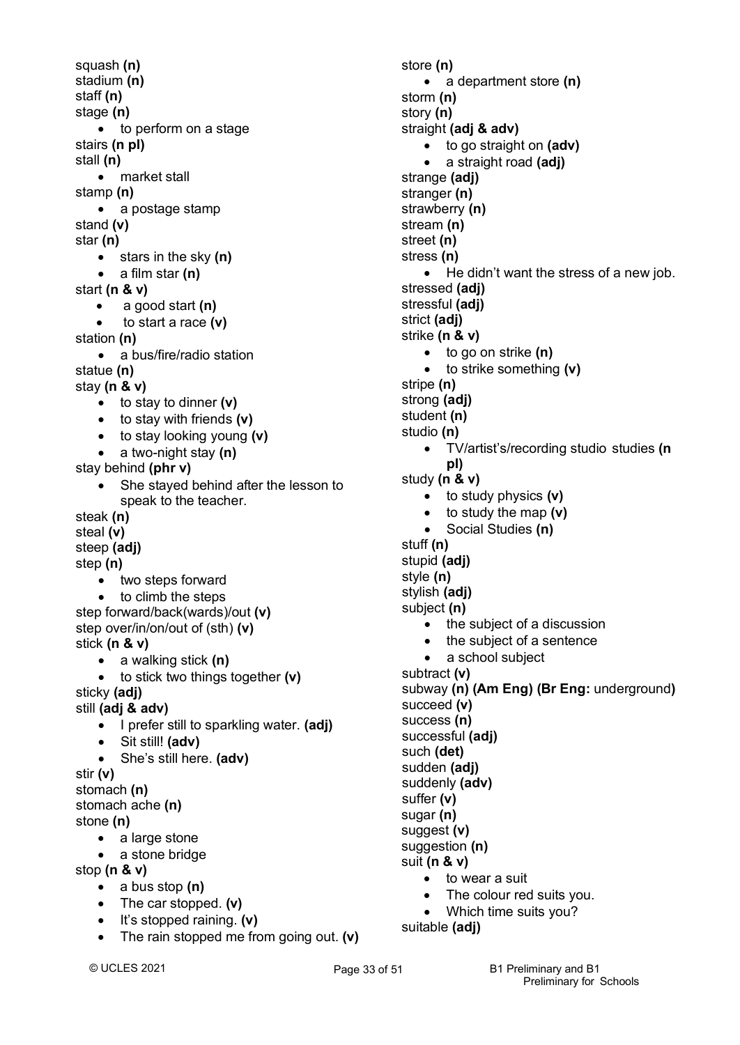squash **(n)**
stadium **(n)**
staff **(n)**
stage **(n)**

- to perform on a stage

stairs **(n pl)**
stall **(n)**

- market stall

stamp **(n)**

- a postage stamp

stand **(v)**
star **(n)**

- stars in the sky **(n)**
- a film star **(n)**

start **(n & v)**

- a good start **(n)**
- to start a race **(v)**

station **(n)**

- a bus/fire/radio station

statue **(n)**
stay **(n & v)**

- to stay to dinner **(v)**
- to stay with friends **(v)**
- to stay looking young **(v)**
- a two-night stay **(n)**

stay behind **(phr v)**

- She stayed behind after the lesson to speak to the teacher.

steak **(n)**
steal **(v)**
steep **(adj)**
step **(n)**

- two steps forward
- to climb the steps

step forward/back(wards)/out **(v)**
step over/in/on/out of (sth) **(v)**
stick **(n & v)**

- a walking stick **(n)**
- to stick two things together **(v)**

sticky **(adj)**
still **(adj & adv)**

- I prefer still to sparkling water. **(adj)**
- Sit still! **(adv)**
- She's still here. **(adv)**

stir **(v)**
stomach **(n)**
stomach ache **(n)**
stone **(n)**

- a large stone
- a stone bridge

stop **(n & v)**

- a bus stop **(n)**
- The car stopped. **(v)**
- It's stopped raining. **(v)**
- The rain stopped me from going out. **(v)**

store **(n)**

- a department store **(n)**

storm **(n)**
story **(n)**
straight **(adj & adv)**

- to go straight on **(adv)**
- a straight road **(adj)**

strange **(adj)**
stranger **(n)**
strawberry **(n)**
stream **(n)**
street **(n)**
stress **(n)**

- He didn't want the stress of a new job.

stressed **(adj)**
stressful **(adj)**
strict **(adj)**
strike **(n & v)**

- to go on strike **(n)**
- to strike something **(v)**

stripe **(n)**
strong **(adj)**
student **(n)**
studio **(n)**

- TV/artist's/recording studio studies **(n pl)**

study **(n & v)**

- to study physics **(v)**
- to study the map **(v)**
- Social Studies **(n)**

stuff **(n)**
stupid **(adj)**
style **(n)**
stylish **(adj)**
subject **(n)**

- the subject of a discussion
- the subject of a sentence
- a school subject

subtract **(v)**
subway **(n) (Am Eng) (Br Eng:** underground**)**
succeed **(v)**
success **(n)**
successful **(adj)**
such **(det)**
sudden **(adj)**
suddenly **(adv)**
suffer **(v)**
sugar **(n)**
suggest **(v)**
suggestion **(n)**
suit **(n & v)**

- to wear a suit
- The colour red suits you.
- Which time suits you?

suitable **(adj)**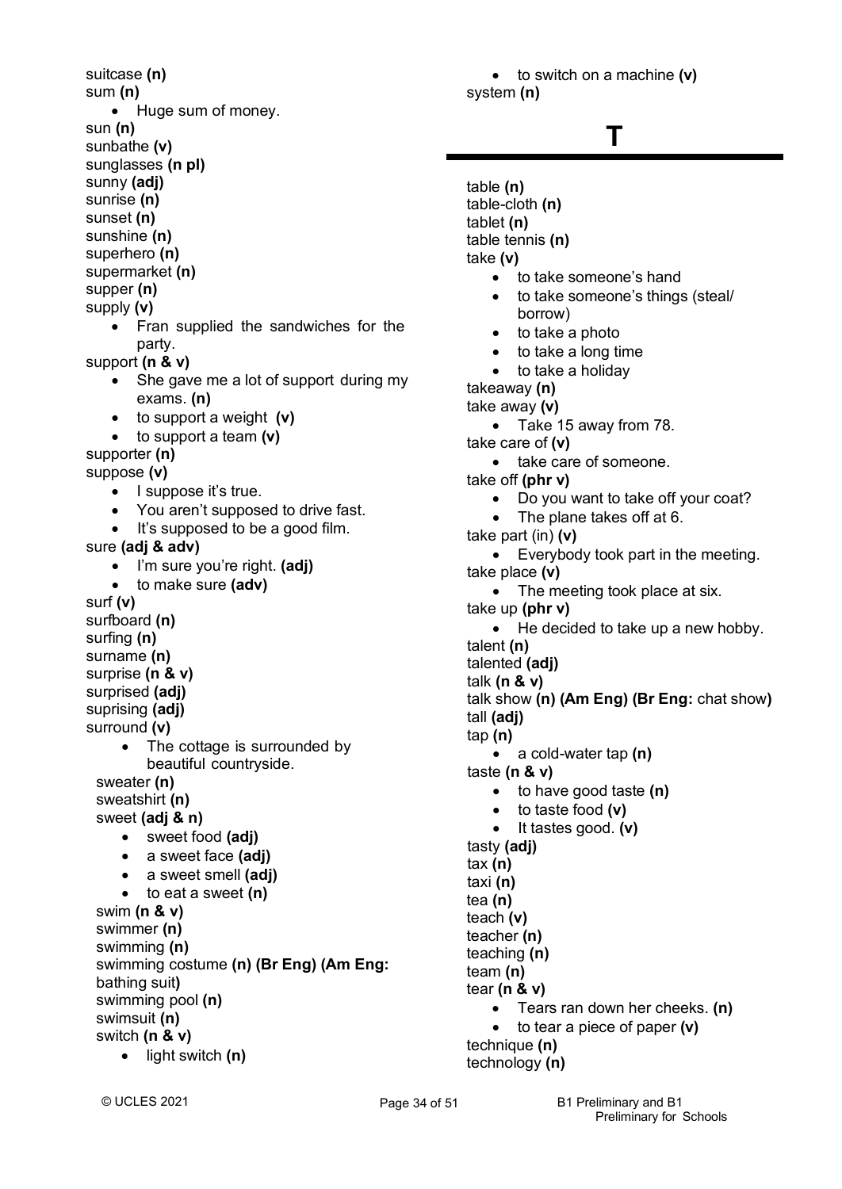suitcase **(n)**
sum **(n)**

- Huge sum of money.

sun **(n)**
sunbathe **(v)**
sunglasses **(n pl)**
sunny **(adj)**
sunrise **(n)**
sunset **(n)**
sunshine **(n)**
superhero **(n)**
supermarket **(n)**
supper **(n)**
supply **(v)**

- Fran supplied the sandwiches for the party.

support **(n & v)**

- She gave me a lot of support during my exams. **(n)**
- to support a weight **(v)**
- to support a team **(v)**

supporter **(n)**
suppose **(v)**

- I suppose it's true.
- You aren't supposed to drive fast.
- It's supposed to be a good film.

sure **(adj & adv)**

- I'm sure you're right. **(adj)**
- to make sure **(adv)**

surf **(v)**
surfboard **(n)**
surfing **(n)**
surname **(n)**
surprise **(n & v)**
surprised **(adj)**
suprising **(adj)**
surround **(v)**

- The cottage is surrounded by beautiful countryside.

sweater **(n)**
sweatshirt **(n)**
sweet **(adj & n)**

- sweet food **(adj)**
- a sweet face **(adj)**
- a sweet smell **(adj)**
- to eat a sweet **(n)**

swim **(n & v)**
swimmer **(n)**
swimming **(n)**
swimming costume **(n) (Br Eng) (Am Eng:** bathing suit**)**
swimming pool **(n)**
swimsuit **(n)**
switch **(n & v)**

- light switch **(n)**
- to switch on a machine **(v)**

system **(n)**

# T

table **(n)**
table-cloth **(n)**
tablet **(n)**
table tennis **(n)**
take **(v)**

- to take someone's hand
- to take someone's things (steal/ borrow)
- to take a photo
- to take a long time
- to take a holiday

takeaway **(n)**
take away **(v)**

- Take 15 away from 78.

take care of **(v)**

- take care of someone.

take off **(phr v)**

- Do you want to take off your coat?
- The plane takes off at 6.

take part (in) **(v)**

- Everybody took part in the meeting.

take place **(v)**

- The meeting took place at six.

take up **(phr v)**

- He decided to take up a new hobby.

talent **(n)**
talented **(adj)**
talk **(n & v)**
talk show **(n) (Am Eng) (Br Eng:** chat show**)**
tall **(adj)**
tap **(n)**

- a cold-water tap **(n)**

taste **(n & v)**

- to have good taste **(n)**
- to taste food **(v)**
- It tastes good. **(v)**

tasty **(adj)**
tax **(n)**
taxi **(n)**
tea **(n)**
teach **(v)**
teacher **(n)**
teaching **(n)**
team **(n)**
tear **(n & v)**

- Tears ran down her cheeks. **(n)**
- to tear a piece of paper **(v)**

technique **(n)**
technology **(n)**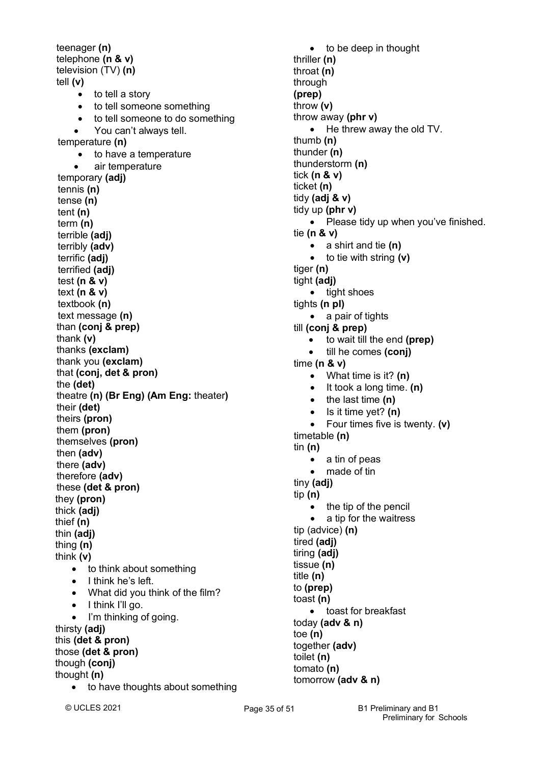teenager **(n)**
telephone **(n & v)**
television (TV) **(n)**
tell **(v)**

- to tell a story
- to tell someone something
- to tell someone to do something
- You can't always tell.

temperature **(n)**

- to have a temperature
- air temperature

temporary **(adj)**
tennis **(n)**
tense **(n)**
tent **(n)**
term **(n)**
terrible **(adj)**
terribly **(adv)**
terrific **(adj)**
terrified **(adj)**
test **(n & v)**
text **(n & v)**
textbook **(n)**
text message **(n)**
than **(conj & prep)**
thank **(v)**
thanks **(exclam)**
thank you **(exclam)**
that **(conj, det & pron)**
the **(det)**
theatre **(n) (Br Eng) (Am Eng:** theater**)**
their **(det)**
theirs **(pron)**
them **(pron)**
themselves **(pron)**
then **(adv)**
there **(adv)**
therefore **(adv)**
these **(det & pron)**
they **(pron)**
thick **(adj)**
thief **(n)**
thin **(adj)**
thing **(n)**
think **(v)**

- to think about something
- I think he's left.
- What did you think of the film?
- I think I'll go.
- I'm thinking of going.

thirsty **(adj)**
this **(det & pron)**
those **(det & pron)**
though **(conj)**
thought **(n)**

- to have thoughts about something
- to be deep in thought

thriller **(n)**
throat **(n)**
through **(prep)**
throw **(v)**
throw away **(phr v)**

- He threw away the old TV.

thumb **(n)**
thunder **(n)**
thunderstorm **(n)**
tick **(n & v)**
ticket **(n)**
tidy **(adj & v)**
tidy up **(phr v)**

- Please tidy up when you've finished.

tie **(n & v)**

- a shirt and tie **(n)**
- to tie with string **(v)**

tiger **(n)**
tight **(adj)**

- tight shoes

tights **(n pl)**

- a pair of tights

till **(conj & prep)**

- to wait till the end **(prep)**
- till he comes **(conj)**

time **(n & v)**

- What time is it? **(n)**
- It took a long time. **(n)**
- the last time **(n)**
- Is it time yet? **(n)**
- Four times five is twenty. **(v)**

timetable **(n)**
tin **(n)**

- a tin of peas
- made of tin

tiny **(adj)**
tip **(n)**

- the tip of the pencil
- a tip for the waitress

tip (advice) **(n)**
tired **(adj)**
tiring **(adj)**
tissue **(n)**
title **(n)**
to **(prep)**
toast **(n)**

- toast for breakfast

today **(adv & n)**
toe **(n)**
together **(adv)**
toilet **(n)**
tomato **(n)**
tomorrow **(adv & n)**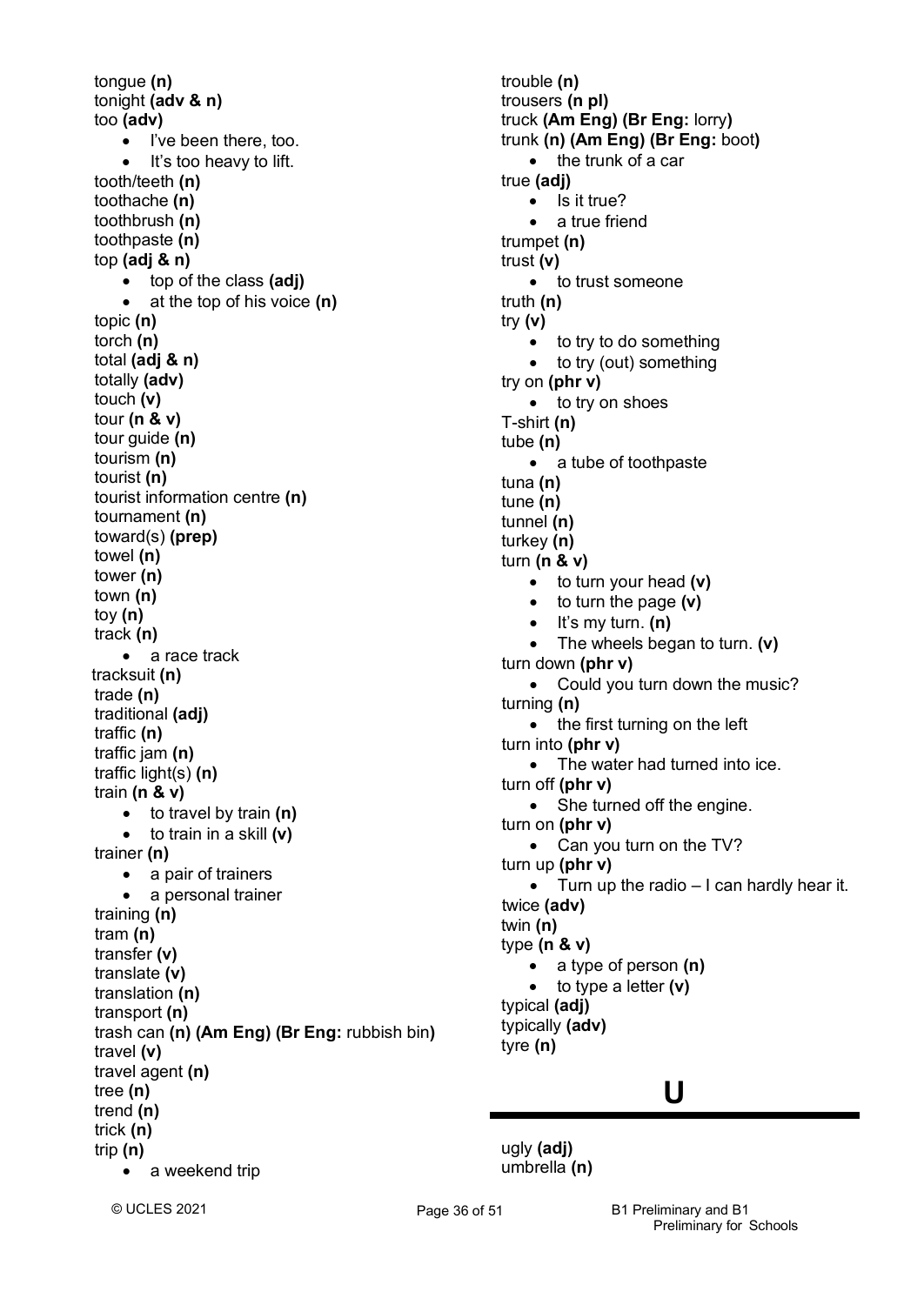tongue **(n)**
tonight **(adv & n)**
too **(adv)**

- I've been there, too.
- It's too heavy to lift.

tooth/teeth **(n)**
toothache **(n)**
toothbrush **(n)**
toothpaste **(n)**
top **(adj & n)**

- top of the class **(adj)**
- at the top of his voice **(n)**

topic **(n)**
torch **(n)**
total **(adj & n)**
totally **(adv)**
touch **(v)**
tour **(n & v)**
tour guide **(n)**
tourism **(n)**
tourist **(n)**
tourist information centre **(n)**
tournament **(n)**
toward(s) **(prep)**
towel **(n)**
tower **(n)**
town **(n)**
toy **(n)**
track **(n)**

- a race track

tracksuit **(n)**
trade **(n)**
traditional **(adj)**
traffic **(n)**
traffic jam **(n)**
traffic light(s) **(n)**
train **(n & v)**

- to travel by train **(n)**
- to train in a skill **(v)**

trainer **(n)**

- a pair of trainers
- a personal trainer

training **(n)**
tram **(n)**
transfer **(v)**
translate **(v)**
translation **(n)**
transport **(n)**
trash can **(n) (Am Eng) (Br Eng:** rubbish bin**)**
travel **(v)**
travel agent **(n)**
tree **(n)**
trend **(n)**
trick **(n)**
trip **(n)**

- a weekend trip

trouble **(n)**
trousers **(n pl)**
truck **(Am Eng) (Br Eng:** lorry**)**
trunk **(n) (Am Eng) (Br Eng:** boot**)**

- the trunk of a car

true **(adj)**

- Is it true?
- a true friend

trumpet **(n)**
trust **(v)**

- to trust someone

truth **(n)**
try **(v)**

- to try to do something
- to try (out) something

try on **(phr v)**

- to try on shoes

T-shirt **(n)**
tube **(n)**

- a tube of toothpaste

tuna **(n)**
tune **(n)**
tunnel **(n)**
turkey **(n)**
turn **(n & v)**

- to turn your head **(v)**
- to turn the page **(v)**
- It's my turn. **(n)**
- The wheels began to turn. **(v)**

turn down **(phr v)**

- Could you turn down the music?

turning **(n)**

- the first turning on the left

turn into **(phr v)**

- The water had turned into ice.

turn off **(phr v)**

- She turned off the engine.

turn on **(phr v)**

- Can you turn on the TV?

turn up **(phr v)**

- Turn up the radio – I can hardly hear it.

twice **(adv)**
twin **(n)**
type **(n & v)**

- a type of person **(n)**
- to type a letter **(v)**

typical **(adj)**
typically **(adv)**
tyre **(n)**

## U

ugly **(adj)**
umbrella **(n)**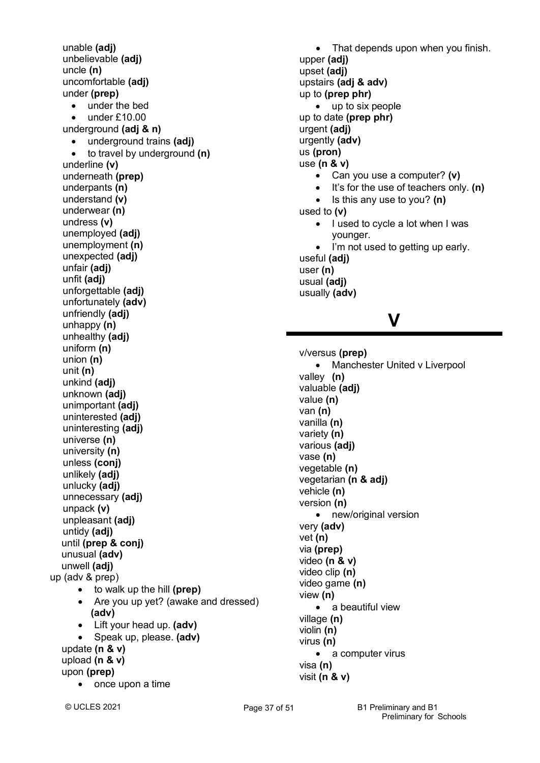unable **(adj)**
unbelievable **(adj)**
uncle **(n)**
uncomfortable **(adj)**
under **(prep)**

- under the bed
- under £10.00

underground **(adj & n)**

- underground trains **(adj)**
- to travel by underground **(n)**

underline **(v)**
underneath **(prep)**
underpants **(n)**
understand **(v)**
underwear **(n)**
undress **(v)**
unemployed **(adj)**
unemployment **(n)**
unexpected **(adj)**
unfair **(adj)**
unfit **(adj)**
unforgettable **(adj)**
unfortunately **(adv)**
unfriendly **(adj)**
unhappy **(n)**
unhealthy **(adj)**
uniform **(n)**
union **(n)**
unit **(n)**
unkind **(adj)**
unknown **(adj)**
unimportant **(adj)**
uninterested **(adj)**
uninteresting **(adj)**
universe **(n)**
university **(n)**
unless **(conj)**
unlikely **(adj)**
unlucky **(adj)**
unnecessary **(adj)**
unpack **(v)**
unpleasant **(adj)**
untidy **(adj)**
until **(prep & conj)**
unusual **(adv)**
unwell **(adj)**
up (adv & prep)

- to walk up the hill **(prep)**
- Are you up yet? (awake and dressed) **(adv)**
- Lift your head up. **(adv)**
- Speak up, please. **(adv)**

update **(n & v)**
upload **(n & v)**
upon **(prep)**

- once upon a time
- That depends upon when you finish.

upper **(adj)**
upset **(adj)**
upstairs **(adj & adv)**
up to **(prep phr)**

- up to six people

up to date **(prep phr)**
urgent **(adj)**
urgently **(adv)**
us **(pron)**
use **(n & v)**

- Can you use a computer? **(v)**
- It's for the use of teachers only. **(n)**
- Is this any use to you? **(n)**

used to **(v)**

- I used to cycle a lot when I was younger.
- I'm not used to getting up early.

useful **(adj)**
user **(n)**
usual **(adj)**
usually **(adv)**

# V

v/versus **(prep)**

- Manchester United v Liverpool

valley **(n)**
valuable **(adj)**
value **(n)**
van **(n)**
vanilla **(n)**
variety **(n)**
various **(adj)**
vase **(n)**
vegetable **(n)**
vegetarian **(n & adj)**
vehicle **(n)**
version **(n)**

- new/original version

very **(adv)**
vet **(n)**
via **(prep)**
video **(n & v)**
video clip **(n)**
video game **(n)**
view **(n)**

- a beautiful view

village **(n)**
violin **(n)**
virus **(n)**

- a computer virus

visa **(n)**
visit **(n & v)**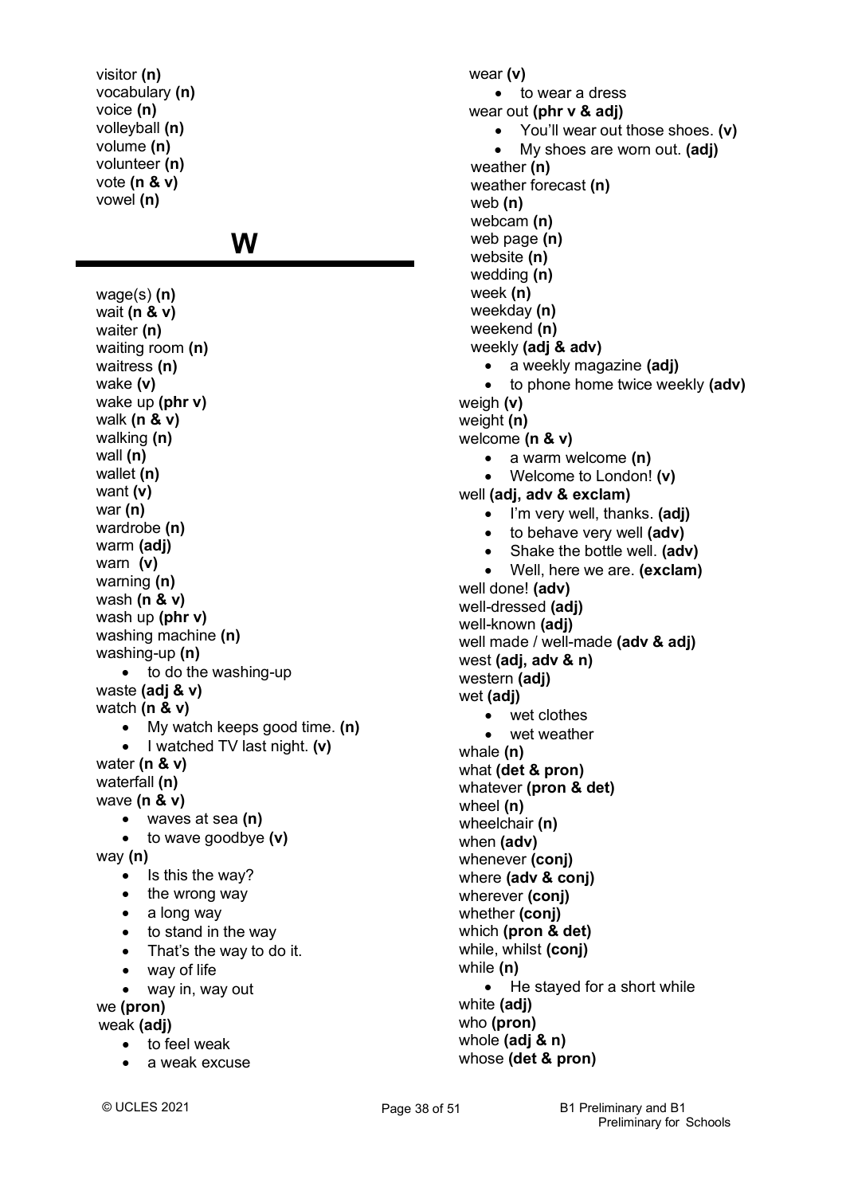visitor **(n)**
vocabulary **(n)**
voice **(n)**
volleyball **(n)**
volume **(n)**
volunteer **(n)**
vote **(n & v)**
vowel **(n)**

## W

wage(s) **(n)**
wait **(n & v)**
waiter **(n)**
waiting room **(n)**
waitress **(n)**
wake **(v)**
wake up **(phr v)**
walk **(n & v)**
walking **(n)**
wall **(n)**
wallet **(n)**
want **(v)**
war **(n)**
wardrobe **(n)**
warm **(adj)**
warn **(v)**
warning **(n)**
wash **(n & v)**
wash up **(phr v)**
washing machine **(n)**
washing-up **(n)**

- to do the washing-up

waste **(adj & v)**
watch **(n & v)**

- My watch keeps good time. **(n)**
- I watched TV last night. **(v)**

water **(n & v)**
waterfall **(n)**
wave **(n & v)**

- waves at sea **(n)**
- to wave goodbye **(v)**

way **(n)**

- Is this the way?
- the wrong way
- a long way
- to stand in the way
- That's the way to do it.
- way of life
- way in, way out

we **(pron)**
weak **(adj)**

- to feel weak
- a weak excuse

wear **(v)**

- to wear a dress

wear out **(phr v & adj)**

- You'll wear out those shoes. **(v)**
- My shoes are worn out. **(adj)**

weather **(n)**
weather forecast **(n)**
web **(n)**
webcam **(n)**
web page **(n)**
website **(n)**
wedding **(n)**
week **(n)**
weekday **(n)**
weekend **(n)**
weekly **(adj & adv)**

- a weekly magazine **(adj)**
- to phone home twice weekly **(adv)**

weigh **(v)**
weight **(n)**
welcome **(n & v)**

- a warm welcome **(n)**
- Welcome to London! **(v)**

well **(adj, adv & exclam)**

- I'm very well, thanks. **(adj)**
- to behave very well **(adv)**
- Shake the bottle well. **(adv)**
- Well, here we are. **(exclam)**

well done! **(adv)**
well-dressed **(adj)**
well-known **(adj)**
well made / well-made **(adv & adj)**
west **(adj, adv & n)**
western **(adj)**
wet **(adj)**

- wet clothes
- wet weather

whale **(n)**
what **(det & pron)**
whatever **(pron & det)**
wheel **(n)**
wheelchair **(n)**
when **(adv)**
whenever **(conj)**
where **(adv & conj)**
wherever **(conj)**
whether **(conj)**
which **(pron & det)**
while, whilst **(conj)**
while **(n)**

- He stayed for a short while

white **(adj)**
who **(pron)**
whole **(adj & n)**
whose **(det & pron)**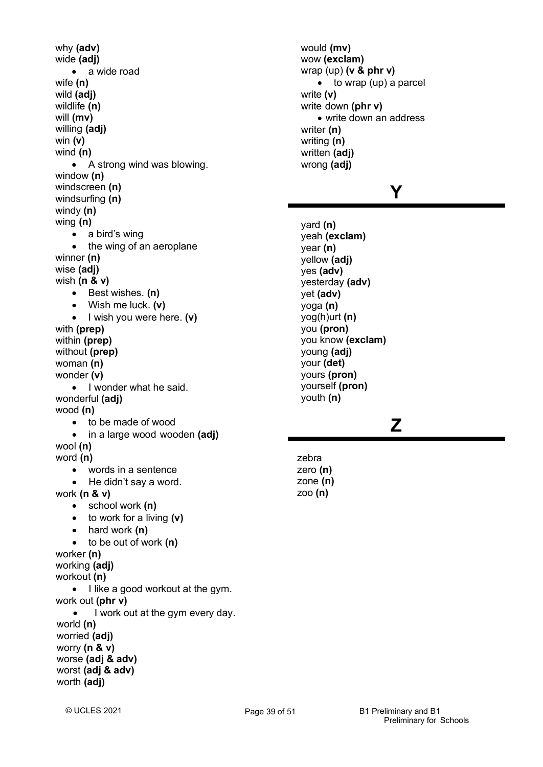why **(adv)**
wide **(adj)**
- a wide road

wife **(n)**
wild **(adj)**
wildlife **(n)**
will **(mv)**
willing **(adj)**
win **(v)**
wind **(n)**
- A strong wind was blowing.

window **(n)**
windscreen **(n)**
windsurfing **(n)**
windy **(n)**
wing **(n)**
- a bird's wing
- the wing of an aeroplane

winner **(n)**
wise **(adj)**
wish **(n & v)**
- Best wishes. **(n)**
- Wish me luck. **(v)**
- I wish you were here. **(v)**

with **(prep)**
within **(prep)**
without **(prep)**
woman **(n)**
wonder **(v)**
- I wonder what he said.

wonderful **(adj)**
wood **(n)**
- to be made of wood
- in a large wood wooden **(adj)**

wool **(n)**
word **(n)**
- words in a sentence
- He didn't say a word.

work **(n & v)**
- school work **(n)**
- to work for a living **(v)**
- hard work **(n)**
- to be out of work **(n)**

worker **(n)**
working **(adj)**
workout **(n)**
- I like a good workout at the gym.

work out **(phr v)**
- I work out at the gym every day.

world **(n)**
worried **(adj)**
worry **(n & v)**
worse **(adj & adv)**
worst **(adj & adv)**
worth **(adj)**
would **(mv)**
wow **(exclam)**
wrap (up) **(v & phr v)**
- to wrap (up) a parcel

write **(v)**
write down **(phr v)**
- write down an address

writer **(n)**
writing **(n)**
written **(adj)**
wrong **(adj)**

# Y

yard **(n)**
yeah **(exclam)**
year **(n)**
yellow **(adj)**
yes **(adv)**
yesterday **(adv)**
yet **(adv)**
yoga **(n)**
yog(h)urt **(n)**
you **(pron)**
you know **(exclam)**
young **(adj)**
your **(det)**
yours **(pron)**
yourself **(pron)**
youth **(n)**

# Z

zebra
zero **(n)**
zone **(n)**
zoo **(n)**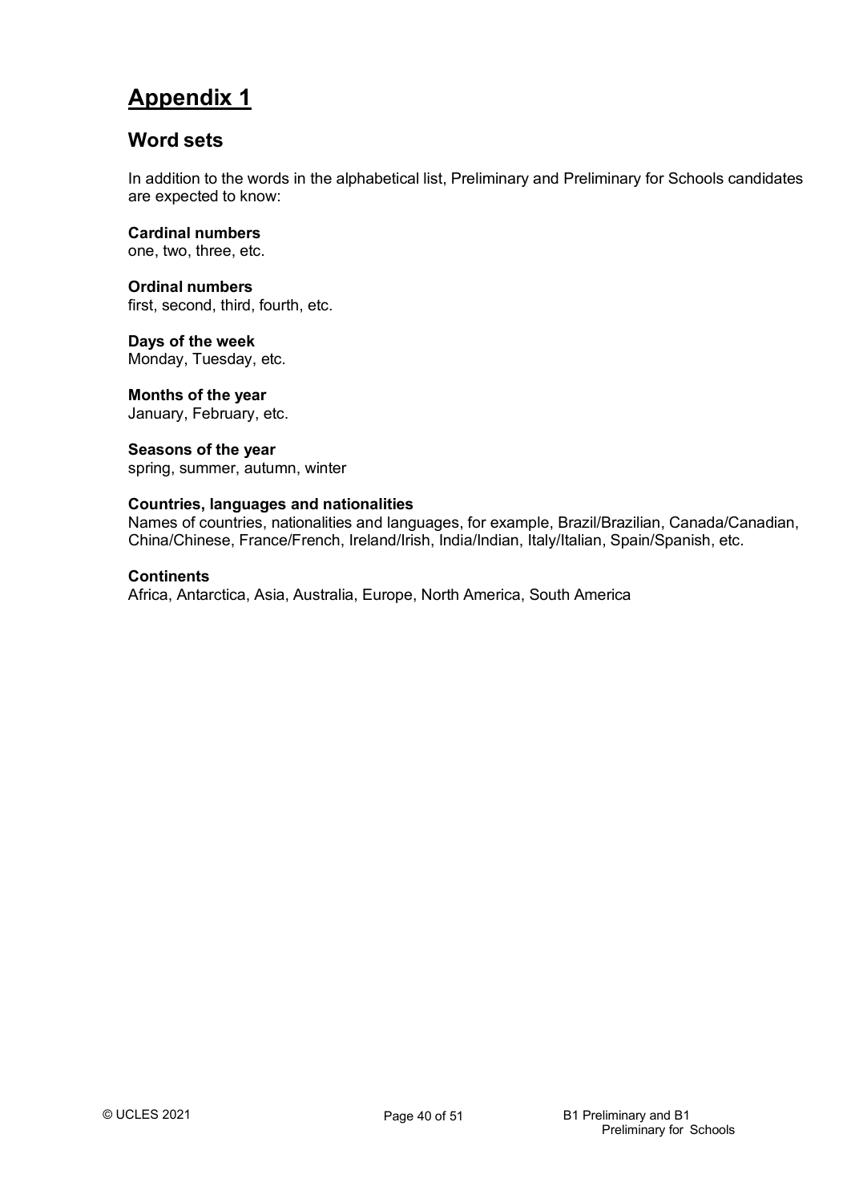# Appendix 1

## Word sets

In addition to the words in the alphabetical list, Preliminary and Preliminary for Schools candidates are expected to know:

**Cardinal numbers**
one, two, three, etc.

**Ordinal numbers**
first, second, third, fourth, etc.

**Days of the week**
Monday, Tuesday, etc.

**Months of the year**
January, February, etc.

**Seasons of the year**
spring, summer, autumn, winter

**Countries, languages and nationalities**
Names of countries, nationalities and languages, for example, Brazil/Brazilian, Canada/Canadian, China/Chinese, France/French, Ireland/Irish, India/Indian, Italy/Italian, Spain/Spanish, etc.

**Continents**
Africa, Antarctica, Asia, Australia, Europe, North America, South America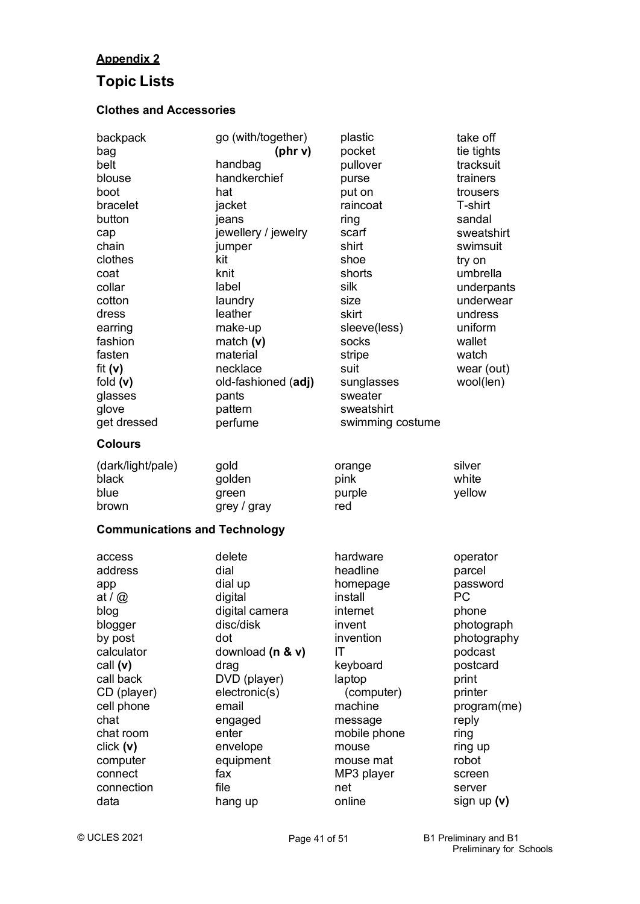**Appendix 2**

## Topic Lists

### Clothes and Accessories

backpack
bag
belt
blouse
boot
bracelet
button
cap
chain
clothes
coat
collar
cotton
dress
earring
fashion
fasten
fit **(v)**
fold **(v)**
glasses
glove
get dressed
go (with/together) **(phr v)**
handbag
handkerchief
hat
jacket
jeans
jewellery / jewelry
jumper
kit
knit
label
laundry
leather
make-up
match **(v)**
material
necklace
old-fashioned (**adj**)
pants
pattern
perfume
plastic
pocket
pullover
purse
put on
raincoat
ring
scarf
shirt
shoe
shorts
silk
size
skirt
sleeve(less)
socks
stripe
suit
sunglasses
sweater
sweatshirt
swimming costume
take off
tie tights
tracksuit
trainers
trousers
T-shirt
sandal
sweatshirt
swimsuit
try on
umbrella
underpants
underwear
undress
uniform
wallet
watch
wear (out)
wool(len)

### Colours

(dark/light/pale)
black
blue
brown
gold
golden
green
grey / gray
orange
pink
purple
red
silver
white
yellow

### Communications and Technology

access
address
app
at / @
blog
blogger
by post
calculator
call **(v)**
call back
CD (player)
cell phone
chat
chat room
click **(v)**
computer
connect
connection
data
delete
dial
dial up
digital
digital camera
disc/disk
dot
download **(n & v)**
drag
DVD (player)
electronic(s)
email
engaged
enter
envelope
equipment
fax
file
hang up
hardware
headline
homepage
install
internet
invent
invention
IT
keyboard
laptop (computer)
machine
message
mobile phone
mouse
mouse mat
MP3 player
net
online
operator
parcel
password
PC
phone
photograph
photography
podcast
postcard
print
printer
program(me)
reply
ring
ring up
robot
screen
server
sign up **(v)**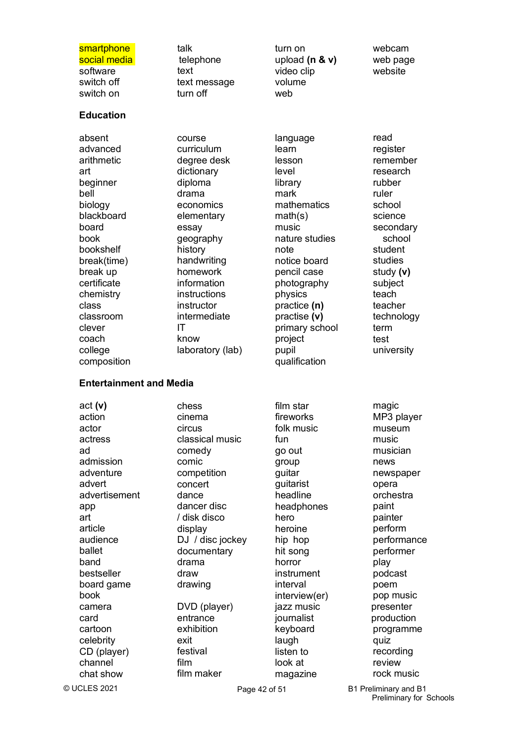smartphone
social media
software
switch off
switch on
talk
telephone
text
text message
turn off
turn on
upload **(n & v)**
video clip
volume
web
webcam
web page
website

## Education

absent
advanced
arithmetic
art
beginner
bell
biology
blackboard
board
book
bookshelf
break(time)
break up
certificate
chemistry
class
classroom
clever
coach
college
composition
course
curriculum
degree desk
dictionary
diploma
drama
economics
elementary
essay
geography
history
handwriting
homework
information
instructions
instructor
intermediate
IT
know
laboratory (lab)
language
learn
lesson
level
library
mark
mathematics
math(s)
music
nature studies
note
notice board
pencil case
photography
physics
practice **(n)**
practise **(v)**
primary school
project
pupil
qualification
read
register
remember
research
rubber
ruler
school
science
secondary school
student
studies
study **(v)**
subject
teach
teacher
technology
term
test
university

## Entertainment and Media

act **(v)**
action
actor
actress
ad
admission
adventure
advert
advertisement
app
art
article
audience
ballet
band
bestseller
board game
book
camera
card
cartoon
celebrity
CD (player)
channel
chat show
chess
cinema
circus
classical music
comedy
comic
competition
concert
dance
dancer disc / disk disco
display
DJ / disc jockey
documentary
drama
draw
drawing
DVD (player)
entrance
exhibition
exit
festival
film
film maker
film star
fireworks
folk music
fun
go out
group
guitar
guitarist
headline
headphones
hero
heroine
hip hop
hit song
horror
instrument
interval
interview(er)
jazz music
journalist
keyboard
laugh
listen to
look at
magazine
magic
MP3 player
museum
music
musician
news
newspaper
opera
orchestra
paint
painter
perform
performance
performer
play
podcast
poem
pop music
presenter
production
programme
quiz
recording
review
rock music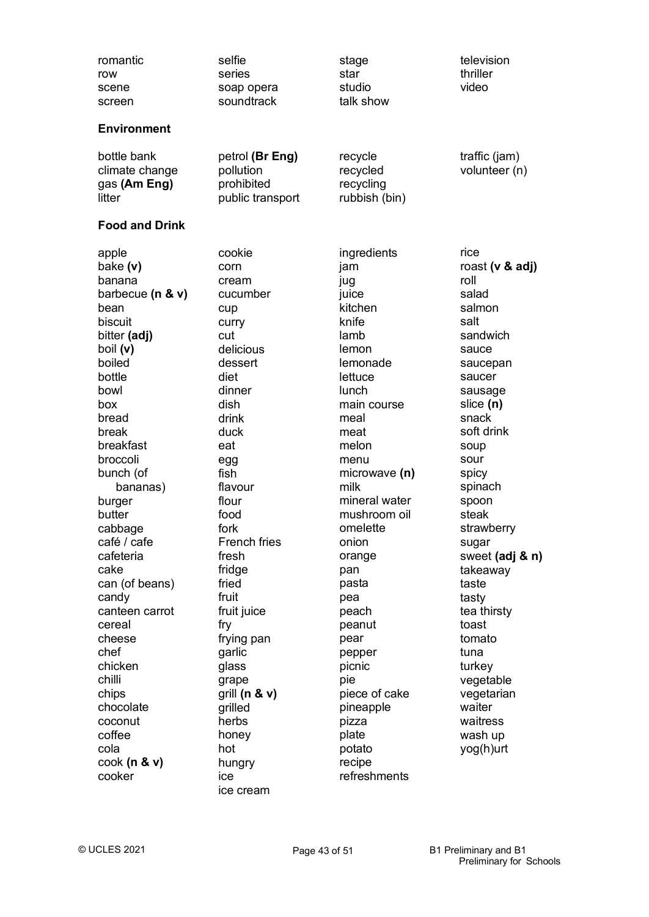romantic
row
scene
screen
selfie
series
soap opera
soundtrack
stage
star
studio
talk show
television
thriller
video

**Environment**

bottle bank
climate change
gas **(Am Eng)**
litter
petrol **(Br Eng)**
pollution
prohibited
public transport
recycle
recycled
recycling
rubbish (bin)
traffic (jam)
volunteer (n)

**Food and Drink**

apple
bake **(v)**
banana
barbecue **(n & v)**
bean
biscuit
bitter **(adj)**
boil **(v)**
boiled
bottle
bowl
box
bread
break
breakfast
broccoli
bunch (of bananas)
burger
butter
cabbage
café / cafe
cafeteria
cake
can (of beans)
candy
canteen carrot
cereal
cheese
chef
chicken
chilli
chips
chocolate
coconut
coffee
cola
cook **(n & v)**
cooker
cookie
corn
cream
cucumber
cup
curry
cut
delicious
dessert
diet
dinner
dish
drink
duck
eat
egg
fish
flavour
flour
food
fork
French fries
fresh
fridge
fried
fruit
fruit juice
fry
frying pan
garlic
glass
grape
grill **(n & v)**
grilled
herbs
honey
hot
hungry
ice
ice cream
ingredients
jam
jug
juice
kitchen
knife
lamb
lemon
lemonade
lettuce
lunch
main course
meal
meat
melon
menu
microwave **(n)**
milk
mineral water
mushroom oil
omelette
onion
orange
pan
pasta
pea
peach
peanut
pear
pepper
picnic
pie
piece of cake
pineapple
pizza
plate
potato
recipe
refreshments
rice
roast **(v & adj)**
roll
salad
salmon
salt
sandwich
sauce
saucepan
saucer
sausage
slice **(n)**
snack
soft drink
soup
sour
spicy
spinach
spoon
steak
strawberry
sugar
sweet **(adj & n)**
takeaway
taste
tasty
tea thirsty
toast
tomato
tuna
turkey
vegetable
vegetarian
waiter
waitress
wash up
yog(h)urt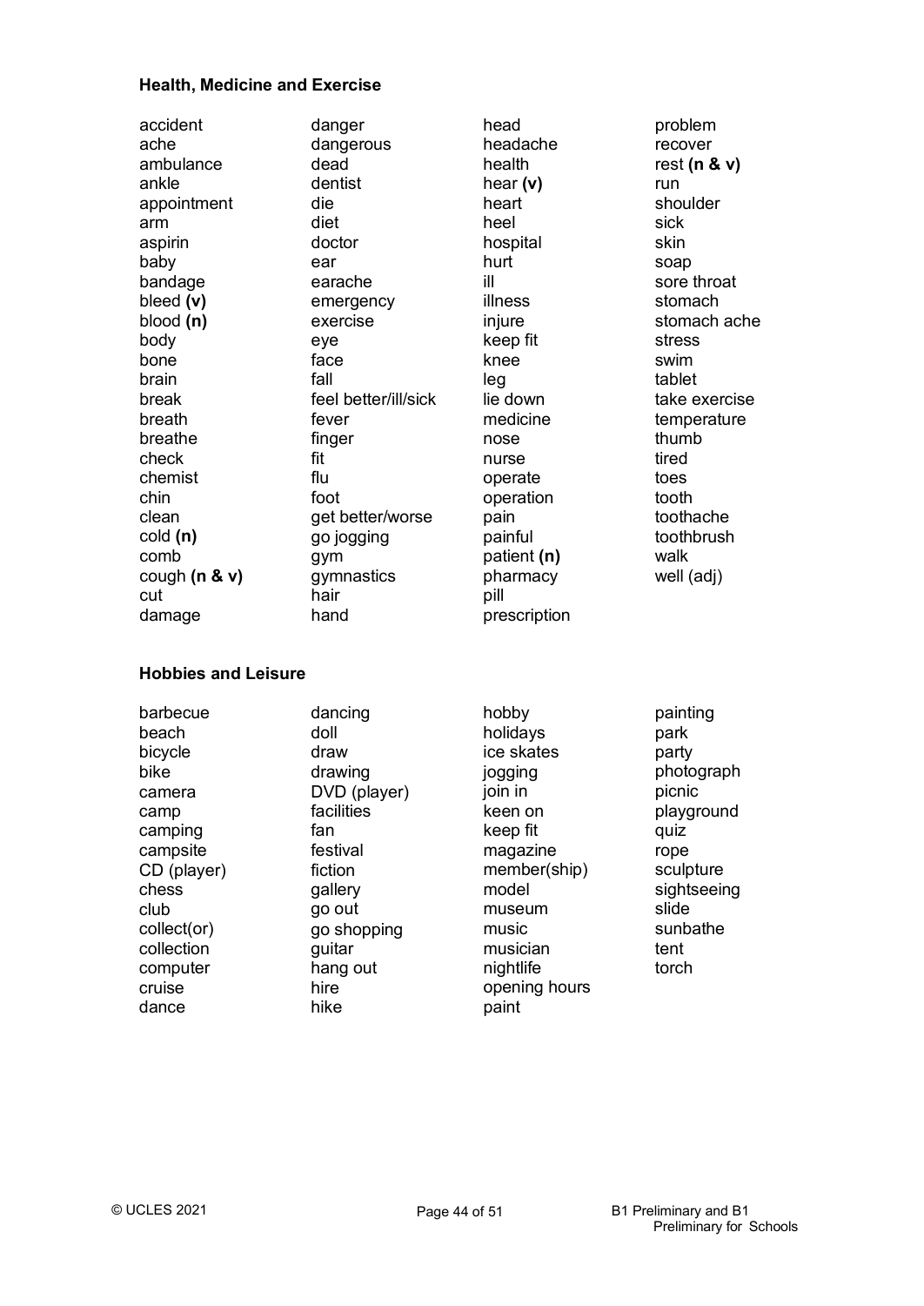### Health, Medicine and Exercise

accident
ache
ambulance
ankle
appointment
arm
aspirin
baby
bandage
bleed **(v)**
blood **(n)**
body
bone
brain
break
breath
breathe
check
chemist
chin
clean
cold **(n)**
comb
cough **(n & v)**
cut
damage
danger
dangerous
dead
dentist
die
diet
doctor
ear
earache
emergency
exercise
eye
face
fall
feel better/ill/sick
fever
finger
fit
flu
foot
get better/worse
go jogging
gym
gymnastics
hair
hand
head
headache
health
hear **(v)**
heart
heel
hospital
hurt
ill
illness
injure
keep fit
knee
leg
lie down
medicine
nose
nurse
operate
operation
pain
painful
patient **(n)**
pharmacy
pill
prescription
problem
recover
rest **(n & v)**
run
shoulder
sick
skin
soap
sore throat
stomach
stomach ache
stress
swim
tablet
take exercise
temperature
thumb
tired
toes
tooth
toothache
toothbrush
walk
well (adj)

### Hobbies and Leisure

barbecue
beach
bicycle
bike
camera
camp
camping
campsite
CD (player)
chess
club
collect(or)
collection
computer
cruise
dance
dancing
doll
draw
drawing
DVD (player)
facilities
fan
festival
fiction
gallery
go out
go shopping
guitar
hang out
hire
hike
hobby
holidays
ice skates
jogging
join in
keen on
keep fit
magazine
member(ship)
model
museum
music
musician
nightlife
opening hours
paint
painting
park
party
photograph
picnic
playground
quiz
rope
sculpture
sightseeing
slide
sunbathe
tent
torch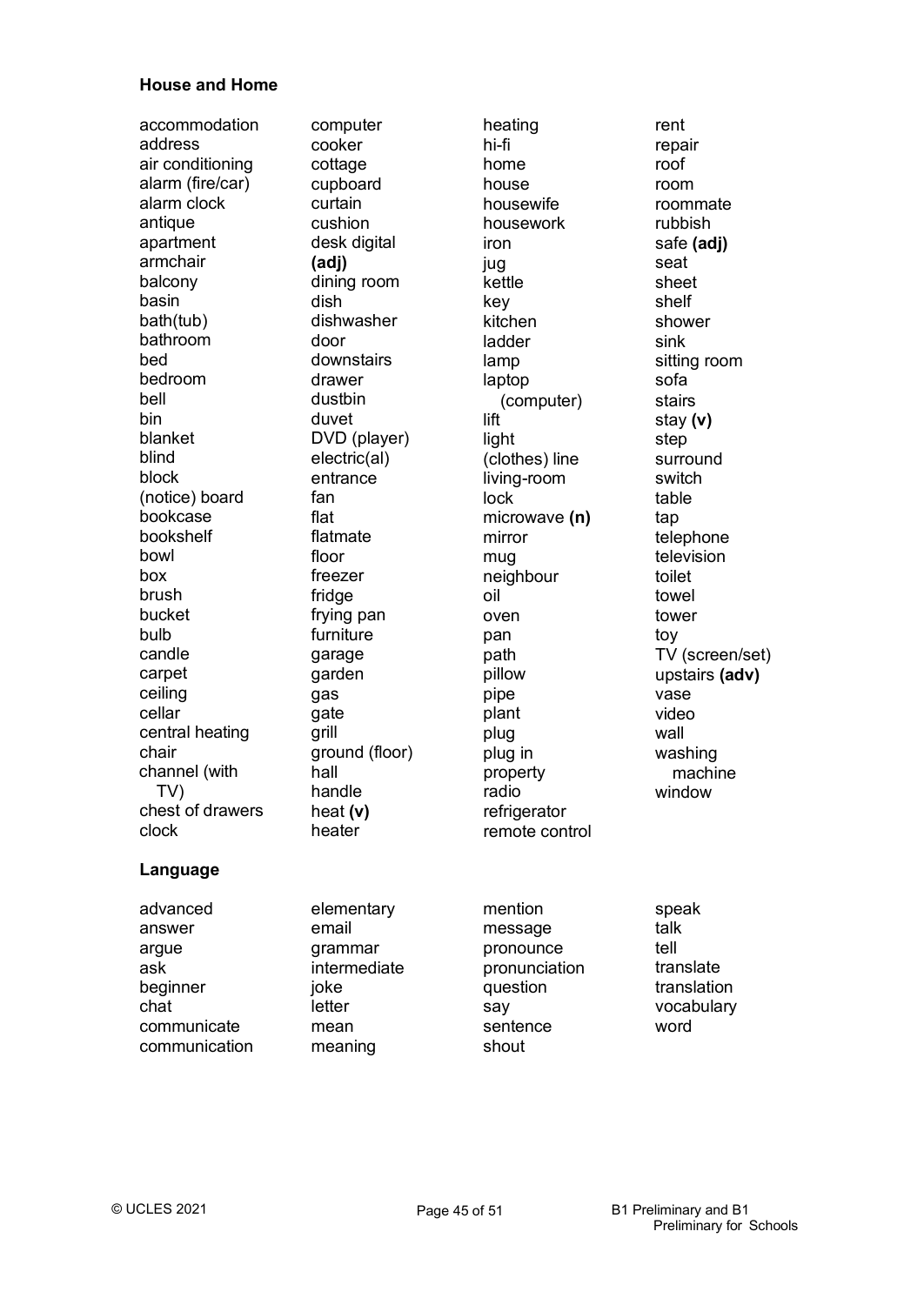**House and Home**

accommodation
address
air conditioning
alarm (fire/car)
alarm clock
antique
apartment
armchair
balcony
basin
bath(tub)
bathroom
bed
bedroom
bell
bin
blanket
blind
block
(notice) board
bookcase
bookshelf
bowl
box
brush
bucket
bulb
candle
carpet
ceiling
cellar
central heating
chair
channel (with TV)
chest of drawers
clock
computer
cooker
cottage
cupboard
curtain
cushion
desk digital **(adj)**
dining room
dish
dishwasher
door
downstairs
drawer
dustbin
duvet
DVD (player)
electric(al)
entrance
fan
flat
flatmate
floor
freezer
fridge
frying pan
furniture
garage
garden
gas
gate
grill
ground (floor)
hall
handle
heat **(v)**
heater
heating
hi-fi
home
house
housewife
housework
iron
jug
kettle
key
kitchen
ladder
lamp
laptop (computer)
lift
light
(clothes) line
living-room
lock
microwave **(n)**
mirror
mug
neighbour
oil
oven
pan
path
pillow
pipe
plant
plug
plug in
property
radio
refrigerator
remote control
rent
repair
roof
room
roommate
rubbish
safe **(adj)**
seat
sheet
shelf
shower
sink
sitting room
sofa
stairs
stay **(v)**
step
surround
switch
table
tap
telephone
television
toilet
towel
tower
toy
TV (screen/set)
upstairs **(adv)**
vase
video
wall
washing machine
window

**Language**

advanced
answer
argue
ask
beginner
chat
communicate
communication
elementary
email
grammar
intermediate
joke
letter
mean
meaning
mention
message
pronounce
pronunciation
question
say
sentence
shout
speak
talk
tell
translate
translation
vocabulary
word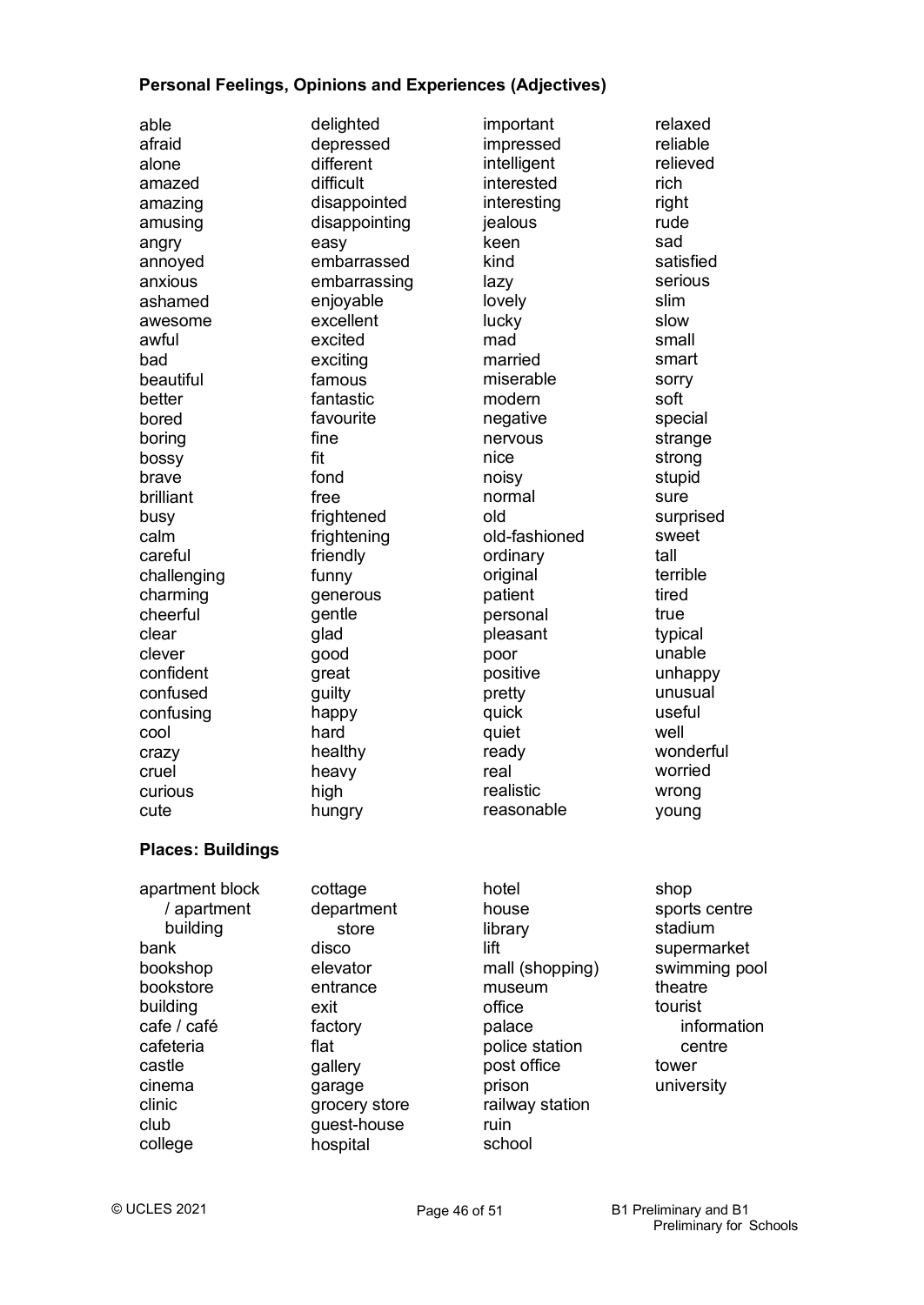**Personal Feelings, Opinions and Experiences (Adjectives)**

able
afraid
alone
amazed
amazing
amusing
angry
annoyed
anxious
ashamed
awesome
awful
bad
beautiful
better
bored
boring
bossy
brave
brilliant
busy
calm
careful
challenging
charming
cheerful
clear
clever
confident
confused
confusing
cool
crazy
cruel
curious
cute
delighted
depressed
different
difficult
disappointed
disappointing
easy
embarrassed
embarrassing
enjoyable
excellent
excited
exciting
famous
fantastic
favourite
fine
fit
fond
free
frightened
frightening
friendly
funny
generous
gentle
glad
good
great
guilty
happy
hard
healthy
heavy
high
hungry
important
impressed
intelligent
interested
interesting
jealous
keen
kind
lazy
lovely
lucky
mad
married
miserable
modern
negative
nervous
nice
noisy
normal
old
old-fashioned
ordinary
original
patient
personal
pleasant
poor
positive
pretty
quick
quiet
ready
real
realistic
reasonable
relaxed
reliable
relieved
rich
right
rude
sad
satisfied
serious
slim
slow
small
smart
sorry
soft
special
strange
strong
stupid
sure
surprised
sweet
tall
terrible
tired
true
typical
unable
unhappy
unusual
useful
well
wonderful
worried
wrong
young

**Places: Buildings**

apartment block / apartment building
bank
bookshop
bookstore
building
cafe / café
cafeteria
castle
cinema
clinic
club
college
cottage
department store
disco
elevator
entrance
exit
factory
flat
gallery
garage
grocery store
guest-house
hospital
hotel
house
library
lift
mall (shopping)
museum
office
palace
police station
post office
prison
railway station
ruin
school
shop
sports centre
stadium
supermarket
swimming pool
theatre
tourist information centre
tower
university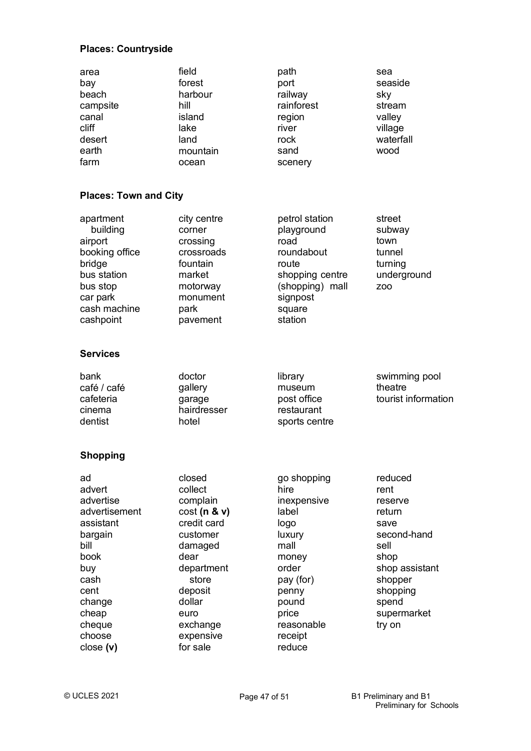### Places: Countryside

area
bay
beach
campsite
canal
cliff
desert
earth
farm
field
forest
harbour
hill
island
lake
land
mountain
ocean
path
port
railway
rainforest
region
river
rock
sand
scenery
sea
seaside
sky
stream
valley
village
waterfall
wood

### Places: Town and City

apartment building
airport
booking office
bridge
bus station
bus stop
car park
cash machine
cashpoint
city centre
corner
crossing
crossroads
fountain
market
motorway
monument
park
pavement
petrol station
playground
road
roundabout
route
shopping centre
(shopping) mall
signpost
square
station
street
subway
town
tunnel
turning
underground
zoo

### Services

bank
café / café
cafeteria
cinema
dentist
doctor
gallery
garage
hairdresser
hotel
library
museum
post office
restaurant
sports centre
swimming pool
theatre
tourist information

### Shopping

ad
advert
advertise
advertisement
assistant
bargain
bill
book
buy
cash
cent
change
cheap
cheque
choose
close **(v)**
closed
collect
complain
cost **(n & v)**
credit card
customer
damaged
dear
department store
deposit
dollar
euro
exchange
expensive
for sale
go shopping
hire
inexpensive
label
logo
luxury
mall
money
order
pay (for)
penny
pound
price
reasonable
receipt
reduce
reduced
rent
reserve
return
save
second-hand
sell
shop
shop assistant
shopper
shopping
spend
supermarket
try on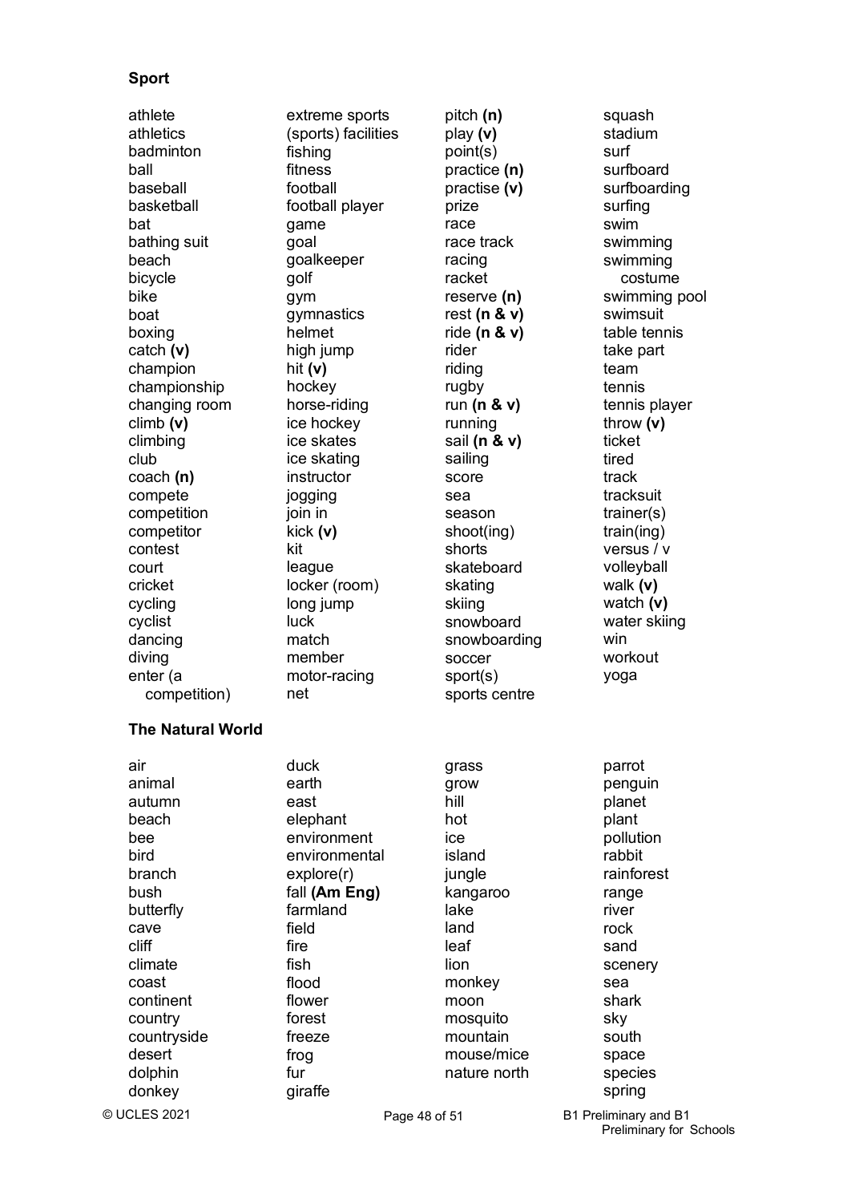**Sport**

athlete
athletics
badminton
ball
baseball
basketball
bat
bathing suit
beach
bicycle
bike
boat
boxing
catch **(v)**
champion
championship
changing room
climb **(v)**
climbing
club
coach **(n)**
compete
competition
competitor
contest
court
cricket
cycling
cyclist
dancing
diving
enter (a competition)
extreme sports
(sports) facilities
fishing
fitness
football
football player
game
goal
goalkeeper
golf
gym
gymnastics
helmet
high jump
hit **(v)**
hockey
horse-riding
ice hockey
ice skates
ice skating
instructor
jogging
join in
kick **(v)**
kit
league
locker (room)
long jump
luck
match
member
motor-racing
net
pitch **(n)**
play **(v)**
point(s)
practice **(n)**
practise **(v)**
prize
race
race track
racing
racket
reserve **(n)**
rest **(n & v)**
ride **(n & v)**
rider
riding
rugby
run **(n & v)**
running
sail **(n & v)**
sailing
score
sea
season
shoot(ing)
shorts
skateboard
skating
skiing
snowboard
snowboarding
soccer
sport(s)
sports centre
squash
stadium
surf
surfboard
surfboarding
surfing
swim
swimming
swimming costume
swimming pool
swimsuit
table tennis
take part
team
tennis
tennis player
throw **(v)**
ticket
tired
track
tracksuit
trainer(s)
train(ing)
versus / v
volleyball
walk **(v)**
watch **(v)**
water skiing
win
workout
yoga

**The Natural World**

air
animal
autumn
beach
bee
bird
branch
bush
butterfly
cave
cliff
climate
coast
continent
country
countryside
desert
dolphin
donkey
duck
earth
east
elephant
environment
environmental
explore(r)
fall **(Am Eng)**
farmland
field
fire
fish
flood
flower
forest
freeze
frog
fur
giraffe
grass
grow
hill
hot
ice
island
jungle
kangaroo
lake
land
leaf
lion
monkey
moon
mosquito
mountain
mouse/mice
nature north
parrot
penguin
planet
plant
pollution
rabbit
rainforest
range
river
rock
sand
scenery
sea
shark
sky
south
space
species
spring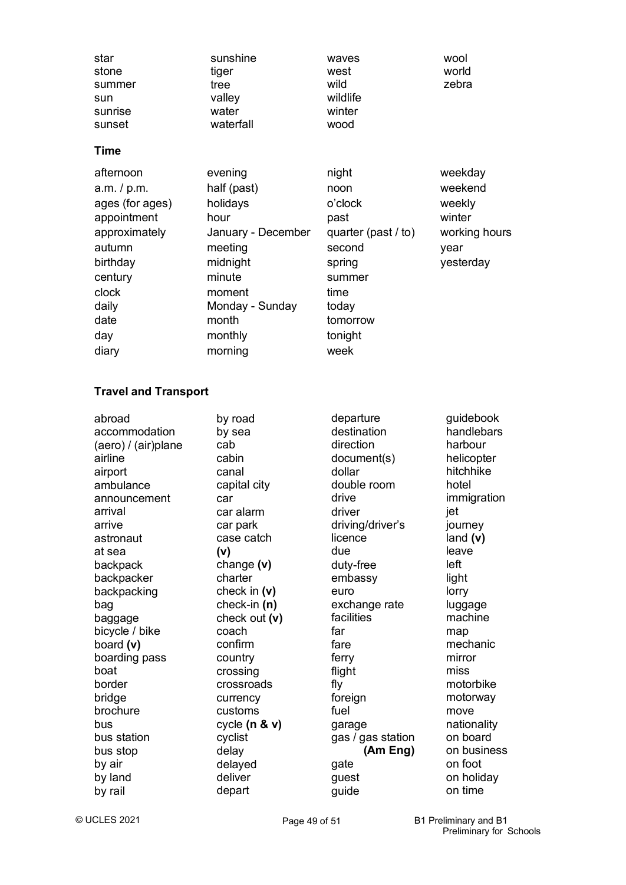star
stone
summer
sun
sunrise
sunset
sunshine
tiger
tree
valley
water
waterfall
waves
west
wild
wildlife
winter
wood
wool
world
zebra

### Time

afternoon
a.m. / p.m.
ages (for ages)
appointment
approximately
autumn
birthday
century
clock
daily
date
day
diary
evening
half (past)
holidays
hour
January - December
meeting
midnight
minute
moment
Monday - Sunday
month
monthly
morning
night
noon
o'clock
past
quarter (past / to)
second
spring
summer
time
today
tomorrow
tonight
week
weekday
weekend
weekly
winter
working hours
year
yesterday

### Travel and Transport

abroad
accommodation
(aero) / (air)plane
airline
airport
ambulance
announcement
arrival
arrive
astronaut
at sea
backpack
backpacker
backpacking
bag
baggage
bicycle / bike
board **(v)**
boarding pass
boat
border
bridge
brochure
bus
bus station
bus stop
by air
by land
by rail
by road
by sea
cab
cabin
canal
capital city
car
car alarm
car park
case catch **(v)**
change **(v)**
charter
check in **(v)**
check-in **(n)**
check out **(v)**
coach
confirm
country
crossing
crossroads
currency
customs
cycle **(n & v)**
cyclist
delay
delayed
deliver
depart
departure
destination
direction
document(s)
dollar
double room
drive
driver
driving/driver's licence
due
duty-free
embassy
euro
exchange rate
facilities
far
fare
ferry
flight
fly
foreign
fuel
garage
gas / gas station **(Am Eng)**
gate
guest
guide
guidebook
handlebars
harbour
helicopter
hitchhike
hotel
immigration
jet
journey
land **(v)**
leave
left
light
lorry
luggage
machine
map
mechanic
mirror
miss
motorbike
motorway
move
nationality
on board
on business
on foot
on holiday
on time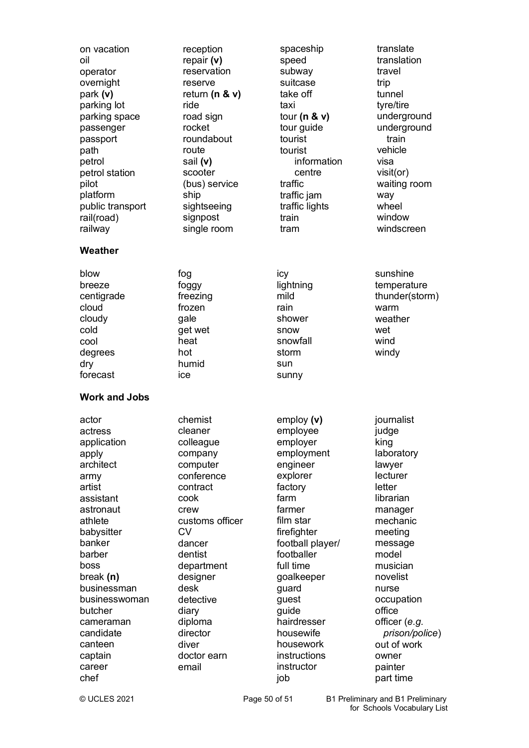on vacation
oil
operator
overnight
park **(v)**
parking lot
parking space
passenger
passport
path
petrol
petrol station
pilot
platform
public transport
rail(road)
railway
reception
repair **(v)**
reservation
reserve
return **(n & v)**
ride
road sign
rocket
roundabout
route
sail **(v)**
scooter
(bus) service
ship
sightseeing
signpost
single room
spaceship
speed
subway
suitcase
take off
taxi
tour **(n & v)**
tour guide
tourist
tourist information centre
traffic
traffic jam
traffic lights
train
tram
translate
translation
travel
trip
tunnel
tyre/tire
underground
underground train
vehicle
visa
visit(or)
waiting room
way
wheel
window
windscreen

**Weather**

blow
breeze
centigrade
cloud
cloudy
cold
cool
degrees
dry
forecast
fog
foggy
freezing
frozen
gale
get wet
heat
hot
humid
ice
icy
lightning
mild
rain
shower
snow
snowfall
storm
sun
sunny
sunshine
temperature
thunder(storm)
warm
weather
wet
wind
windy

**Work and Jobs**

actor
actress
application
apply
architect
army
artist
assistant
astronaut
athlete
babysitter
banker
barber
boss
break **(n)**
businessman
businesswoman
butcher
cameraman
candidate
canteen
captain
career
chef
chemist
cleaner
colleague
company
computer
conference
contract
cook
crew
customs officer
CV
dancer
dentist
department
designer
desk
detective
diary
diploma
director
diver
doctor earn
email
employ **(v)**
employee
employer
employment
engineer
explorer
factory
farm
farmer
film star
firefighter
football player/ footballer
full time
goalkeeper
guard
guest
guide
hairdresser
housewife
housework
instructions
instructor
job
journalist
judge
king
laboratory
lawyer
lecturer
letter
librarian
manager
mechanic
meeting
message
model
musician
novelist
nurse
occupation
office
officer (*e.g. prison/police*)
out of work
owner
painter
part time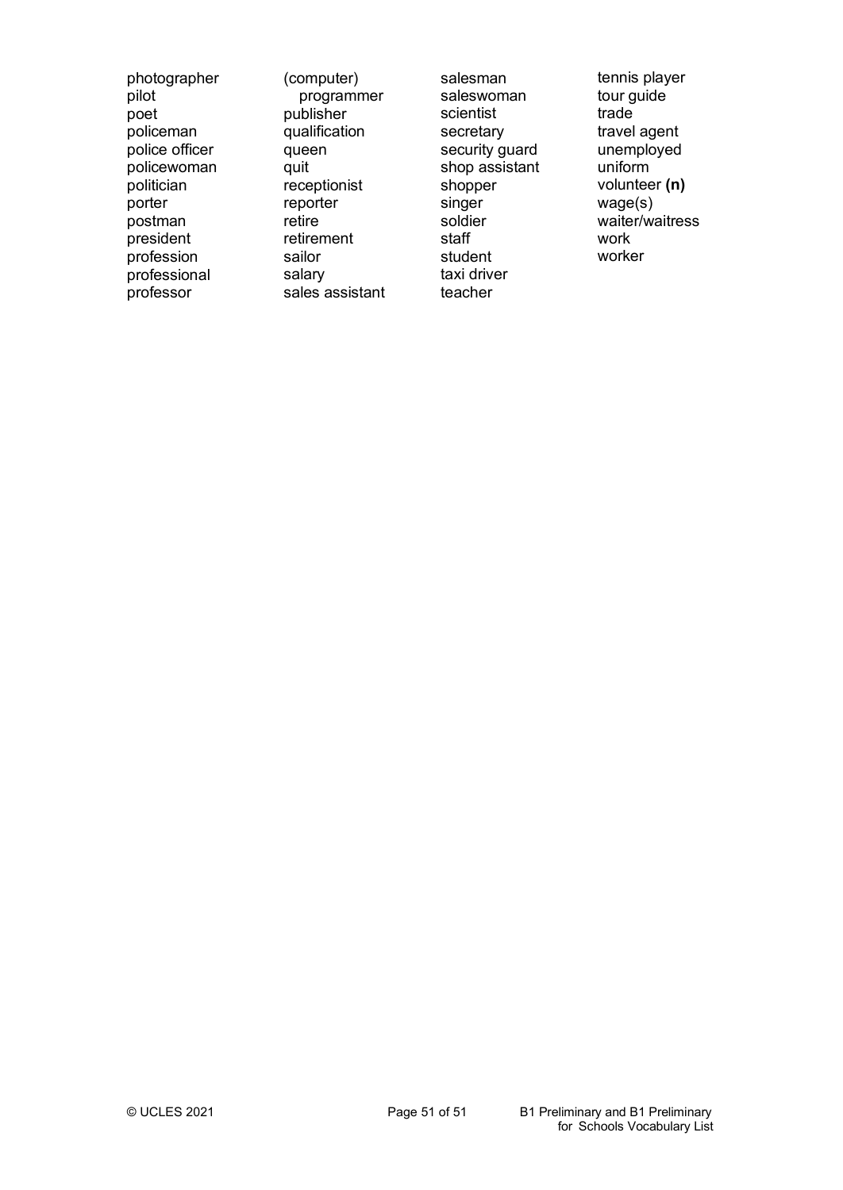photographer
pilot
poet
policeman
police officer
policewoman
politician
porter
postman
president
profession
professional
professor
(computer) programmer
publisher
qualification
queen
quit
receptionist
reporter
retire
retirement
sailor
salary
sales assistant
salesman
saleswoman
scientist
secretary
security guard
shop assistant
shopper
singer
soldier
staff
student
taxi driver
teacher
tennis player
tour guide
trade
travel agent
unemployed
uniform
volunteer **(n)**
wage(s)
waiter/waitress
work
worker